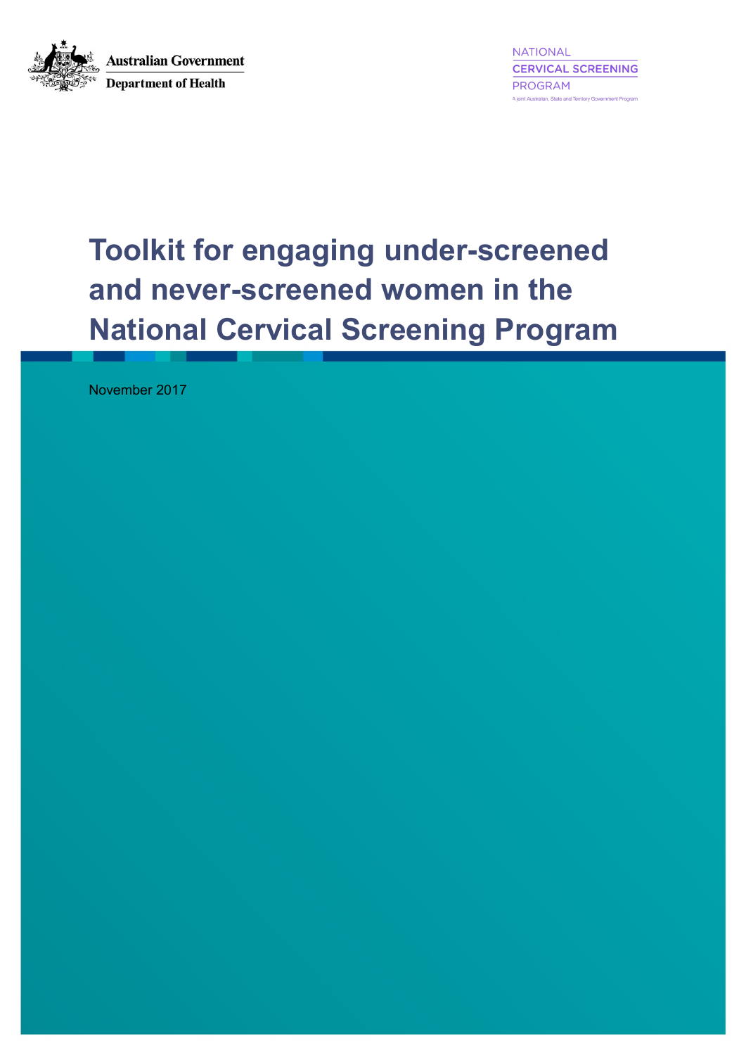Australian Government

Department of Health

NATIONAL

CERVICAL SCREENING

PROGRAM

A joint Australian, State and Territory Government Program

# Toolkit for engaging under-screened and never-screened women in the National Cervical Screening Program

November 2017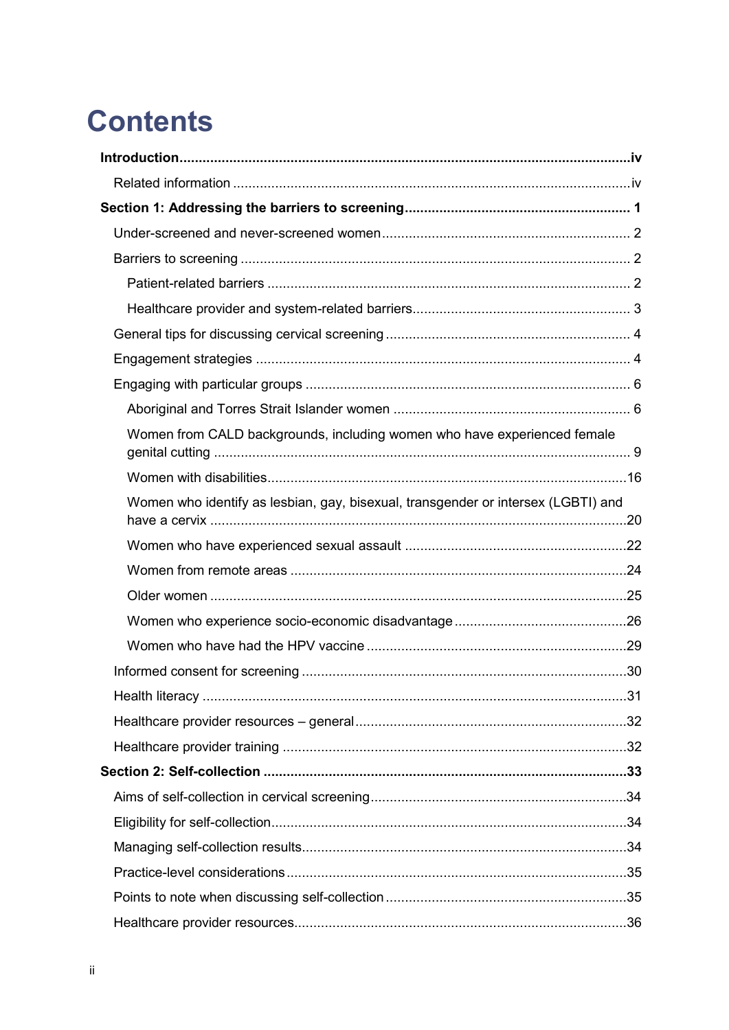# Contents

**Introduction** ... iv

- Related information ... iv

**Section 1: Addressing the barriers to screening** ... 1

- Under-screened and never-screened women ... 2
- Barriers to screening ... 2
  - Patient-related barriers ... 2
  - Healthcare provider and system-related barriers ... 3
- General tips for discussing cervical screening ... 4
- Engagement strategies ... 4
- Engaging with particular groups ... 6
  - Aboriginal and Torres Strait Islander women ... 6
  - Women from CALD backgrounds, including women who have experienced female genital cutting ... 9
  - Women with disabilities ... 16
  - Women who identify as lesbian, gay, bisexual, transgender or intersex (LGBTI) and have a cervix ... 20
  - Women who have experienced sexual assault ... 22
  - Women from remote areas ... 24
  - Older women ... 25
  - Women who experience socio-economic disadvantage ... 26
  - Women who have had the HPV vaccine ... 29
- Informed consent for screening ... 30
- Health literacy ... 31
- Healthcare provider resources – general ... 32
- Healthcare provider training ... 32

**Section 2: Self-collection** ... 33

- Aims of self-collection in cervical screening ... 34
- Eligibility for self-collection ... 34
- Managing self-collection results ... 34
- Practice-level considerations ... 35
- Points to note when discussing self-collection ... 35
- Healthcare provider resources ... 36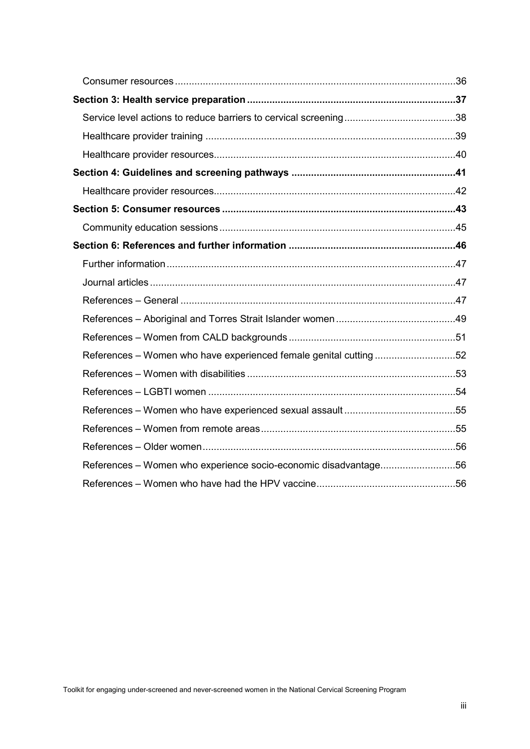Consumer resources 36

**Section 3: Health service preparation 37**

Service level actions to reduce barriers to cervical screening 38

Healthcare provider training 39

Healthcare provider resources 40

**Section 4: Guidelines and screening pathways 41**

Healthcare provider resources 42

**Section 5: Consumer resources 43**

Community education sessions 45

**Section 6: References and further information 46**

Further information 47

Journal articles 47

References – General 47

References – Aboriginal and Torres Strait Islander women 49

References – Women from CALD backgrounds 51

References – Women who have experienced female genital cutting 52

References – Women with disabilities 53

References – LGBTI women 54

References – Women who have experienced sexual assault 55

References – Women from remote areas 55

References – Older women 56

References – Women who experience socio-economic disadvantage 56

References – Women who have had the HPV vaccine 56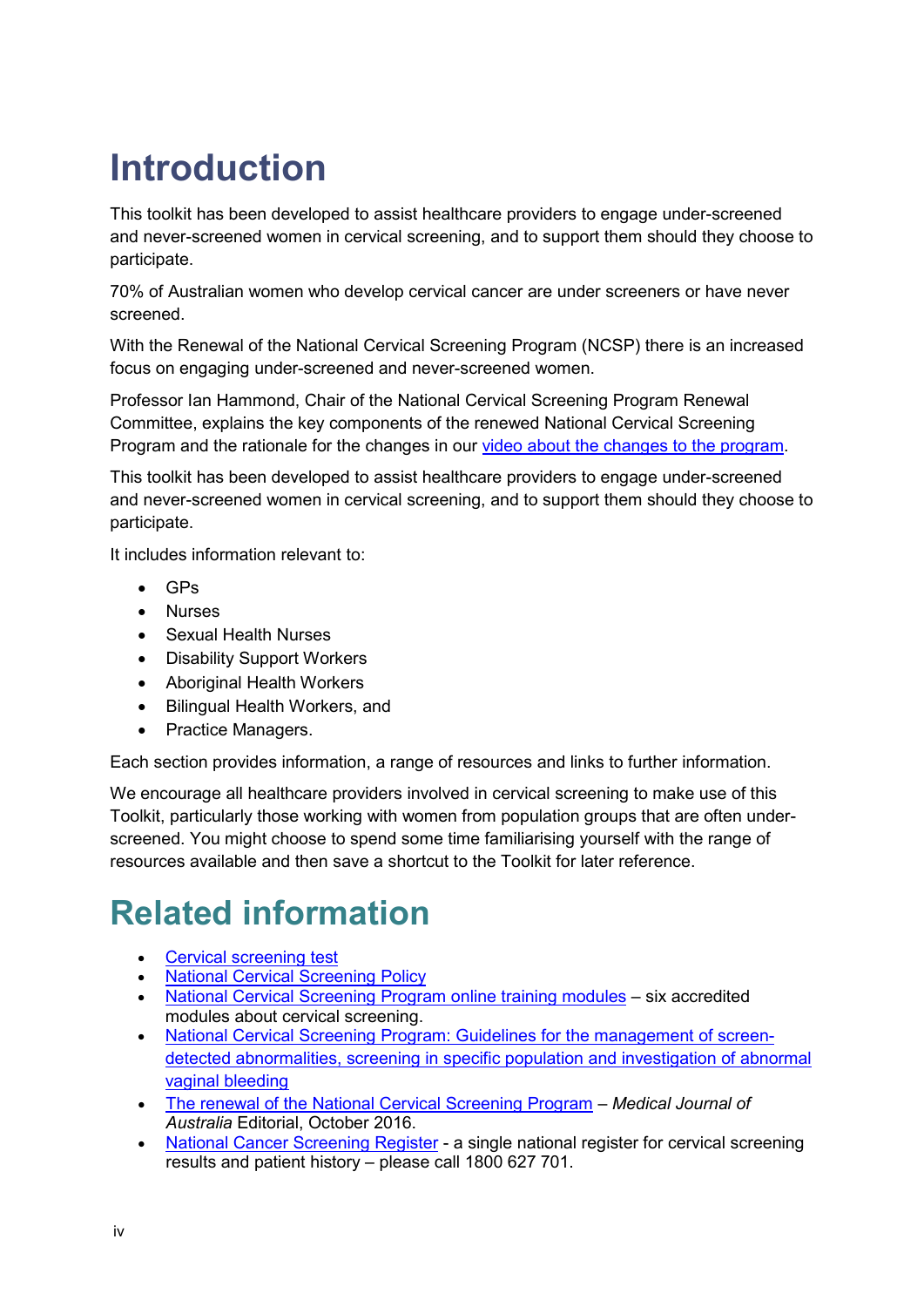# Introduction

This toolkit has been developed to assist healthcare providers to engage under-screened and never-screened women in cervical screening, and to support them should they choose to participate.

70% of Australian women who develop cervical cancer are under screeners or have never screened.

With the Renewal of the National Cervical Screening Program (NCSP) there is an increased focus on engaging under-screened and never-screened women.

Professor Ian Hammond, Chair of the National Cervical Screening Program Renewal Committee, explains the key components of the renewed National Cervical Screening Program and the rationale for the changes in our video about the changes to the program.

This toolkit has been developed to assist healthcare providers to engage under-screened and never-screened women in cervical screening, and to support them should they choose to participate.

It includes information relevant to:

- GPs
- Nurses
- Sexual Health Nurses
- Disability Support Workers
- Aboriginal Health Workers
- Bilingual Health Workers, and
- Practice Managers.

Each section provides information, a range of resources and links to further information.

We encourage all healthcare providers involved in cervical screening to make use of this Toolkit, particularly those working with women from population groups that are often under-screened. You might choose to spend some time familiarising yourself with the range of resources available and then save a shortcut to the Toolkit for later reference.

# Related information

- Cervical screening test
- National Cervical Screening Policy
- National Cervical Screening Program online training modules – six accredited modules about cervical screening.
- National Cervical Screening Program: Guidelines for the management of screen-detected abnormalities, screening in specific population and investigation of abnormal vaginal bleeding
- The renewal of the National Cervical Screening Program – *Medical Journal of Australia* Editorial, October 2016.
- National Cancer Screening Register - a single national register for cervical screening results and patient history – please call 1800 627 701.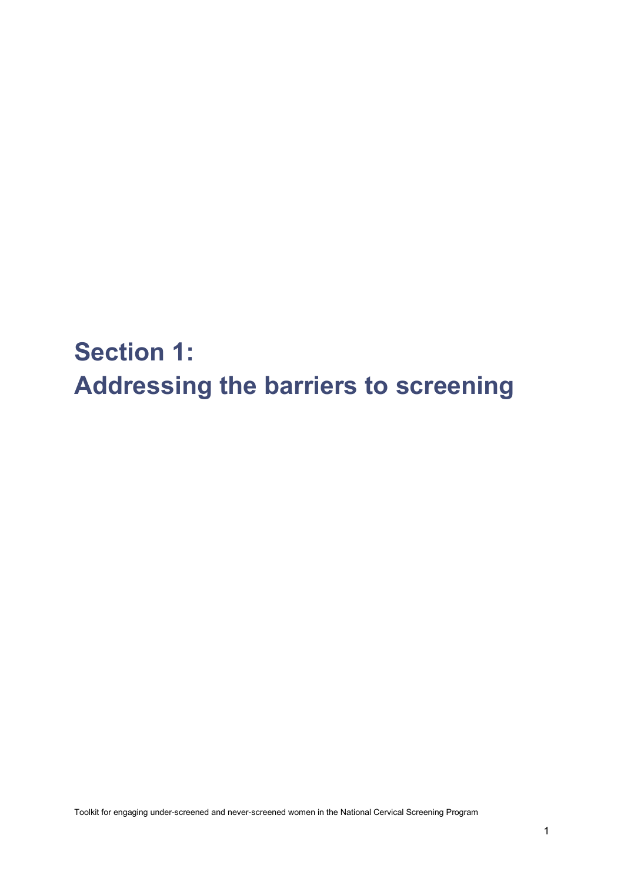# Section 1: Addressing the barriers to screening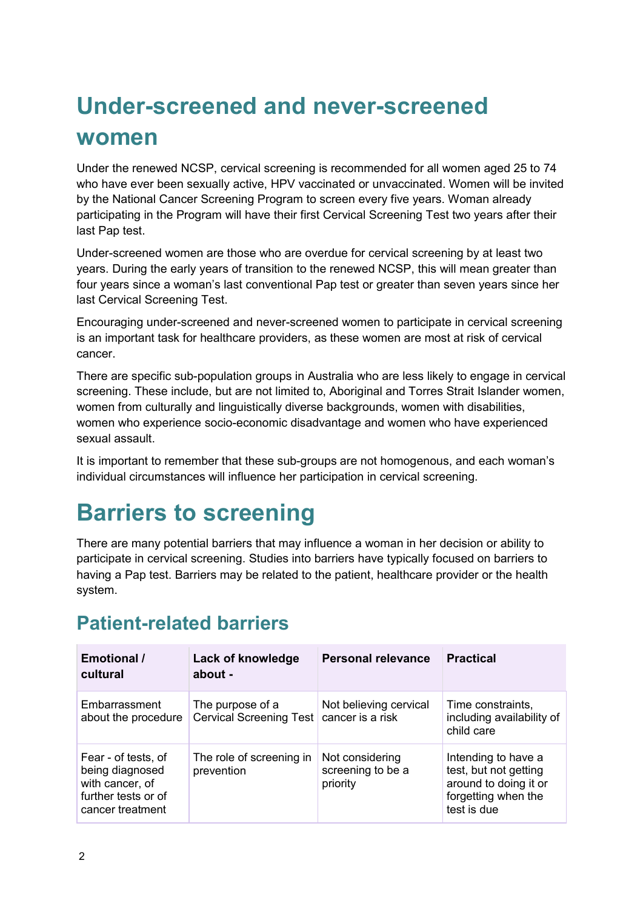# Under-screened and never-screened women

Under the renewed NCSP, cervical screening is recommended for all women aged 25 to 74 who have ever been sexually active, HPV vaccinated or unvaccinated. Women will be invited by the National Cancer Screening Program to screen every five years. Woman already participating in the Program will have their first Cervical Screening Test two years after their last Pap test.

Under-screened women are those who are overdue for cervical screening by at least two years. During the early years of transition to the renewed NCSP, this will mean greater than four years since a woman's last conventional Pap test or greater than seven years since her last Cervical Screening Test.

Encouraging under-screened and never-screened women to participate in cervical screening is an important task for healthcare providers, as these women are most at risk of cervical cancer.

There are specific sub-population groups in Australia who are less likely to engage in cervical screening. These include, but are not limited to, Aboriginal and Torres Strait Islander women, women from culturally and linguistically diverse backgrounds, women with disabilities, women who experience socio-economic disadvantage and women who have experienced sexual assault.

It is important to remember that these sub-groups are not homogenous, and each woman's individual circumstances will influence her participation in cervical screening.

# Barriers to screening

There are many potential barriers that may influence a woman in her decision or ability to participate in cervical screening. Studies into barriers have typically focused on barriers to having a Pap test. Barriers may be related to the patient, healthcare provider or the health system.

## Patient-related barriers

| Emotional / cultural | Lack of knowledge about - | Personal relevance | Practical |
|---|---|---|---|
| Embarrassment about the procedure | The purpose of a Cervical Screening Test | Not believing cervical cancer is a risk | Time constraints, including availability of child care |
| Fear - of tests, of being diagnosed with cancer, of further tests or of cancer treatment | The role of screening in prevention | Not considering screening to be a priority | Intending to have a test, but not getting around to doing it or forgetting when the test is due |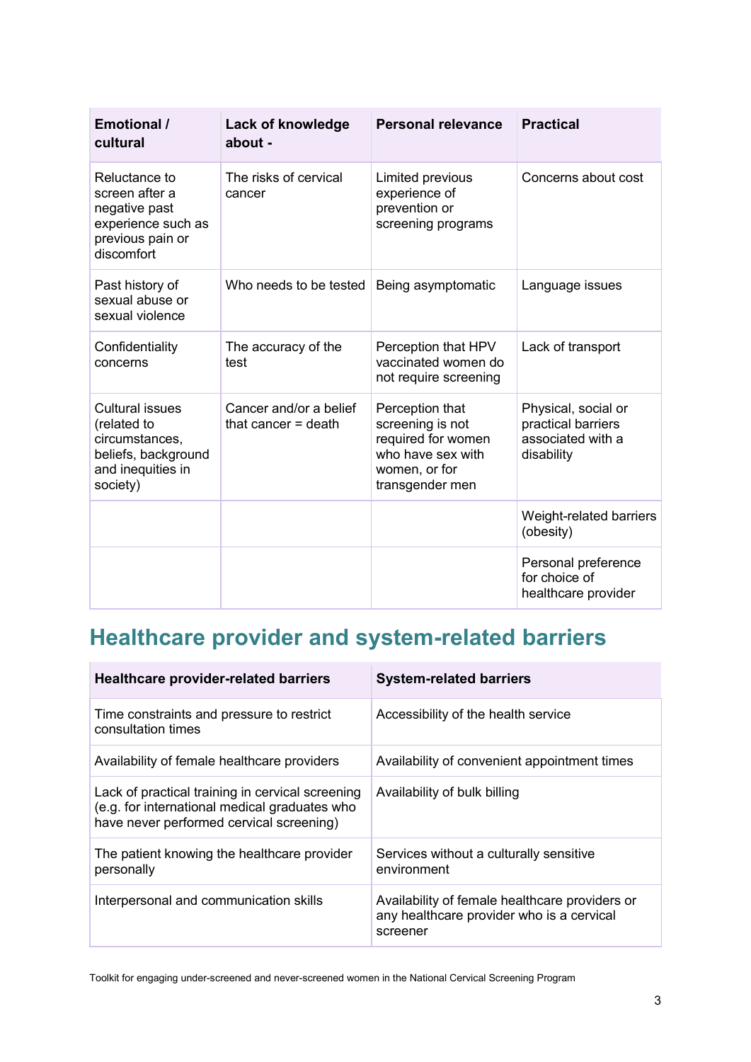| Emotional / cultural | Lack of knowledge about - | Personal relevance | Practical |
|---|---|---|---|
| Reluctance to screen after a negative past experience such as previous pain or discomfort | The risks of cervical cancer | Limited previous experience of prevention or screening programs | Concerns about cost |
| Past history of sexual abuse or sexual violence | Who needs to be tested | Being asymptomatic | Language issues |
| Confidentiality concerns | The accuracy of the test | Perception that HPV vaccinated women do not require screening | Lack of transport |
| Cultural issues (related to circumstances, beliefs, background and inequities in society) | Cancer and/or a belief that cancer = death | Perception that screening is not required for women who have sex with women, or for transgender men | Physical, social or practical barriers associated with a disability |
| | | | Weight-related barriers (obesity) |
| | | | Personal preference for choice of healthcare provider |

## Healthcare provider and system-related barriers

| Healthcare provider-related barriers | System-related barriers |
|---|---|
| Time constraints and pressure to restrict consultation times | Accessibility of the health service |
| Availability of female healthcare providers | Availability of convenient appointment times |
| Lack of practical training in cervical screening (e.g. for international medical graduates who have never performed cervical screening) | Availability of bulk billing |
| The patient knowing the healthcare provider personally | Services without a culturally sensitive environment |
| Interpersonal and communication skills | Availability of female healthcare providers or any healthcare provider who is a cervical screener |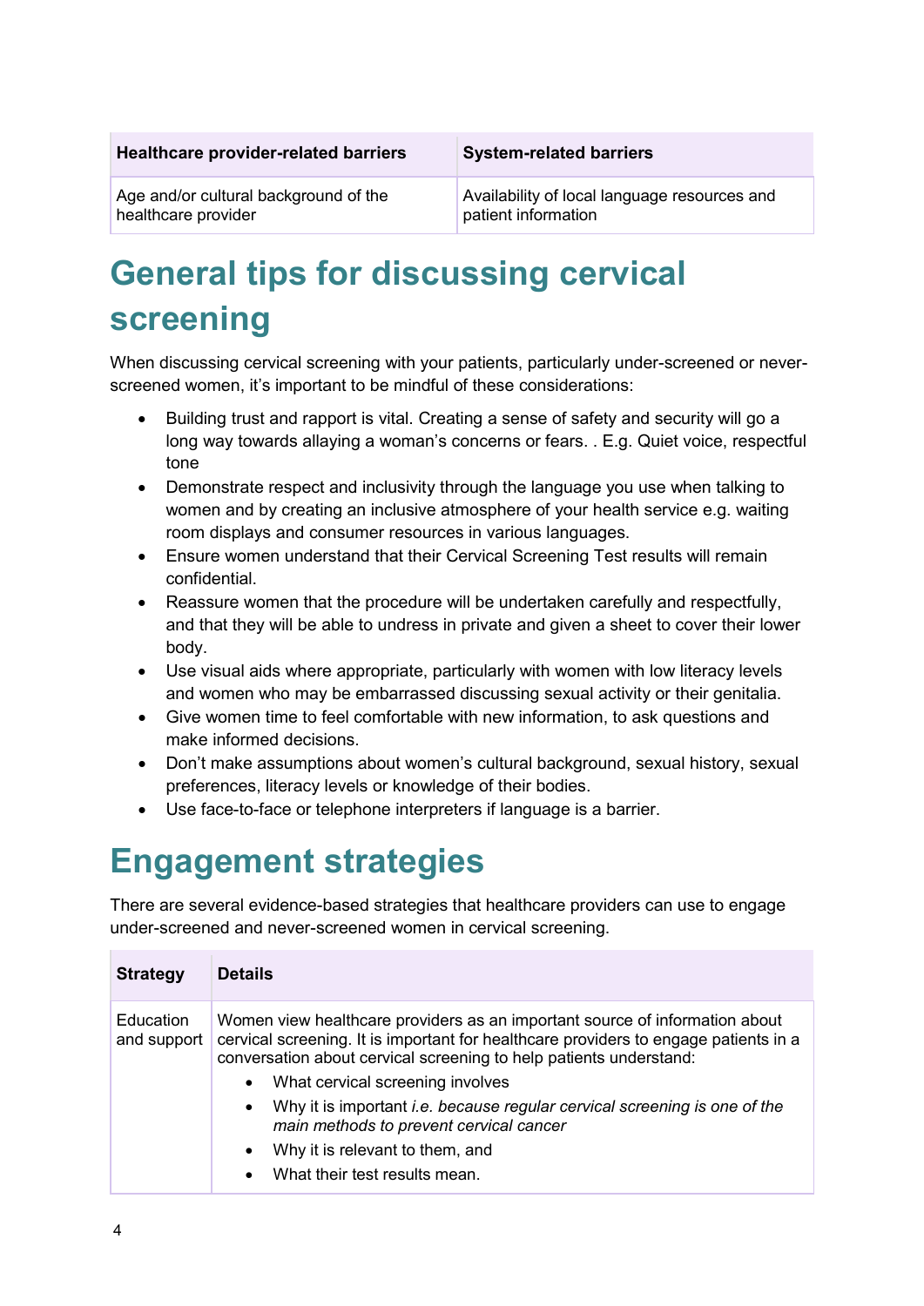| Healthcare provider-related barriers | System-related barriers |
| --- | --- |
| Age and/or cultural background of the healthcare provider | Availability of local language resources and patient information |

# General tips for discussing cervical screening

When discussing cervical screening with your patients, particularly under-screened or never-screened women, it's important to be mindful of these considerations:

- Building trust and rapport is vital. Creating a sense of safety and security will go a long way towards allaying a woman's concerns or fears. . E.g. Quiet voice, respectful tone
- Demonstrate respect and inclusivity through the language you use when talking to women and by creating an inclusive atmosphere of your health service e.g. waiting room displays and consumer resources in various languages.
- Ensure women understand that their Cervical Screening Test results will remain confidential.
- Reassure women that the procedure will be undertaken carefully and respectfully, and that they will be able to undress in private and given a sheet to cover their lower body.
- Use visual aids where appropriate, particularly with women with low literacy levels and women who may be embarrassed discussing sexual activity or their genitalia.
- Give women time to feel comfortable with new information, to ask questions and make informed decisions.
- Don't make assumptions about women's cultural background, sexual history, sexual preferences, literacy levels or knowledge of their bodies.
- Use face-to-face or telephone interpreters if language is a barrier.

# Engagement strategies

There are several evidence-based strategies that healthcare providers can use to engage under-screened and never-screened women in cervical screening.

| Strategy | Details |
| --- | --- |
| Education and support | Women view healthcare providers as an important source of information about cervical screening. It is important for healthcare providers to engage patients in a conversation about cervical screening to help patients understand:<br>• What cervical screening involves<br>• Why it is important *i.e. because regular cervical screening is one of the main methods to prevent cervical cancer*<br>• Why it is relevant to them, and<br>• What their test results mean. |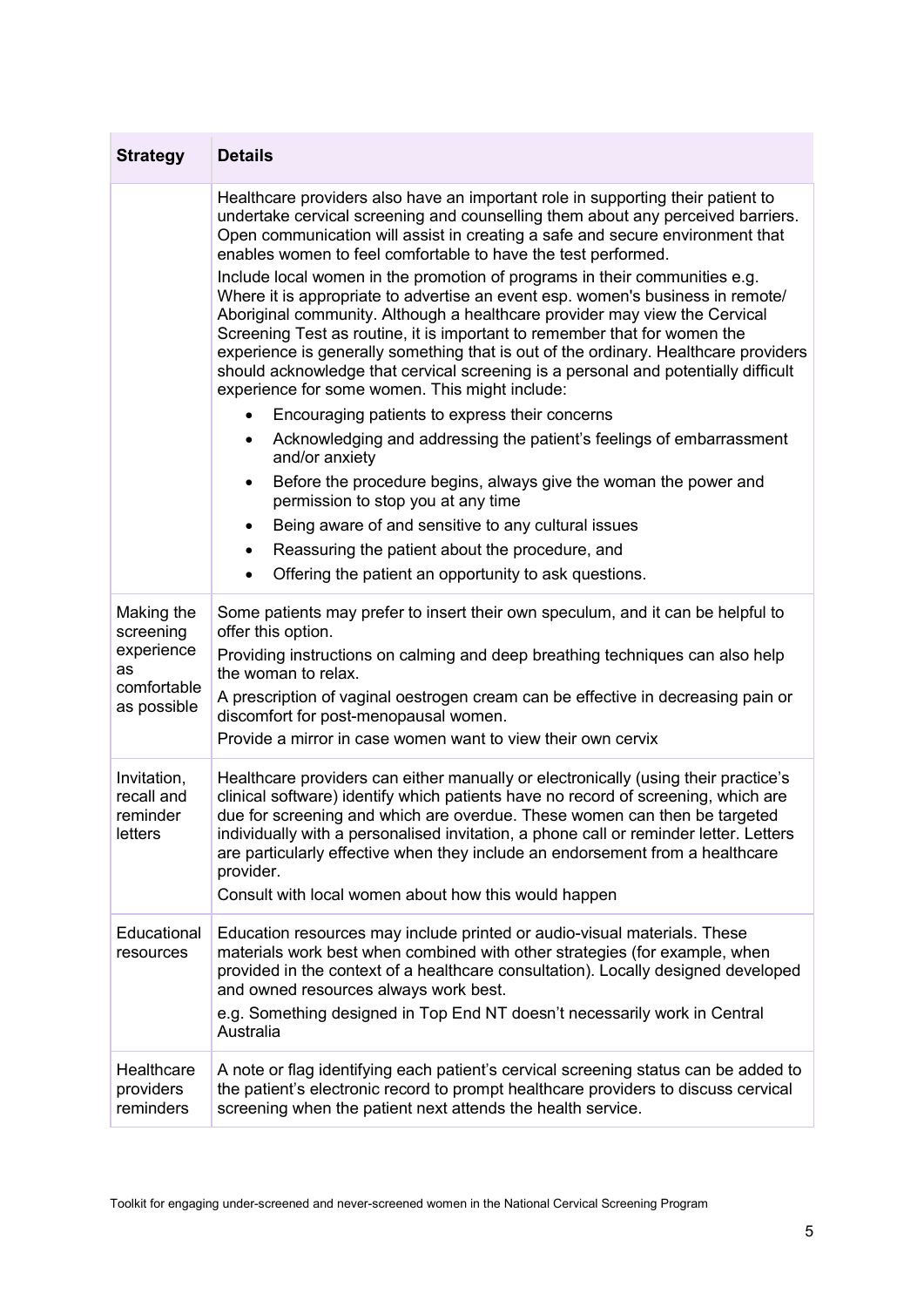| Strategy | Details |
|---|---|
| | Healthcare providers also have an important role in supporting their patient to undertake cervical screening and counselling them about any perceived barriers. Open communication will assist in creating a safe and secure environment that enables women to feel comfortable to have the test performed.<br><br>Include local women in the promotion of programs in their communities e.g. Where it is appropriate to advertise an event esp. women's business in remote/ Aboriginal community. Although a healthcare provider may view the Cervical Screening Test as routine, it is important to remember that for women the experience is generally something that is out of the ordinary. Healthcare providers should acknowledge that cervical screening is a personal and potentially difficult experience for some women. This might include:<br><br>• Encouraging patients to express their concerns<br>• Acknowledging and addressing the patient's feelings of embarrassment and/or anxiety<br>• Before the procedure begins, always give the woman the power and permission to stop you at any time<br>• Being aware of and sensitive to any cultural issues<br>• Reassuring the patient about the procedure, and<br>• Offering the patient an opportunity to ask questions. |
| Making the screening experience as comfortable as possible | Some patients may prefer to insert their own speculum, and it can be helpful to offer this option.<br><br>Providing instructions on calming and deep breathing techniques can also help the woman to relax.<br><br>A prescription of vaginal oestrogen cream can be effective in decreasing pain or discomfort for post-menopausal women.<br><br>Provide a mirror in case women want to view their own cervix |
| Invitation, recall and reminder letters | Healthcare providers can either manually or electronically (using their practice's clinical software) identify which patients have no record of screening, which are due for screening and which are overdue. These women can then be targeted individually with a personalised invitation, a phone call or reminder letter. Letters are particularly effective when they include an endorsement from a healthcare provider.<br><br>Consult with local women about how this would happen |
| Educational resources | Education resources may include printed or audio-visual materials. These materials work best when combined with other strategies (for example, when provided in the context of a healthcare consultation). Locally designed developed and owned resources always work best.<br><br>e.g. Something designed in Top End NT doesn't necessarily work in Central Australia |
| Healthcare providers reminders | A note or flag identifying each patient's cervical screening status can be added to the patient's electronic record to prompt healthcare providers to discuss cervical screening when the patient next attends the health service. |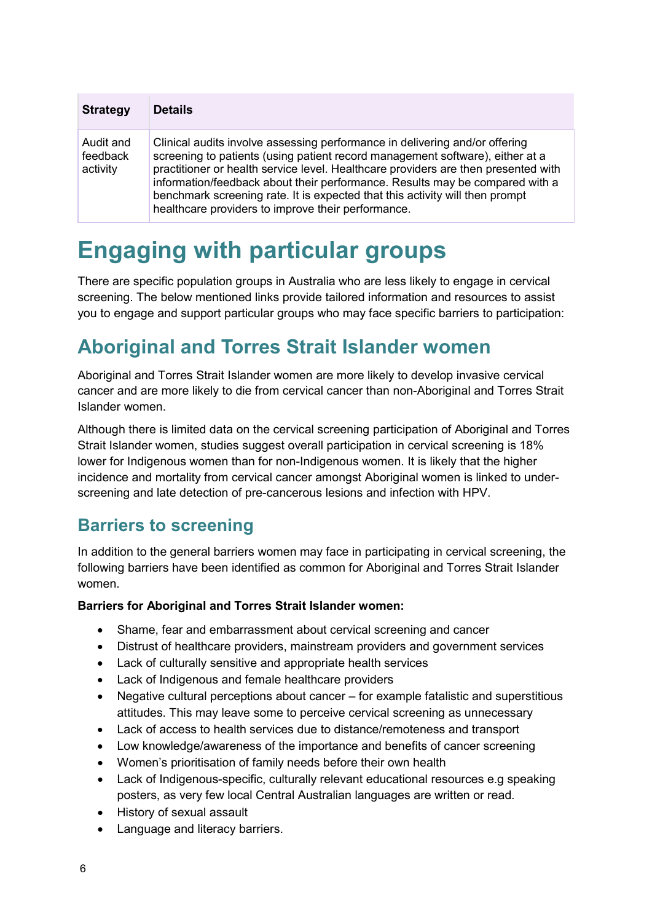| Strategy | Details |
|---|---|
| Audit and feedback activity | Clinical audits involve assessing performance in delivering and/or offering screening to patients (using patient record management software), either at a practitioner or health service level. Healthcare providers are then presented with information/feedback about their performance. Results may be compared with a benchmark screening rate. It is expected that this activity will then prompt healthcare providers to improve their performance. |

# Engaging with particular groups

There are specific population groups in Australia who are less likely to engage in cervical screening. The below mentioned links provide tailored information and resources to assist you to engage and support particular groups who may face specific barriers to participation:

## Aboriginal and Torres Strait Islander women

Aboriginal and Torres Strait Islander women are more likely to develop invasive cervical cancer and are more likely to die from cervical cancer than non-Aboriginal and Torres Strait Islander women.

Although there is limited data on the cervical screening participation of Aboriginal and Torres Strait Islander women, studies suggest overall participation in cervical screening is 18% lower for Indigenous women than for non-Indigenous women. It is likely that the higher incidence and mortality from cervical cancer amongst Aboriginal women is linked to under-screening and late detection of pre-cancerous lesions and infection with HPV.

### Barriers to screening

In addition to the general barriers women may face in participating in cervical screening, the following barriers have been identified as common for Aboriginal and Torres Strait Islander women.

**Barriers for Aboriginal and Torres Strait Islander women:**

- Shame, fear and embarrassment about cervical screening and cancer
- Distrust of healthcare providers, mainstream providers and government services
- Lack of culturally sensitive and appropriate health services
- Lack of Indigenous and female healthcare providers
- Negative cultural perceptions about cancer – for example fatalistic and superstitious attitudes. This may leave some to perceive cervical screening as unnecessary
- Lack of access to health services due to distance/remoteness and transport
- Low knowledge/awareness of the importance and benefits of cancer screening
- Women's prioritisation of family needs before their own health
- Lack of Indigenous-specific, culturally relevant educational resources e.g speaking posters, as very few local Central Australian languages are written or read.
- History of sexual assault
- Language and literacy barriers.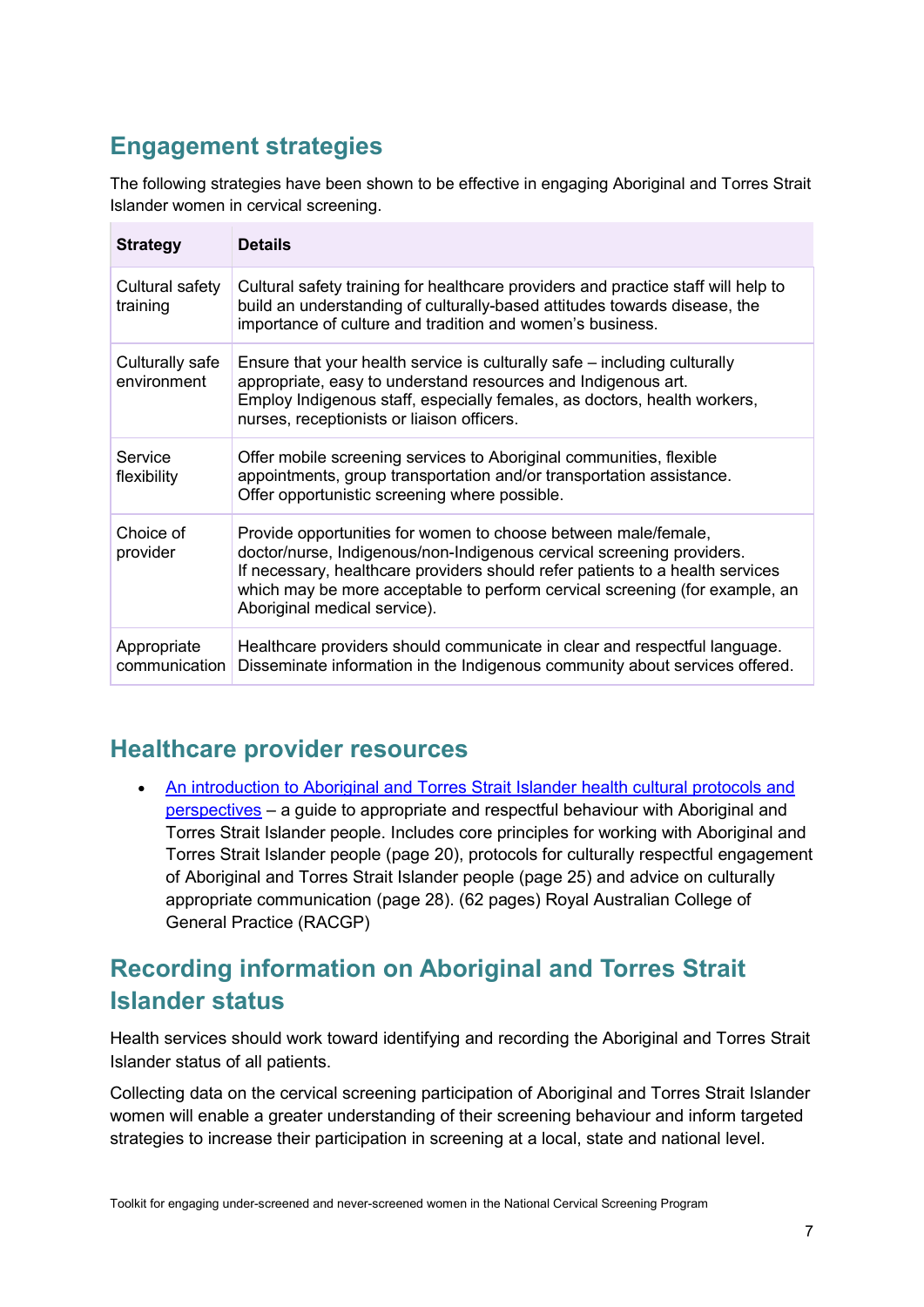## Engagement strategies

The following strategies have been shown to be effective in engaging Aboriginal and Torres Strait Islander women in cervical screening.

| Strategy | Details |
|---|---|
| Cultural safety training | Cultural safety training for healthcare providers and practice staff will help to build an understanding of culturally-based attitudes towards disease, the importance of culture and tradition and women's business. |
| Culturally safe environment | Ensure that your health service is culturally safe – including culturally appropriate, easy to understand resources and Indigenous art. Employ Indigenous staff, especially females, as doctors, health workers, nurses, receptionists or liaison officers. |
| Service flexibility | Offer mobile screening services to Aboriginal communities, flexible appointments, group transportation and/or transportation assistance. Offer opportunistic screening where possible. |
| Choice of provider | Provide opportunities for women to choose between male/female, doctor/nurse, Indigenous/non-Indigenous cervical screening providers. If necessary, healthcare providers should refer patients to a health services which may be more acceptable to perform cervical screening (for example, an Aboriginal medical service). |
| Appropriate communication | Healthcare providers should communicate in clear and respectful language. Disseminate information in the Indigenous community about services offered. |

## Healthcare provider resources

- An introduction to Aboriginal and Torres Strait Islander health cultural protocols and perspectives – a guide to appropriate and respectful behaviour with Aboriginal and Torres Strait Islander people. Includes core principles for working with Aboriginal and Torres Strait Islander people (page 20), protocols for culturally respectful engagement of Aboriginal and Torres Strait Islander people (page 25) and advice on culturally appropriate communication (page 28). (62 pages) Royal Australian College of General Practice (RACGP)

## Recording information on Aboriginal and Torres Strait Islander status

Health services should work toward identifying and recording the Aboriginal and Torres Strait Islander status of all patients.

Collecting data on the cervical screening participation of Aboriginal and Torres Strait Islander women will enable a greater understanding of their screening behaviour and inform targeted strategies to increase their participation in screening at a local, state and national level.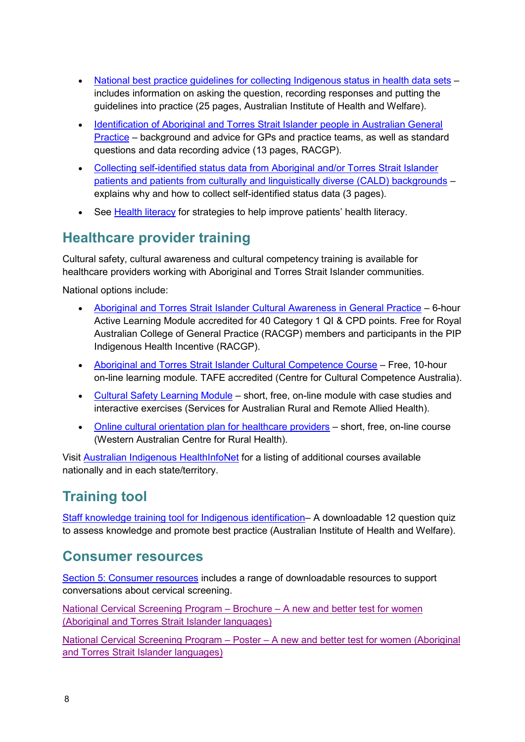- National best practice guidelines for collecting Indigenous status in health data sets – includes information on asking the question, recording responses and putting the guidelines into practice (25 pages, Australian Institute of Health and Welfare).
- Identification of Aboriginal and Torres Strait Islander people in Australian General Practice – background and advice for GPs and practice teams, as well as standard questions and data recording advice (13 pages, RACGP).
- Collecting self-identified status data from Aboriginal and/or Torres Strait Islander patients and patients from culturally and linguistically diverse (CALD) backgrounds – explains why and how to collect self-identified status data (3 pages).
- See Health literacy for strategies to help improve patients' health literacy.

## Healthcare provider training

Cultural safety, cultural awareness and cultural competency training is available for healthcare providers working with Aboriginal and Torres Strait Islander communities.

National options include:

- Aboriginal and Torres Strait Islander Cultural Awareness in General Practice – 6-hour Active Learning Module accredited for 40 Category 1 QI & CPD points. Free for Royal Australian College of General Practice (RACGP) members and participants in the PIP Indigenous Health Incentive (RACGP).
- Aboriginal and Torres Strait Islander Cultural Competence Course – Free, 10-hour on-line learning module. TAFE accredited (Centre for Cultural Competence Australia).
- Cultural Safety Learning Module – short, free, on-line module with case studies and interactive exercises (Services for Australian Rural and Remote Allied Health).
- Online cultural orientation plan for healthcare providers – short, free, on-line course (Western Australian Centre for Rural Health).

Visit Australian Indigenous HealthInfoNet for a listing of additional courses available nationally and in each state/territory.

## Training tool

Staff knowledge training tool for Indigenous identification– A downloadable 12 question quiz to assess knowledge and promote best practice (Australian Institute of Health and Welfare).

## Consumer resources

Section 5: Consumer resources includes a range of downloadable resources to support conversations about cervical screening.

National Cervical Screening Program – Brochure – A new and better test for women (Aboriginal and Torres Strait Islander languages)

National Cervical Screening Program – Poster – A new and better test for women (Aboriginal and Torres Strait Islander languages)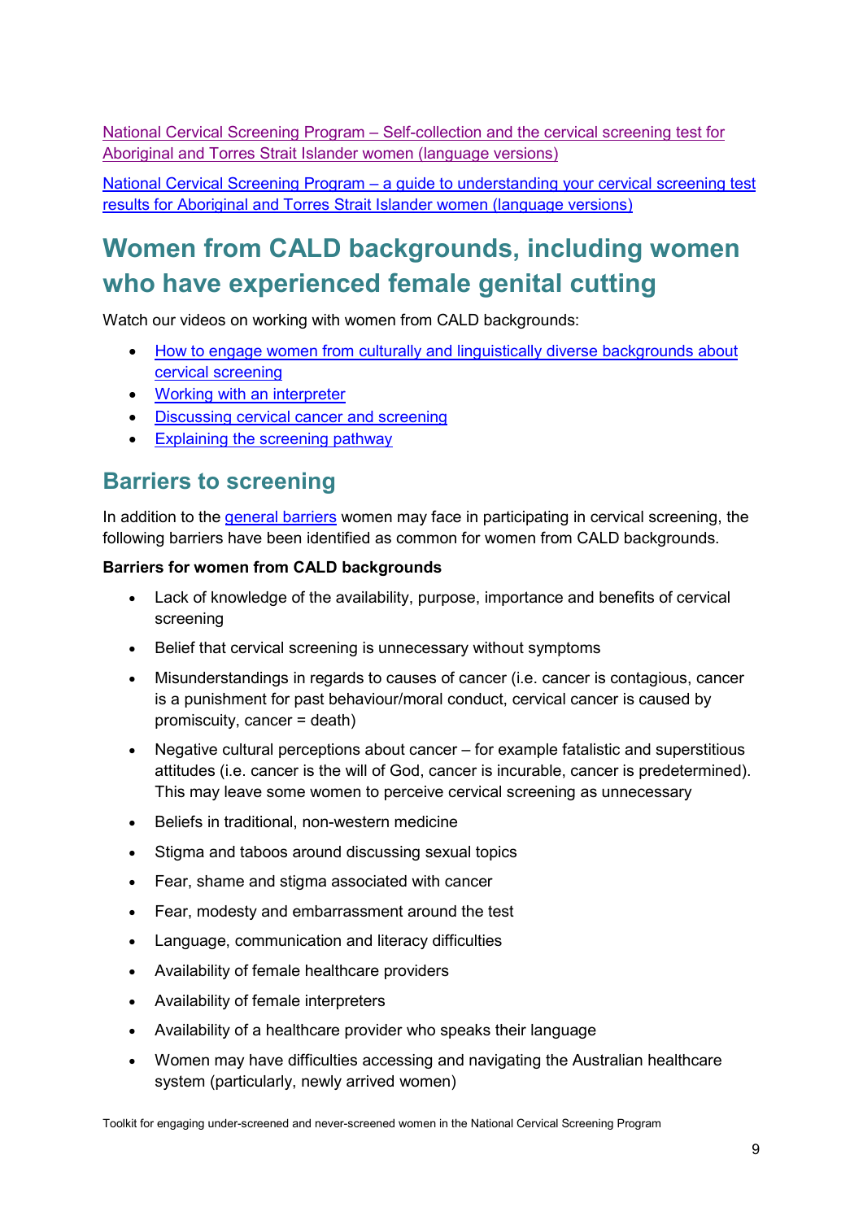[National Cervical Screening Program – Self-collection and the cervical screening test for Aboriginal and Torres Strait Islander women (language versions)]

[National Cervical Screening Program – a guide to understanding your cervical screening test results for Aboriginal and Torres Strait Islander women (language versions)]

# Women from CALD backgrounds, including women who have experienced female genital cutting

Watch our videos on working with women from CALD backgrounds:

- How to engage women from culturally and linguistically diverse backgrounds about cervical screening
- Working with an interpreter
- Discussing cervical cancer and screening
- Explaining the screening pathway

## Barriers to screening

In addition to the general barriers women may face in participating in cervical screening, the following barriers have been identified as common for women from CALD backgrounds.

**Barriers for women from CALD backgrounds**

- Lack of knowledge of the availability, purpose, importance and benefits of cervical screening
- Belief that cervical screening is unnecessary without symptoms
- Misunderstandings in regards to causes of cancer (i.e. cancer is contagious, cancer is a punishment for past behaviour/moral conduct, cervical cancer is caused by promiscuity, cancer = death)
- Negative cultural perceptions about cancer – for example fatalistic and superstitious attitudes (i.e. cancer is the will of God, cancer is incurable, cancer is predetermined). This may leave some women to perceive cervical screening as unnecessary
- Beliefs in traditional, non-western medicine
- Stigma and taboos around discussing sexual topics
- Fear, shame and stigma associated with cancer
- Fear, modesty and embarrassment around the test
- Language, communication and literacy difficulties
- Availability of female healthcare providers
- Availability of female interpreters
- Availability of a healthcare provider who speaks their language
- Women may have difficulties accessing and navigating the Australian healthcare system (particularly, newly arrived women)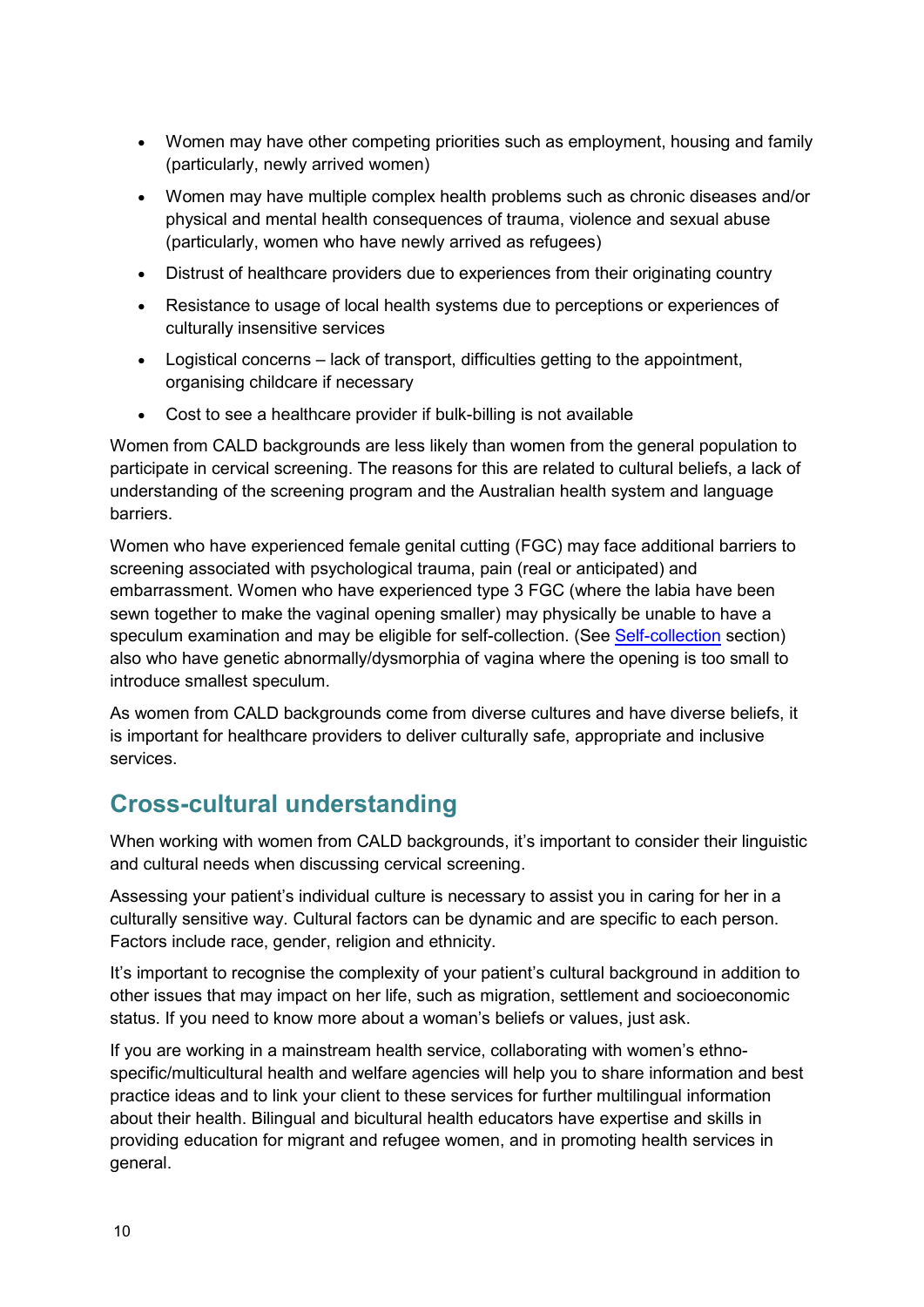- Women may have other competing priorities such as employment, housing and family (particularly, newly arrived women)
- Women may have multiple complex health problems such as chronic diseases and/or physical and mental health consequences of trauma, violence and sexual abuse (particularly, women who have newly arrived as refugees)
- Distrust of healthcare providers due to experiences from their originating country
- Resistance to usage of local health systems due to perceptions or experiences of culturally insensitive services
- Logistical concerns – lack of transport, difficulties getting to the appointment, organising childcare if necessary
- Cost to see a healthcare provider if bulk-billing is not available

Women from CALD backgrounds are less likely than women from the general population to participate in cervical screening. The reasons for this are related to cultural beliefs, a lack of understanding of the screening program and the Australian health system and language barriers.

Women who have experienced female genital cutting (FGC) may face additional barriers to screening associated with psychological trauma, pain (real or anticipated) and embarrassment. Women who have experienced type 3 FGC (where the labia have been sewn together to make the vaginal opening smaller) may physically be unable to have a speculum examination and may be eligible for self-collection. (See Self-collection section) also who have genetic abnormally/dysmorphia of vagina where the opening is too small to introduce smallest speculum.

As women from CALD backgrounds come from diverse cultures and have diverse beliefs, it is important for healthcare providers to deliver culturally safe, appropriate and inclusive services.

## Cross-cultural understanding

When working with women from CALD backgrounds, it's important to consider their linguistic and cultural needs when discussing cervical screening.

Assessing your patient's individual culture is necessary to assist you in caring for her in a culturally sensitive way. Cultural factors can be dynamic and are specific to each person. Factors include race, gender, religion and ethnicity.

It's important to recognise the complexity of your patient's cultural background in addition to other issues that may impact on her life, such as migration, settlement and socioeconomic status. If you need to know more about a woman's beliefs or values, just ask.

If you are working in a mainstream health service, collaborating with women's ethno-specific/multicultural health and welfare agencies will help you to share information and best practice ideas and to link your client to these services for further multilingual information about their health. Bilingual and bicultural health educators have expertise and skills in providing education for migrant and refugee women, and in promoting health services in general.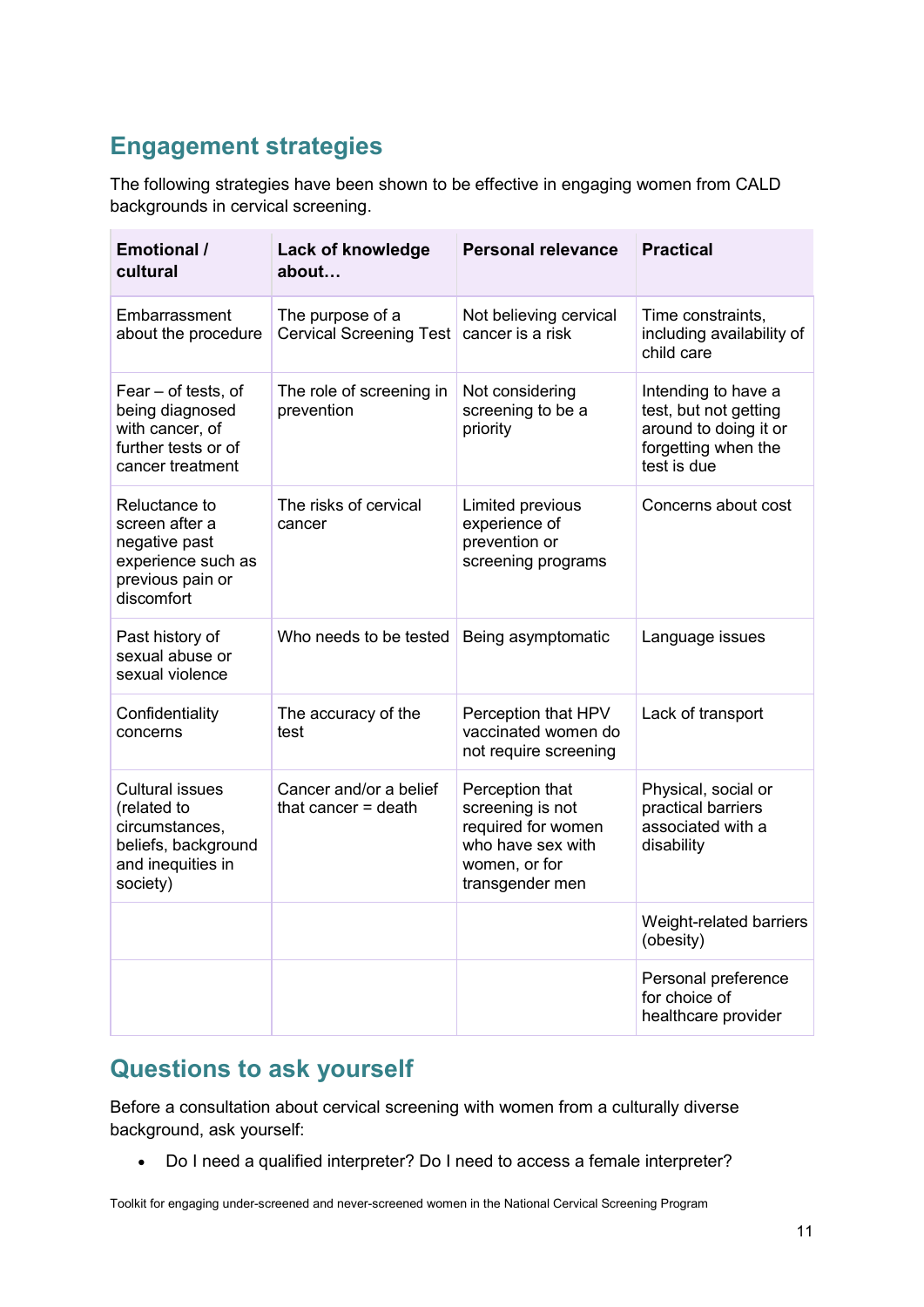## Engagement strategies

The following strategies have been shown to be effective in engaging women from CALD backgrounds in cervical screening.

| Emotional / cultural | Lack of knowledge about… | Personal relevance | Practical |
|---|---|---|---|
| Embarrassment about the procedure | The purpose of a Cervical Screening Test | Not believing cervical cancer is a risk | Time constraints, including availability of child care |
| Fear – of tests, of being diagnosed with cancer, of further tests or of cancer treatment | The role of screening in prevention | Not considering screening to be a priority | Intending to have a test, but not getting around to doing it or forgetting when the test is due |
| Reluctance to screen after a negative past experience such as previous pain or discomfort | The risks of cervical cancer | Limited previous experience of prevention or screening programs | Concerns about cost |
| Past history of sexual abuse or sexual violence | Who needs to be tested | Being asymptomatic | Language issues |
| Confidentiality concerns | The accuracy of the test | Perception that HPV vaccinated women do not require screening | Lack of transport |
| Cultural issues (related to circumstances, beliefs, background and inequities in society) | Cancer and/or a belief that cancer = death | Perception that screening is not required for women who have sex with women, or for transgender men | Physical, social or practical barriers associated with a disability |
| | | | Weight-related barriers (obesity) |
| | | | Personal preference for choice of healthcare provider |

## Questions to ask yourself

Before a consultation about cervical screening with women from a culturally diverse background, ask yourself:

- Do I need a qualified interpreter? Do I need to access a female interpreter?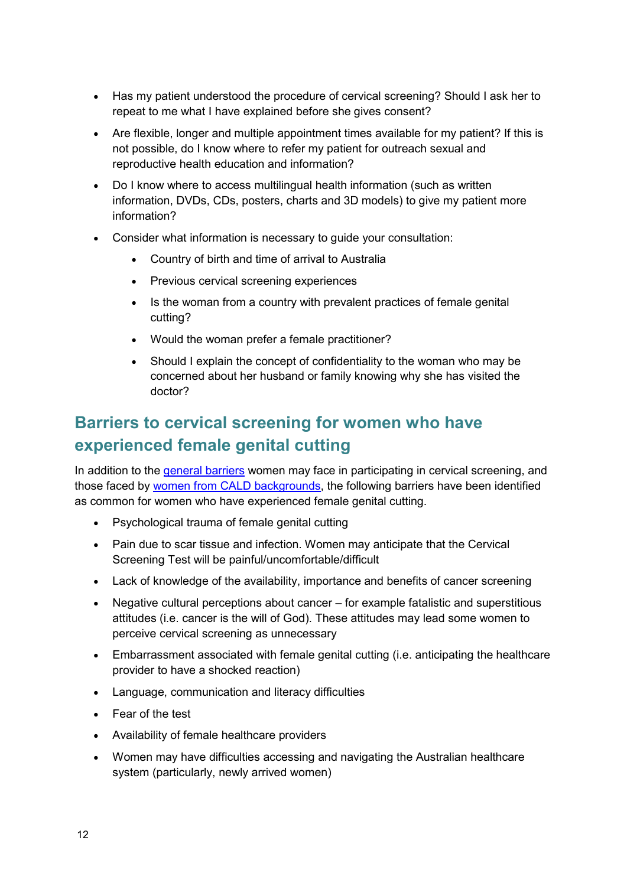- Has my patient understood the procedure of cervical screening? Should I ask her to repeat to me what I have explained before she gives consent?
- Are flexible, longer and multiple appointment times available for my patient? If this is not possible, do I know where to refer my patient for outreach sexual and reproductive health education and information?
- Do I know where to access multilingual health information (such as written information, DVDs, CDs, posters, charts and 3D models) to give my patient more information?
- Consider what information is necessary to guide your consultation:
    - Country of birth and time of arrival to Australia
    - Previous cervical screening experiences
    - Is the woman from a country with prevalent practices of female genital cutting?
    - Would the woman prefer a female practitioner?
    - Should I explain the concept of confidentiality to the woman who may be concerned about her husband or family knowing why she has visited the doctor?

## Barriers to cervical screening for women who have experienced female genital cutting

In addition to the general barriers women may face in participating in cervical screening, and those faced by women from CALD backgrounds, the following barriers have been identified as common for women who have experienced female genital cutting.

- Psychological trauma of female genital cutting
- Pain due to scar tissue and infection. Women may anticipate that the Cervical Screening Test will be painful/uncomfortable/difficult
- Lack of knowledge of the availability, importance and benefits of cancer screening
- Negative cultural perceptions about cancer – for example fatalistic and superstitious attitudes (i.e. cancer is the will of God). These attitudes may lead some women to perceive cervical screening as unnecessary
- Embarrassment associated with female genital cutting (i.e. anticipating the healthcare provider to have a shocked reaction)
- Language, communication and literacy difficulties
- Fear of the test
- Availability of female healthcare providers
- Women may have difficulties accessing and navigating the Australian healthcare system (particularly, newly arrived women)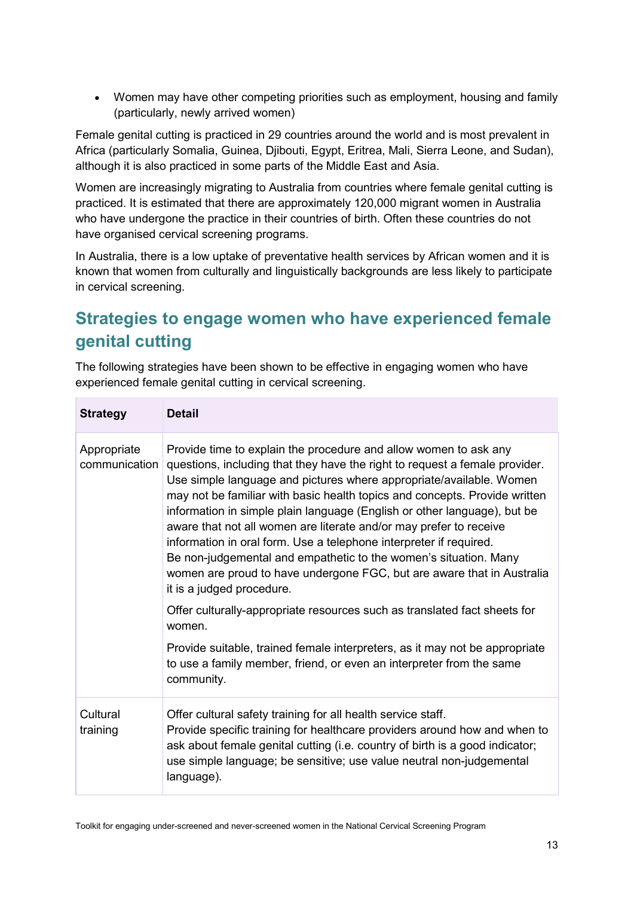- Women may have other competing priorities such as employment, housing and family (particularly, newly arrived women)

Female genital cutting is practiced in 29 countries around the world and is most prevalent in Africa (particularly Somalia, Guinea, Djibouti, Egypt, Eritrea, Mali, Sierra Leone, and Sudan), although it is also practiced in some parts of the Middle East and Asia.

Women are increasingly migrating to Australia from countries where female genital cutting is practiced. It is estimated that there are approximately 120,000 migrant women in Australia who have undergone the practice in their countries of birth. Often these countries do not have organised cervical screening programs.

In Australia, there is a low uptake of preventative health services by African women and it is known that women from culturally and linguistically backgrounds are less likely to participate in cervical screening.

## Strategies to engage women who have experienced female genital cutting

The following strategies have been shown to be effective in engaging women who have experienced female genital cutting in cervical screening.

| Strategy | Detail |
|---|---|
| Appropriate communication | Provide time to explain the procedure and allow women to ask any questions, including that they have the right to request a female provider. Use simple language and pictures where appropriate/available. Women may not be familiar with basic health topics and concepts. Provide written information in simple plain language (English or other language), but be aware that not all women are literate and/or may prefer to receive information in oral form. Use a telephone interpreter if required. Be non-judgemental and empathetic to the women's situation. Many women are proud to have undergone FGC, but are aware that in Australia it is a judged procedure.<br><br>Offer culturally-appropriate resources such as translated fact sheets for women.<br><br>Provide suitable, trained female interpreters, as it may not be appropriate to use a family member, friend, or even an interpreter from the same community. |
| Cultural training | Offer cultural safety training for all health service staff. Provide specific training for healthcare providers around how and when to ask about female genital cutting (i.e. country of birth is a good indicator; use simple language; be sensitive; use value neutral non-judgemental language). |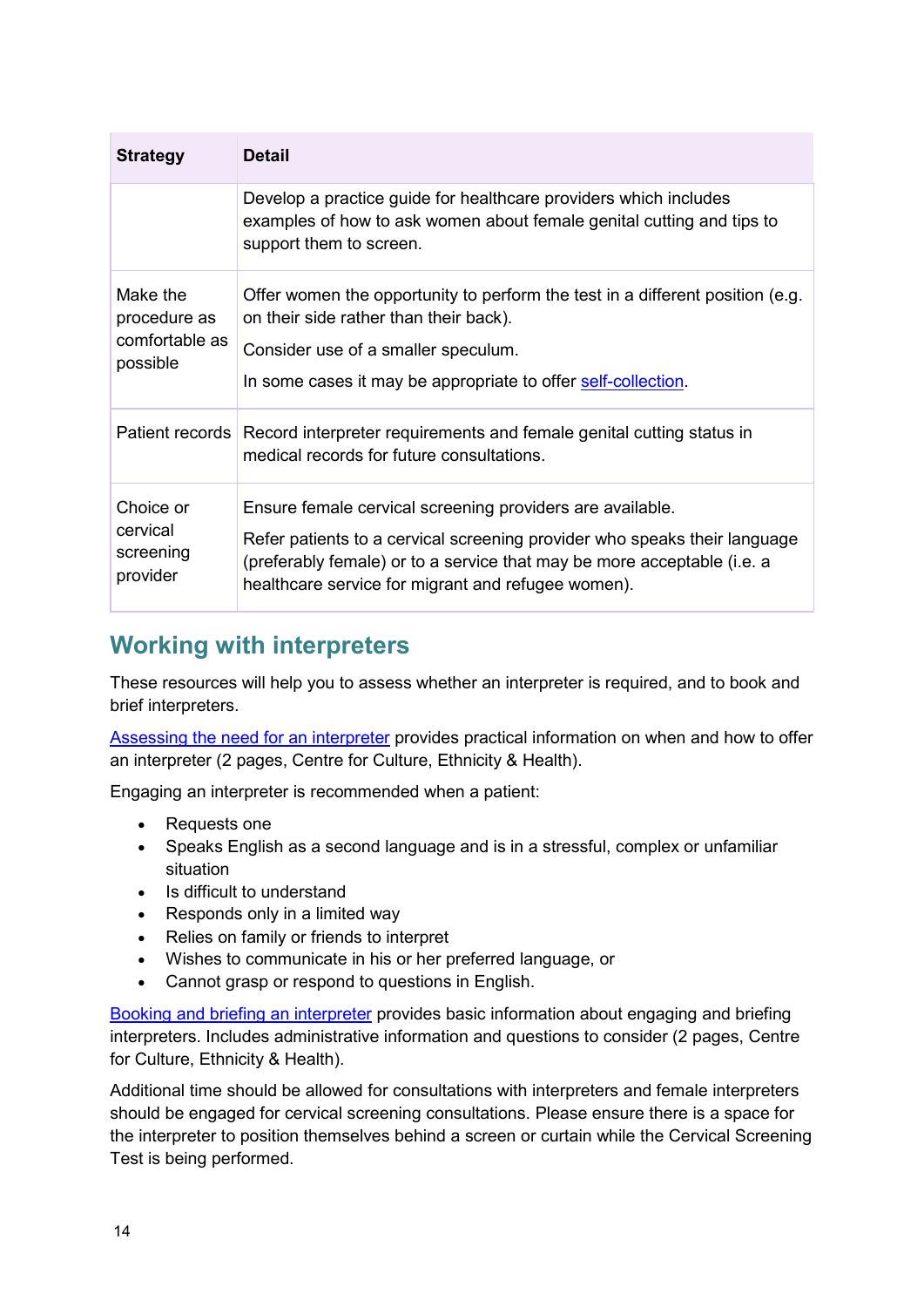| Strategy | Detail |
|---|---|
| | Develop a practice guide for healthcare providers which includes examples of how to ask women about female genital cutting and tips to support them to screen. |
| Make the procedure as comfortable as possible | Offer women the opportunity to perform the test in a different position (e.g. on their side rather than their back).<br><br>Consider use of a smaller speculum.<br><br>In some cases it may be appropriate to offer [self-collection]. |
| Patient records | Record interpreter requirements and female genital cutting status in medical records for future consultations. |
| Choice or cervical screening provider | Ensure female cervical screening providers are available.<br><br>Refer patients to a cervical screening provider who speaks their language (preferably female) or to a service that may be more acceptable (i.e. a healthcare service for migrant and refugee women). |

## Working with interpreters

These resources will help you to assess whether an interpreter is required, and to book and brief interpreters.

Assessing the need for an interpreter provides practical information on when and how to offer an interpreter (2 pages, Centre for Culture, Ethnicity & Health).

Engaging an interpreter is recommended when a patient:

- Requests one
- Speaks English as a second language and is in a stressful, complex or unfamiliar situation
- Is difficult to understand
- Responds only in a limited way
- Relies on family or friends to interpret
- Wishes to communicate in his or her preferred language, or
- Cannot grasp or respond to questions in English.

Booking and briefing an interpreter provides basic information about engaging and briefing interpreters. Includes administrative information and questions to consider (2 pages, Centre for Culture, Ethnicity & Health).

Additional time should be allowed for consultations with interpreters and female interpreters should be engaged for cervical screening consultations. Please ensure there is a space for the interpreter to position themselves behind a screen or curtain while the Cervical Screening Test is being performed.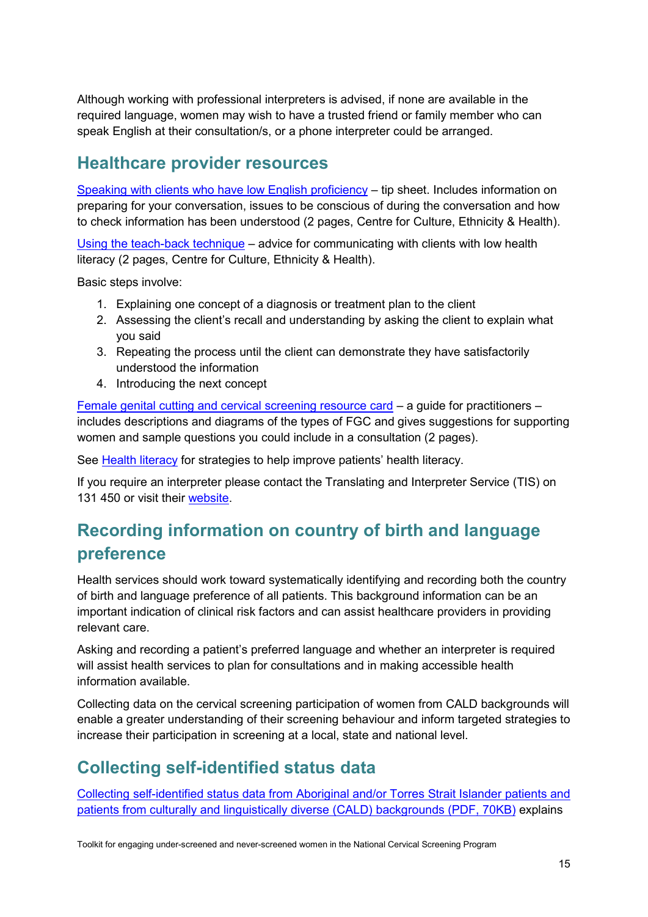Although working with professional interpreters is advised, if none are available in the required language, women may wish to have a trusted friend or family member who can speak English at their consultation/s, or a phone interpreter could be arranged.

## Healthcare provider resources

Speaking with clients who have low English proficiency – tip sheet. Includes information on preparing for your conversation, issues to be conscious of during the conversation and how to check information has been understood (2 pages, Centre for Culture, Ethnicity & Health).

Using the teach-back technique – advice for communicating with clients with low health literacy (2 pages, Centre for Culture, Ethnicity & Health).

Basic steps involve:

1. Explaining one concept of a diagnosis or treatment plan to the client
2. Assessing the client's recall and understanding by asking the client to explain what you said
3. Repeating the process until the client can demonstrate they have satisfactorily understood the information
4. Introducing the next concept

Female genital cutting and cervical screening resource card – a guide for practitioners – includes descriptions and diagrams of the types of FGC and gives suggestions for supporting women and sample questions you could include in a consultation (2 pages).

See Health literacy for strategies to help improve patients' health literacy.

If you require an interpreter please contact the Translating and Interpreter Service (TIS) on 131 450 or visit their website.

## Recording information on country of birth and language preference

Health services should work toward systematically identifying and recording both the country of birth and language preference of all patients. This background information can be an important indication of clinical risk factors and can assist healthcare providers in providing relevant care.

Asking and recording a patient's preferred language and whether an interpreter is required will assist health services to plan for consultations and in making accessible health information available.

Collecting data on the cervical screening participation of women from CALD backgrounds will enable a greater understanding of their screening behaviour and inform targeted strategies to increase their participation in screening at a local, state and national level.

## Collecting self-identified status data

Collecting self-identified status data from Aboriginal and/or Torres Strait Islander patients and patients from culturally and linguistically diverse (CALD) backgrounds (PDF, 70KB) explains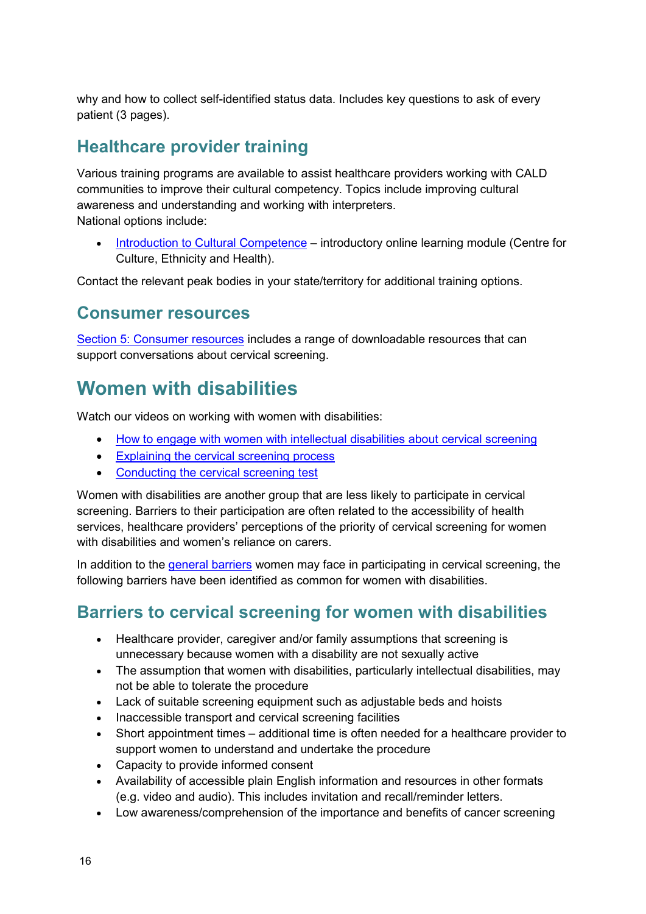why and how to collect self-identified status data. Includes key questions to ask of every patient (3 pages).

## Healthcare provider training

Various training programs are available to assist healthcare providers working with CALD communities to improve their cultural competency. Topics include improving cultural awareness and understanding and working with interpreters.
National options include:

- Introduction to Cultural Competence – introductory online learning module (Centre for Culture, Ethnicity and Health).

Contact the relevant peak bodies in your state/territory for additional training options.

## Consumer resources

Section 5: Consumer resources includes a range of downloadable resources that can support conversations about cervical screening.

# Women with disabilities

Watch our videos on working with women with disabilities:

- How to engage with women with intellectual disabilities about cervical screening
- Explaining the cervical screening process
- Conducting the cervical screening test

Women with disabilities are another group that are less likely to participate in cervical screening. Barriers to their participation are often related to the accessibility of health services, healthcare providers' perceptions of the priority of cervical screening for women with disabilities and women's reliance on carers.

In addition to the general barriers women may face in participating in cervical screening, the following barriers have been identified as common for women with disabilities.

## Barriers to cervical screening for women with disabilities

- Healthcare provider, caregiver and/or family assumptions that screening is unnecessary because women with a disability are not sexually active
- The assumption that women with disabilities, particularly intellectual disabilities, may not be able to tolerate the procedure
- Lack of suitable screening equipment such as adjustable beds and hoists
- Inaccessible transport and cervical screening facilities
- Short appointment times – additional time is often needed for a healthcare provider to support women to understand and undertake the procedure
- Capacity to provide informed consent
- Availability of accessible plain English information and resources in other formats (e.g. video and audio). This includes invitation and recall/reminder letters.
- Low awareness/comprehension of the importance and benefits of cancer screening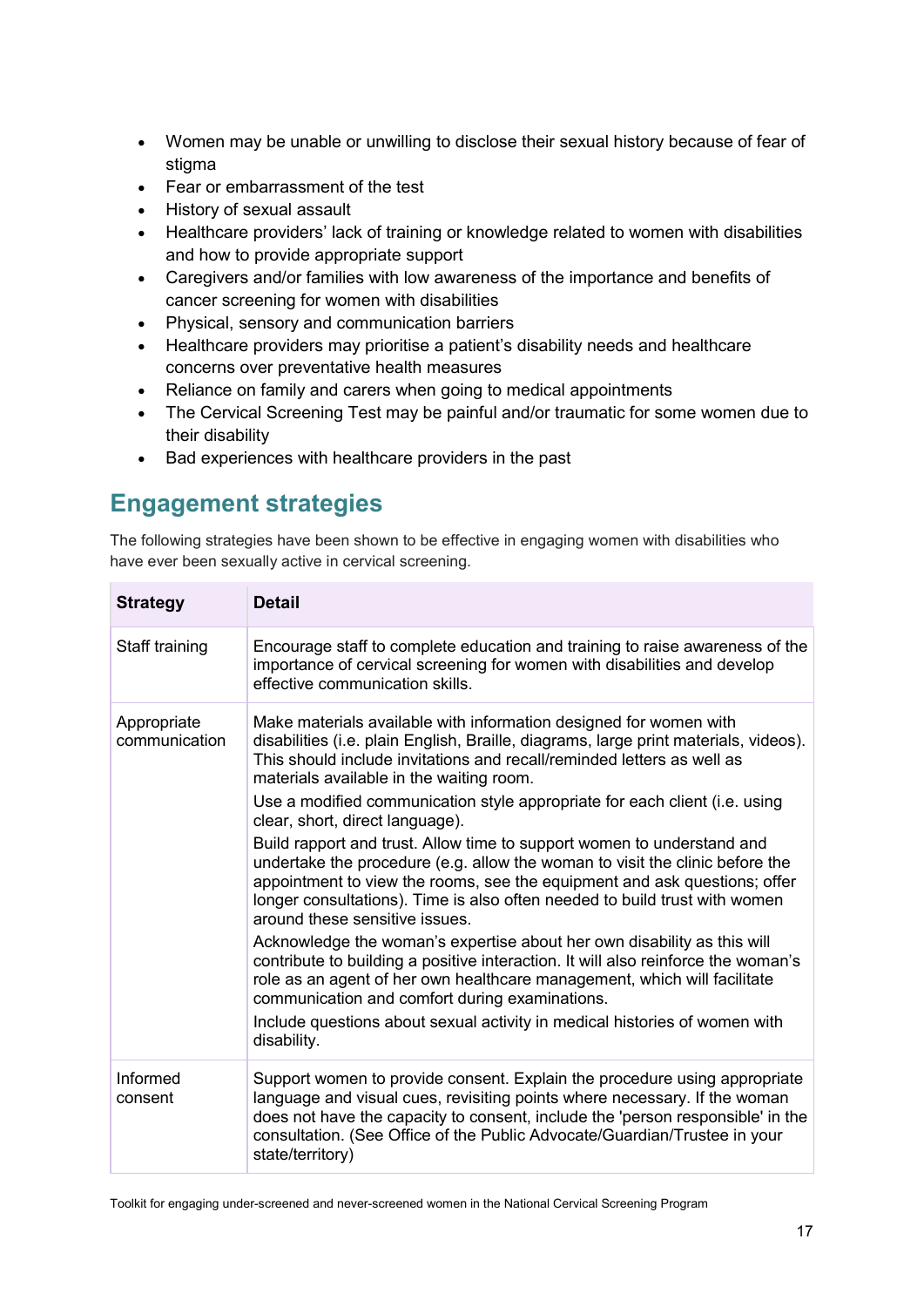- Women may be unable or unwilling to disclose their sexual history because of fear of stigma
- Fear or embarrassment of the test
- History of sexual assault
- Healthcare providers' lack of training or knowledge related to women with disabilities and how to provide appropriate support
- Caregivers and/or families with low awareness of the importance and benefits of cancer screening for women with disabilities
- Physical, sensory and communication barriers
- Healthcare providers may prioritise a patient's disability needs and healthcare concerns over preventative health measures
- Reliance on family and carers when going to medical appointments
- The Cervical Screening Test may be painful and/or traumatic for some women due to their disability
- Bad experiences with healthcare providers in the past

## Engagement strategies

The following strategies have been shown to be effective in engaging women with disabilities who have ever been sexually active in cervical screening.

| Strategy | Detail |
| --- | --- |
| Staff training | Encourage staff to complete education and training to raise awareness of the importance of cervical screening for women with disabilities and develop effective communication skills. |
| Appropriate communication | Make materials available with information designed for women with disabilities (i.e. plain English, Braille, diagrams, large print materials, videos). This should include invitations and recall/reminded letters as well as materials available in the waiting room.<br><br>Use a modified communication style appropriate for each client (i.e. using clear, short, direct language).<br><br>Build rapport and trust. Allow time to support women to understand and undertake the procedure (e.g. allow the woman to visit the clinic before the appointment to view the rooms, see the equipment and ask questions; offer longer consultations). Time is also often needed to build trust with women around these sensitive issues.<br><br>Acknowledge the woman's expertise about her own disability as this will contribute to building a positive interaction. It will also reinforce the woman's role as an agent of her own healthcare management, which will facilitate communication and comfort during examinations.<br><br>Include questions about sexual activity in medical histories of women with disability. |
| Informed consent | Support women to provide consent. Explain the procedure using appropriate language and visual cues, revisiting points where necessary. If the woman does not have the capacity to consent, include the 'person responsible' in the consultation. (See Office of the Public Advocate/Guardian/Trustee in your state/territory) |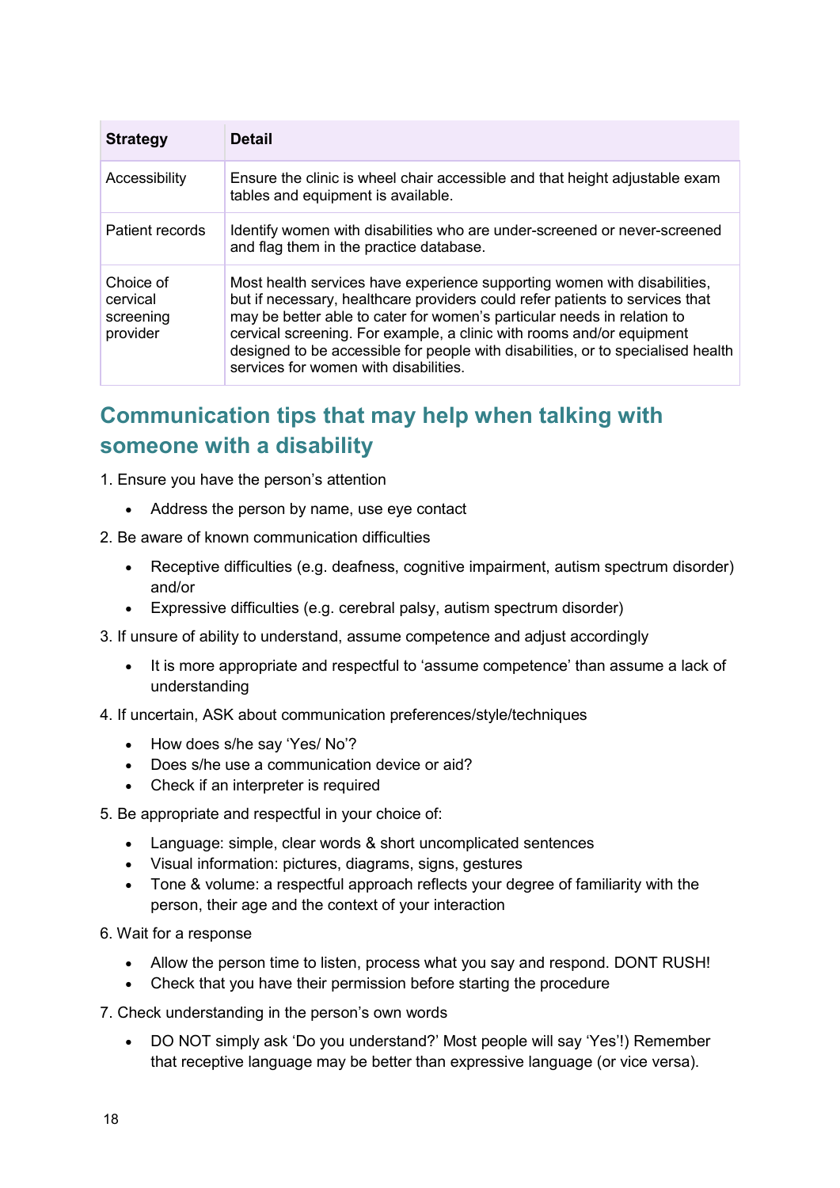| Strategy | Detail |
|---|---|
| Accessibility | Ensure the clinic is wheel chair accessible and that height adjustable exam tables and equipment is available. |
| Patient records | Identify women with disabilities who are under-screened or never-screened and flag them in the practice database. |
| Choice of cervical screening provider | Most health services have experience supporting women with disabilities, but if necessary, healthcare providers could refer patients to services that may be better able to cater for women's particular needs in relation to cervical screening. For example, a clinic with rooms and/or equipment designed to be accessible for people with disabilities, or to specialised health services for women with disabilities. |

## Communication tips that may help when talking with someone with a disability

1. Ensure you have the person's attention
    - Address the person by name, use eye contact
2. Be aware of known communication difficulties
    - Receptive difficulties (e.g. deafness, cognitive impairment, autism spectrum disorder) and/or
    - Expressive difficulties (e.g. cerebral palsy, autism spectrum disorder)
3. If unsure of ability to understand, assume competence and adjust accordingly
    - It is more appropriate and respectful to 'assume competence' than assume a lack of understanding
4. If uncertain, ASK about communication preferences/style/techniques
    - How does s/he say 'Yes/ No'?
    - Does s/he use a communication device or aid?
    - Check if an interpreter is required
5. Be appropriate and respectful in your choice of:
    - Language: simple, clear words & short uncomplicated sentences
    - Visual information: pictures, diagrams, signs, gestures
    - Tone & volume: a respectful approach reflects your degree of familiarity with the person, their age and the context of your interaction
6. Wait for a response
    - Allow the person time to listen, process what you say and respond. DONT RUSH!
    - Check that you have their permission before starting the procedure
7. Check understanding in the person's own words
    - DO NOT simply ask 'Do you understand?' Most people will say 'Yes'!) Remember that receptive language may be better than expressive language (or vice versa).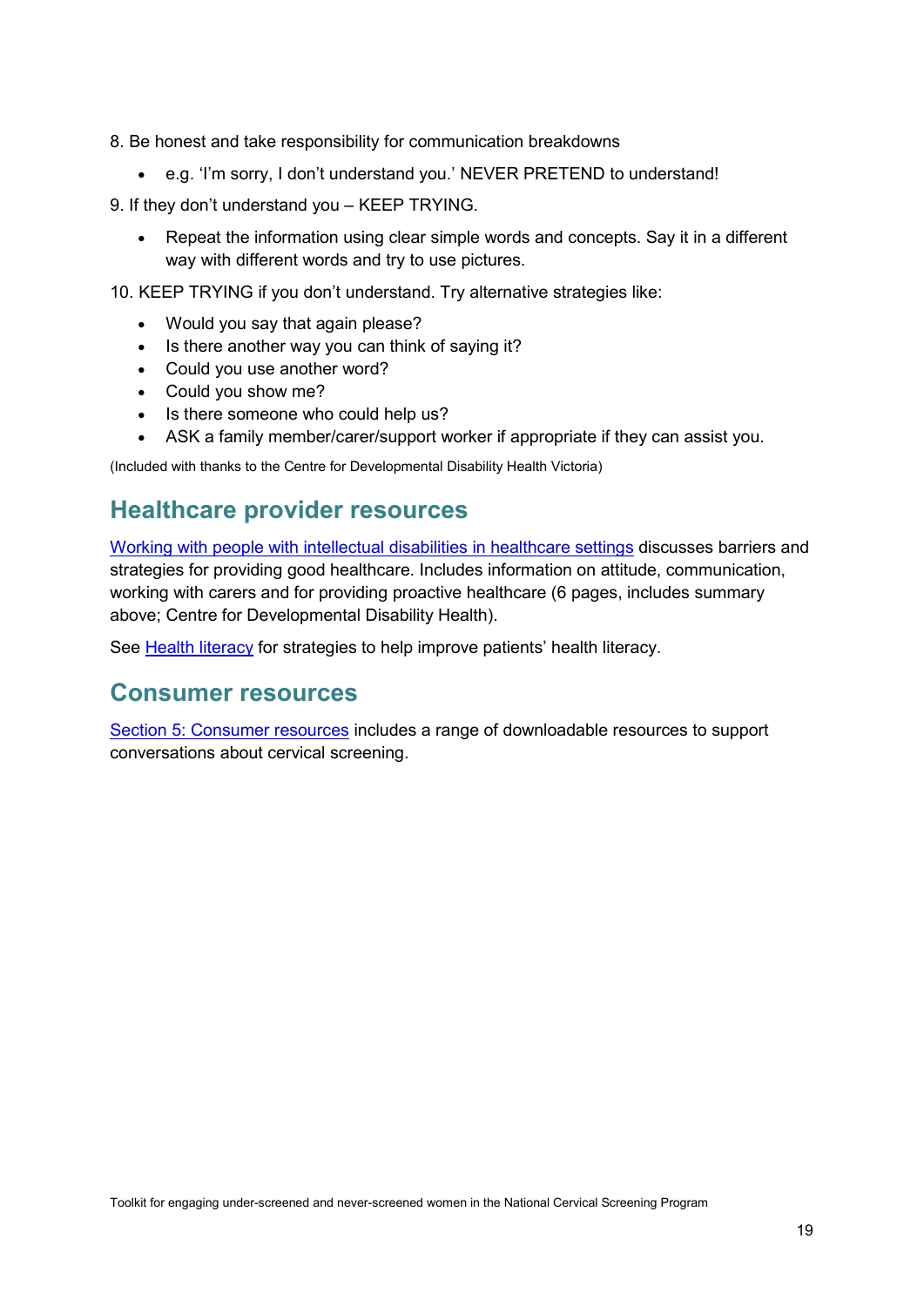8. Be honest and take responsibility for communication breakdowns

   - e.g. 'I'm sorry, I don't understand you.' NEVER PRETEND to understand!

9. If they don't understand you – KEEP TRYING.

   - Repeat the information using clear simple words and concepts. Say it in a different way with different words and try to use pictures.

10. KEEP TRYING if you don't understand. Try alternative strategies like:

    - Would you say that again please?
    - Is there another way you can think of saying it?
    - Could you use another word?
    - Could you show me?
    - Is there someone who could help us?
    - ASK a family member/carer/support worker if appropriate if they can assist you.

(Included with thanks to the Centre for Developmental Disability Health Victoria)

## Healthcare provider resources

Working with people with intellectual disabilities in healthcare settings discusses barriers and strategies for providing good healthcare. Includes information on attitude, communication, working with carers and for providing proactive healthcare (6 pages, includes summary above; Centre for Developmental Disability Health).

See Health literacy for strategies to help improve patients' health literacy.

## Consumer resources

Section 5: Consumer resources includes a range of downloadable resources to support conversations about cervical screening.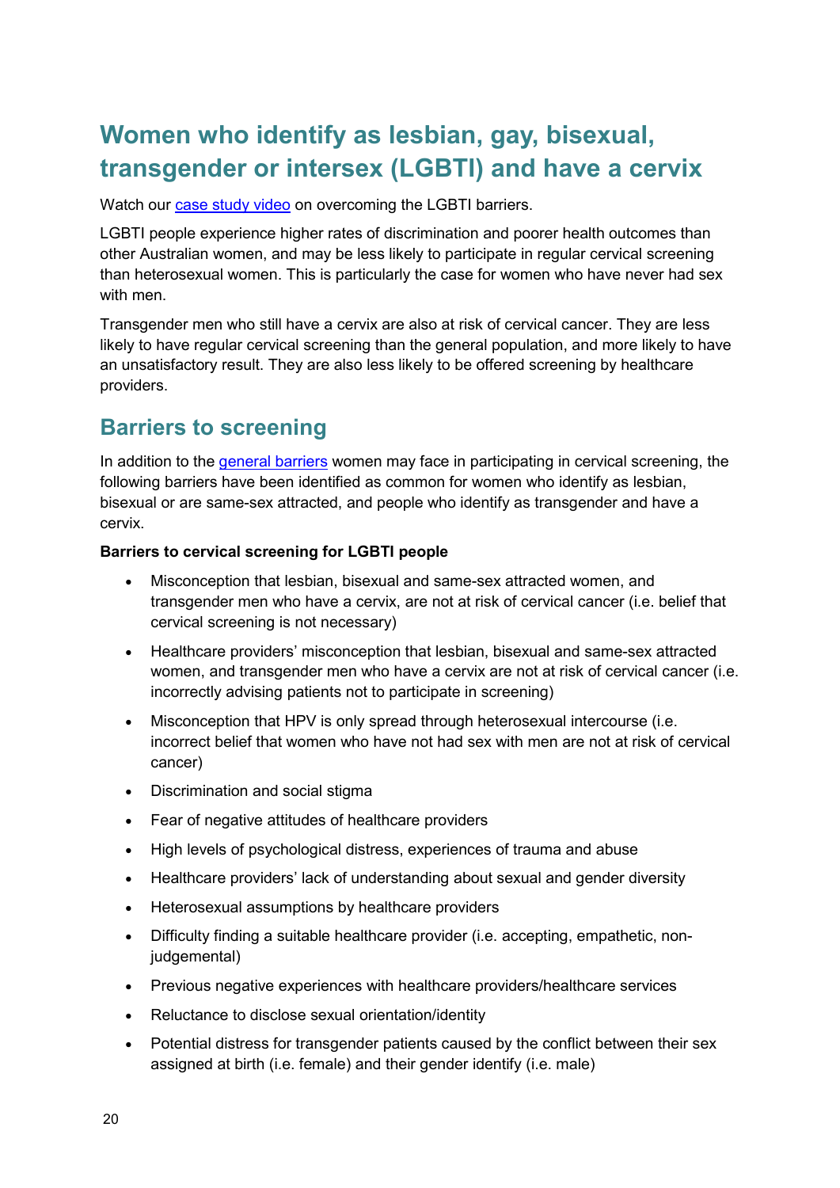# Women who identify as lesbian, gay, bisexual, transgender or intersex (LGBTI) and have a cervix

Watch our [case study video](#) on overcoming the LGBTI barriers.

LGBTI people experience higher rates of discrimination and poorer health outcomes than other Australian women, and may be less likely to participate in regular cervical screening than heterosexual women. This is particularly the case for women who have never had sex with men.

Transgender men who still have a cervix are also at risk of cervical cancer. They are less likely to have regular cervical screening than the general population, and more likely to have an unsatisfactory result. They are also less likely to be offered screening by healthcare providers.

## Barriers to screening

In addition to the [general barriers](#) women may face in participating in cervical screening, the following barriers have been identified as common for women who identify as lesbian, bisexual or are same-sex attracted, and people who identify as transgender and have a cervix.

**Barriers to cervical screening for LGBTI people**

- Misconception that lesbian, bisexual and same-sex attracted women, and transgender men who have a cervix, are not at risk of cervical cancer (i.e. belief that cervical screening is not necessary)
- Healthcare providers' misconception that lesbian, bisexual and same-sex attracted women, and transgender men who have a cervix are not at risk of cervical cancer (i.e. incorrectly advising patients not to participate in screening)
- Misconception that HPV is only spread through heterosexual intercourse (i.e. incorrect belief that women who have not had sex with men are not at risk of cervical cancer)
- Discrimination and social stigma
- Fear of negative attitudes of healthcare providers
- High levels of psychological distress, experiences of trauma and abuse
- Healthcare providers' lack of understanding about sexual and gender diversity
- Heterosexual assumptions by healthcare providers
- Difficulty finding a suitable healthcare provider (i.e. accepting, empathetic, non-judgemental)
- Previous negative experiences with healthcare providers/healthcare services
- Reluctance to disclose sexual orientation/identity
- Potential distress for transgender patients caused by the conflict between their sex assigned at birth (i.e. female) and their gender identify (i.e. male)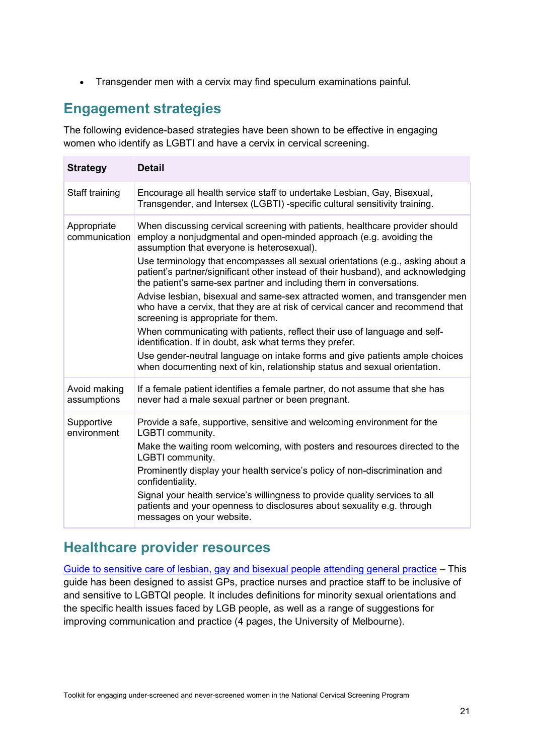- Transgender men with a cervix may find speculum examinations painful.

## Engagement strategies

The following evidence-based strategies have been shown to be effective in engaging women who identify as LGBTI and have a cervix in cervical screening.

| Strategy | Detail |
|---|---|
| Staff training | Encourage all health service staff to undertake Lesbian, Gay, Bisexual, Transgender, and Intersex (LGBTI) -specific cultural sensitivity training. |
| Appropriate communication | When discussing cervical screening with patients, healthcare provider should employ a nonjudgmental and open-minded approach (e.g. avoiding the assumption that everyone is heterosexual).<br>Use terminology that encompasses all sexual orientations (e.g., asking about a patient's partner/significant other instead of their husband), and acknowledging the patient's same-sex partner and including them in conversations.<br>Advise lesbian, bisexual and same-sex attracted women, and transgender men who have a cervix, that they are at risk of cervical cancer and recommend that screening is appropriate for them.<br>When communicating with patients, reflect their use of language and self-identification. If in doubt, ask what terms they prefer.<br>Use gender-neutral language on intake forms and give patients ample choices when documenting next of kin, relationship status and sexual orientation. |
| Avoid making assumptions | If a female patient identifies a female partner, do not assume that she has never had a male sexual partner or been pregnant. |
| Supportive environment | Provide a safe, supportive, sensitive and welcoming environment for the LGBTI community.<br>Make the waiting room welcoming, with posters and resources directed to the LGBTI community.<br>Prominently display your health service's policy of non-discrimination and confidentiality.<br>Signal your health service's willingness to provide quality services to all patients and your openness to disclosures about sexuality e.g. through messages on your website. |

## Healthcare provider resources

Guide to sensitive care of lesbian, gay and bisexual people attending general practice – This guide has been designed to assist GPs, practice nurses and practice staff to be inclusive of and sensitive to LGBTQI people. It includes definitions for minority sexual orientations and the specific health issues faced by LGB people, as well as a range of suggestions for improving communication and practice (4 pages, the University of Melbourne).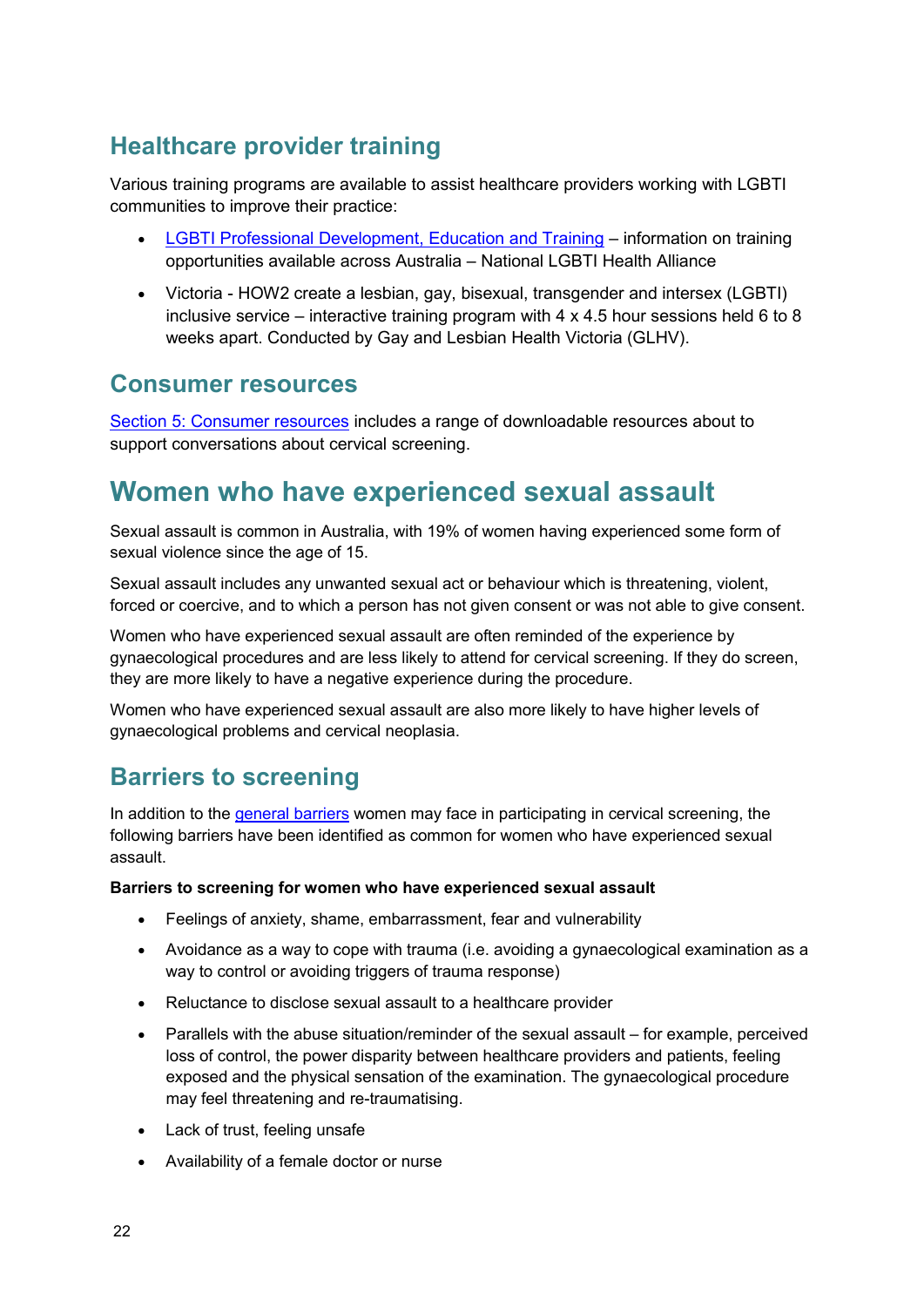## Healthcare provider training

Various training programs are available to assist healthcare providers working with LGBTI communities to improve their practice:

- LGBTI Professional Development, Education and Training – information on training opportunities available across Australia – National LGBTI Health Alliance
- Victoria - HOW2 create a lesbian, gay, bisexual, transgender and intersex (LGBTI) inclusive service – interactive training program with 4 x 4.5 hour sessions held 6 to 8 weeks apart. Conducted by Gay and Lesbian Health Victoria (GLHV).

## Consumer resources

Section 5: Consumer resources includes a range of downloadable resources about to support conversations about cervical screening.

# Women who have experienced sexual assault

Sexual assault is common in Australia, with 19% of women having experienced some form of sexual violence since the age of 15.

Sexual assault includes any unwanted sexual act or behaviour which is threatening, violent, forced or coercive, and to which a person has not given consent or was not able to give consent.

Women who have experienced sexual assault are often reminded of the experience by gynaecological procedures and are less likely to attend for cervical screening. If they do screen, they are more likely to have a negative experience during the procedure.

Women who have experienced sexual assault are also more likely to have higher levels of gynaecological problems and cervical neoplasia.

## Barriers to screening

In addition to the general barriers women may face in participating in cervical screening, the following barriers have been identified as common for women who have experienced sexual assault.

**Barriers to screening for women who have experienced sexual assault**

- Feelings of anxiety, shame, embarrassment, fear and vulnerability
- Avoidance as a way to cope with trauma (i.e. avoiding a gynaecological examination as a way to control or avoiding triggers of trauma response)
- Reluctance to disclose sexual assault to a healthcare provider
- Parallels with the abuse situation/reminder of the sexual assault – for example, perceived loss of control, the power disparity between healthcare providers and patients, feeling exposed and the physical sensation of the examination. The gynaecological procedure may feel threatening and re-traumatising.
- Lack of trust, feeling unsafe
- Availability of a female doctor or nurse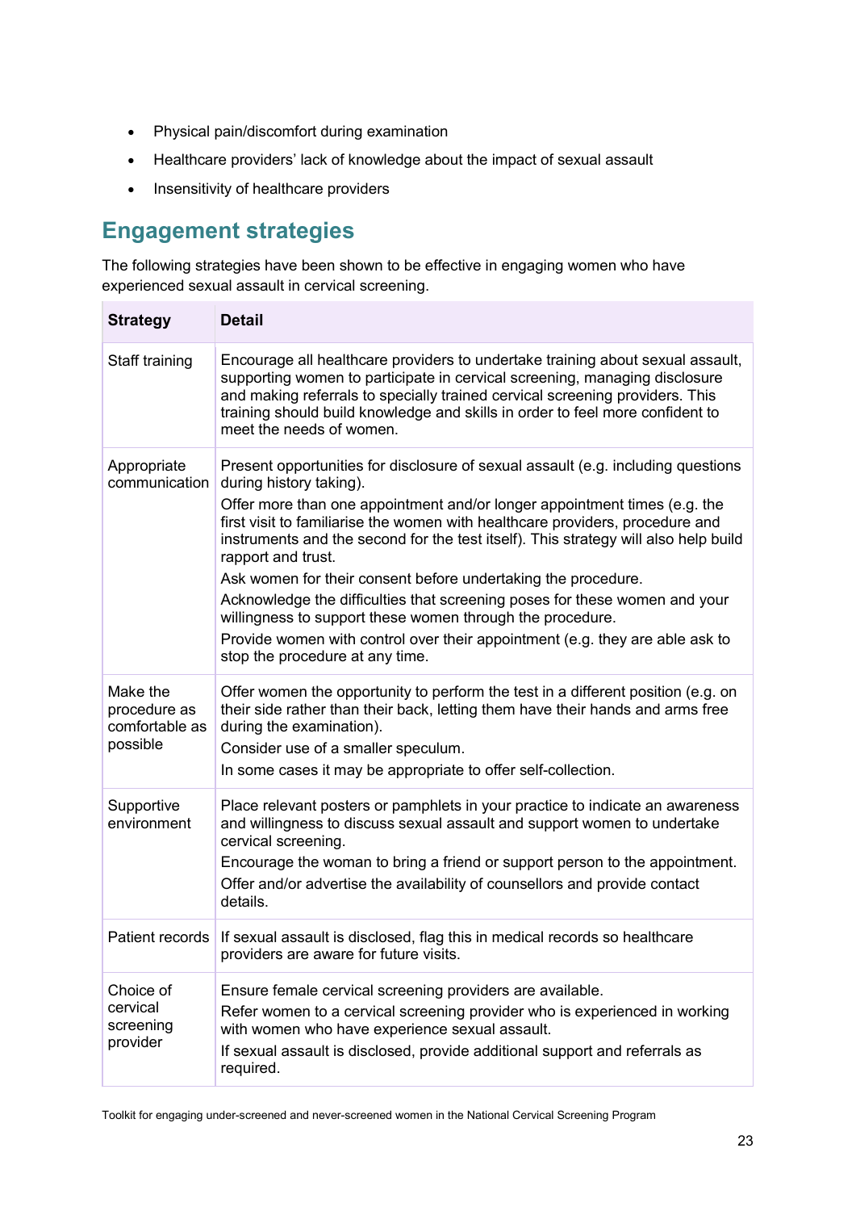- Physical pain/discomfort during examination
- Healthcare providers' lack of knowledge about the impact of sexual assault
- Insensitivity of healthcare providers

## Engagement strategies

The following strategies have been shown to be effective in engaging women who have experienced sexual assault in cervical screening.

| Strategy | Detail |
|---|---|
| Staff training | Encourage all healthcare providers to undertake training about sexual assault, supporting women to participate in cervical screening, managing disclosure and making referrals to specially trained cervical screening providers. This training should build knowledge and skills in order to feel more confident to meet the needs of women. |
| Appropriate communication | Present opportunities for disclosure of sexual assault (e.g. including questions during history taking).<br>Offer more than one appointment and/or longer appointment times (e.g. the first visit to familiarise the women with healthcare providers, procedure and instruments and the second for the test itself). This strategy will also help build rapport and trust.<br>Ask women for their consent before undertaking the procedure.<br>Acknowledge the difficulties that screening poses for these women and your willingness to support these women through the procedure.<br>Provide women with control over their appointment (e.g. they are able ask to stop the procedure at any time. |
| Make the procedure as comfortable as possible | Offer women the opportunity to perform the test in a different position (e.g. on their side rather than their back, letting them have their hands and arms free during the examination).<br>Consider use of a smaller speculum.<br>In some cases it may be appropriate to offer self-collection. |
| Supportive environment | Place relevant posters or pamphlets in your practice to indicate an awareness and willingness to discuss sexual assault and support women to undertake cervical screening.<br>Encourage the woman to bring a friend or support person to the appointment.<br>Offer and/or advertise the availability of counsellors and provide contact details. |
| Patient records | If sexual assault is disclosed, flag this in medical records so healthcare providers are aware for future visits. |
| Choice of cervical screening provider | Ensure female cervical screening providers are available.<br>Refer women to a cervical screening provider who is experienced in working with women who have experience sexual assault.<br>If sexual assault is disclosed, provide additional support and referrals as required. |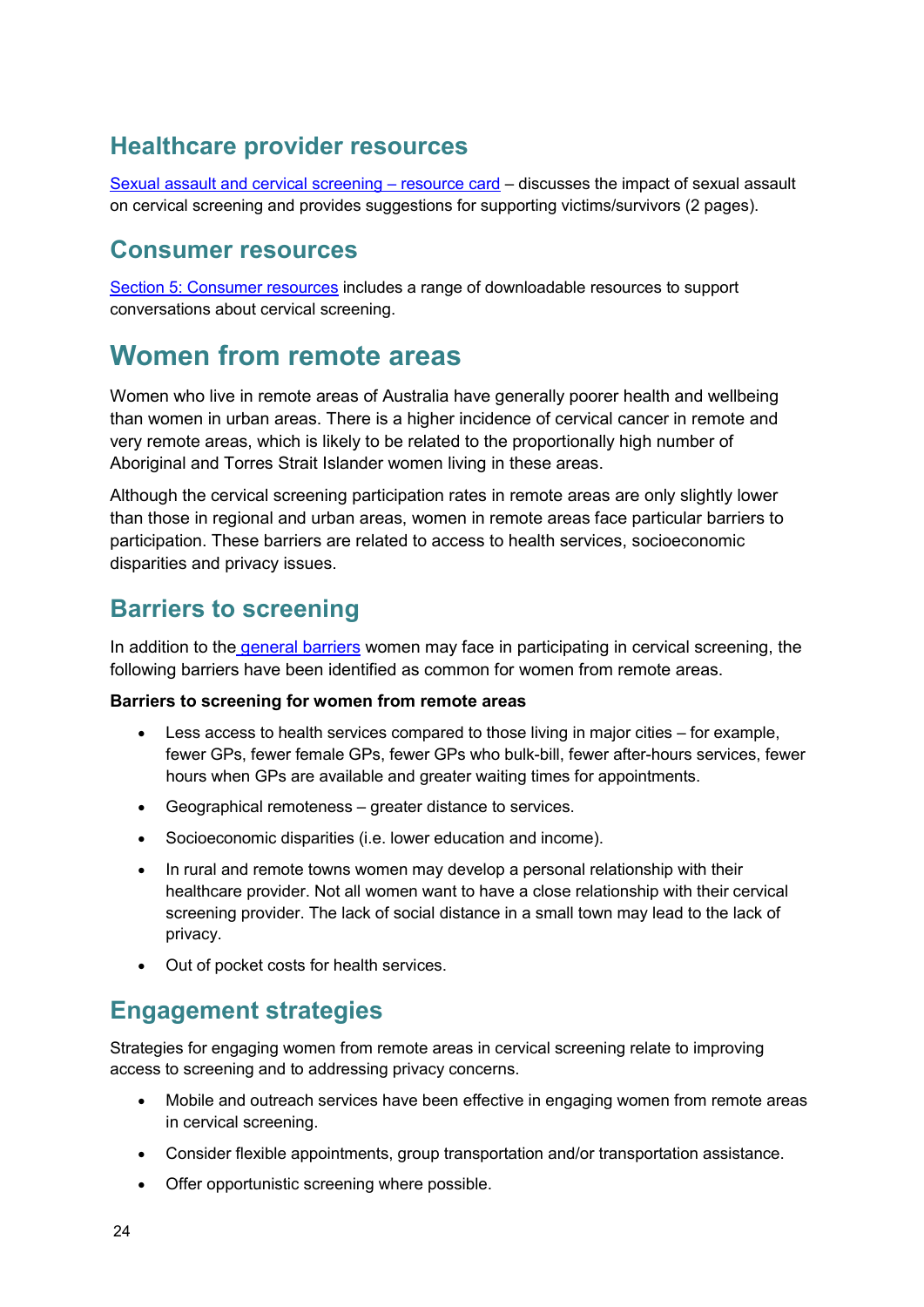## Healthcare provider resources

[Sexual assault and cervical screening – resource card] – discusses the impact of sexual assault on cervical screening and provides suggestions for supporting victims/survivors (2 pages).

## Consumer resources

[Section 5: Consumer resources] includes a range of downloadable resources to support conversations about cervical screening.

# Women from remote areas

Women who live in remote areas of Australia have generally poorer health and wellbeing than women in urban areas. There is a higher incidence of cervical cancer in remote and very remote areas, which is likely to be related to the proportionally high number of Aboriginal and Torres Strait Islander women living in these areas.

Although the cervical screening participation rates in remote areas are only slightly lower than those in regional and urban areas, women in remote areas face particular barriers to participation. These barriers are related to access to health services, socioeconomic disparities and privacy issues.

## Barriers to screening

In addition to the [general barriers] women may face in participating in cervical screening, the following barriers have been identified as common for women from remote areas.

**Barriers to screening for women from remote areas**

- Less access to health services compared to those living in major cities – for example, fewer GPs, fewer female GPs, fewer GPs who bulk-bill, fewer after-hours services, fewer hours when GPs are available and greater waiting times for appointments.
- Geographical remoteness – greater distance to services.
- Socioeconomic disparities (i.e. lower education and income).
- In rural and remote towns women may develop a personal relationship with their healthcare provider. Not all women want to have a close relationship with their cervical screening provider. The lack of social distance in a small town may lead to the lack of privacy.
- Out of pocket costs for health services.

## Engagement strategies

Strategies for engaging women from remote areas in cervical screening relate to improving access to screening and to addressing privacy concerns.

- Mobile and outreach services have been effective in engaging women from remote areas in cervical screening.
- Consider flexible appointments, group transportation and/or transportation assistance.
- Offer opportunistic screening where possible.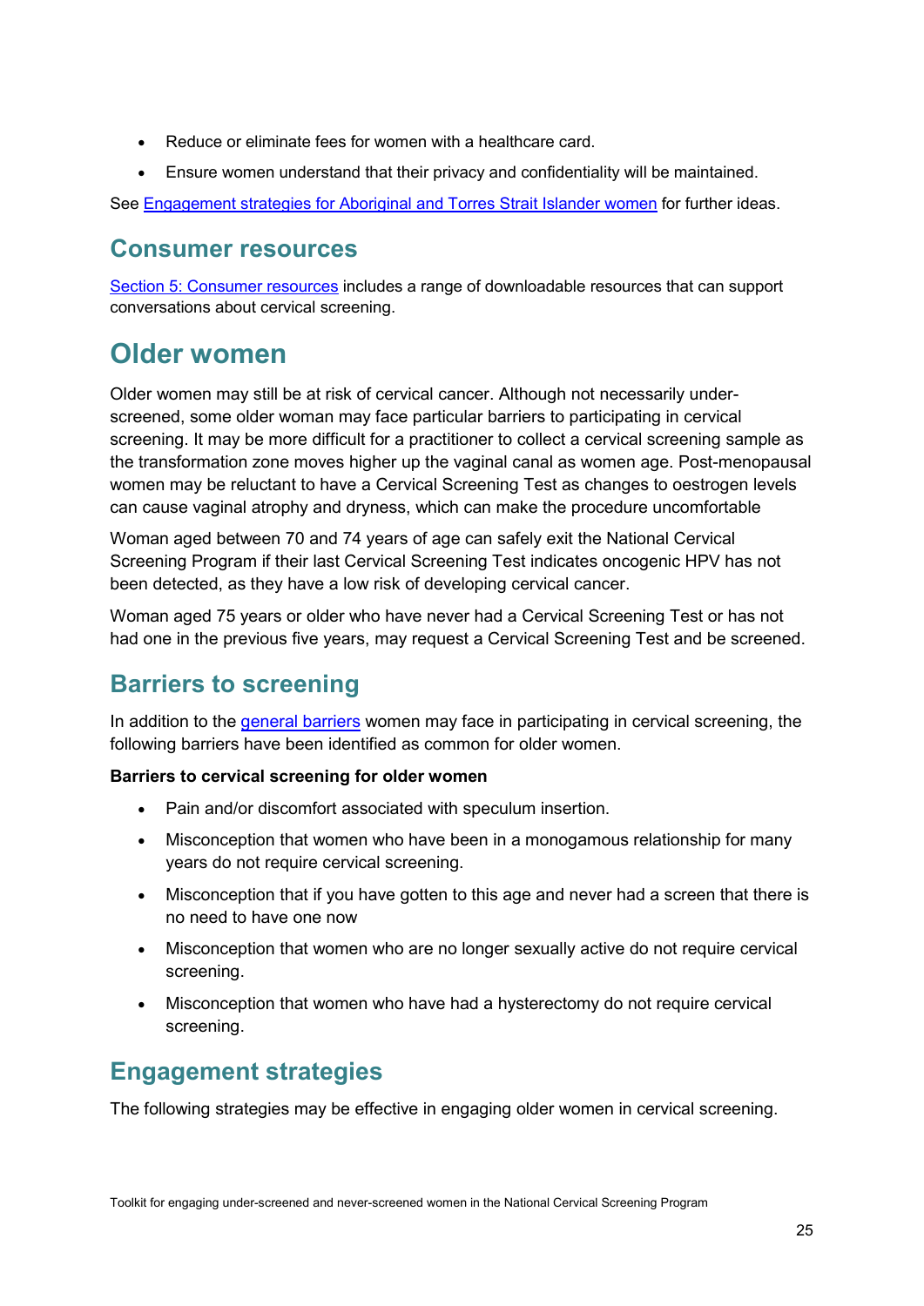- Reduce or eliminate fees for women with a healthcare card.
- Ensure women understand that their privacy and confidentiality will be maintained.

See [Engagement strategies for Aboriginal and Torres Strait Islander women] for further ideas.

## Consumer resources

[Section 5: Consumer resources] includes a range of downloadable resources that can support conversations about cervical screening.

# Older women

Older women may still be at risk of cervical cancer. Although not necessarily under-screened, some older woman may face particular barriers to participating in cervical screening. It may be more difficult for a practitioner to collect a cervical screening sample as the transformation zone moves higher up the vaginal canal as women age. Post-menopausal women may be reluctant to have a Cervical Screening Test as changes to oestrogen levels can cause vaginal atrophy and dryness, which can make the procedure uncomfortable

Woman aged between 70 and 74 years of age can safely exit the National Cervical Screening Program if their last Cervical Screening Test indicates oncogenic HPV has not been detected, as they have a low risk of developing cervical cancer.

Woman aged 75 years or older who have never had a Cervical Screening Test or has not had one in the previous five years, may request a Cervical Screening Test and be screened.

## Barriers to screening

In addition to the [general barriers] women may face in participating in cervical screening, the following barriers have been identified as common for older women.

**Barriers to cervical screening for older women**

- Pain and/or discomfort associated with speculum insertion.
- Misconception that women who have been in a monogamous relationship for many years do not require cervical screening.
- Misconception that if you have gotten to this age and never had a screen that there is no need to have one now
- Misconception that women who are no longer sexually active do not require cervical screening.
- Misconception that women who have had a hysterectomy do not require cervical screening.

## Engagement strategies

The following strategies may be effective in engaging older women in cervical screening.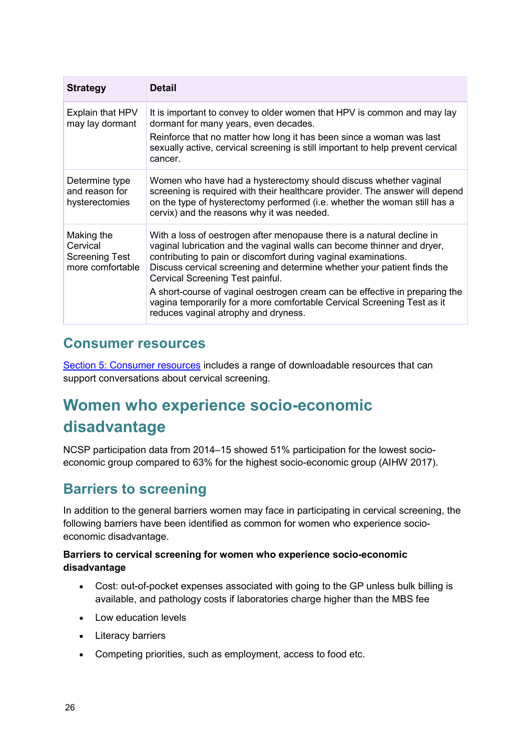| Strategy | Detail |
|---|---|
| Explain that HPV may lay dormant | It is important to convey to older women that HPV is common and may lay dormant for many years, even decades. Reinforce that no matter how long it has been since a woman was last sexually active, cervical screening is still important to help prevent cervical cancer. |
| Determine type and reason for hysterectomies | Women who have had a hysterectomy should discuss whether vaginal screening is required with their healthcare provider. The answer will depend on the type of hysterectomy performed (i.e. whether the woman still has a cervix) and the reasons why it was needed. |
| Making the Cervical Screening Test more comfortable | With a loss of oestrogen after menopause there is a natural decline in vaginal lubrication and the vaginal walls can become thinner and dryer, contributing to pain or discomfort during vaginal examinations. Discuss cervical screening and determine whether your patient finds the Cervical Screening Test painful. A short-course of vaginal oestrogen cream can be effective in preparing the vagina temporarily for a more comfortable Cervical Screening Test as it reduces vaginal atrophy and dryness. |

### Consumer resources

Section 5: Consumer resources includes a range of downloadable resources that can support conversations about cervical screening.

## Women who experience socio-economic disadvantage

NCSP participation data from 2014–15 showed 51% participation for the lowest socio-economic group compared to 63% for the highest socio-economic group (AIHW 2017).

### Barriers to screening

In addition to the general barriers women may face in participating in cervical screening, the following barriers have been identified as common for women who experience socio-economic disadvantage.

**Barriers to cervical screening for women who experience socio-economic disadvantage**

- Cost: out-of-pocket expenses associated with going to the GP unless bulk billing is available, and pathology costs if laboratories charge higher than the MBS fee
- Low education levels
- Literacy barriers
- Competing priorities, such as employment, access to food etc.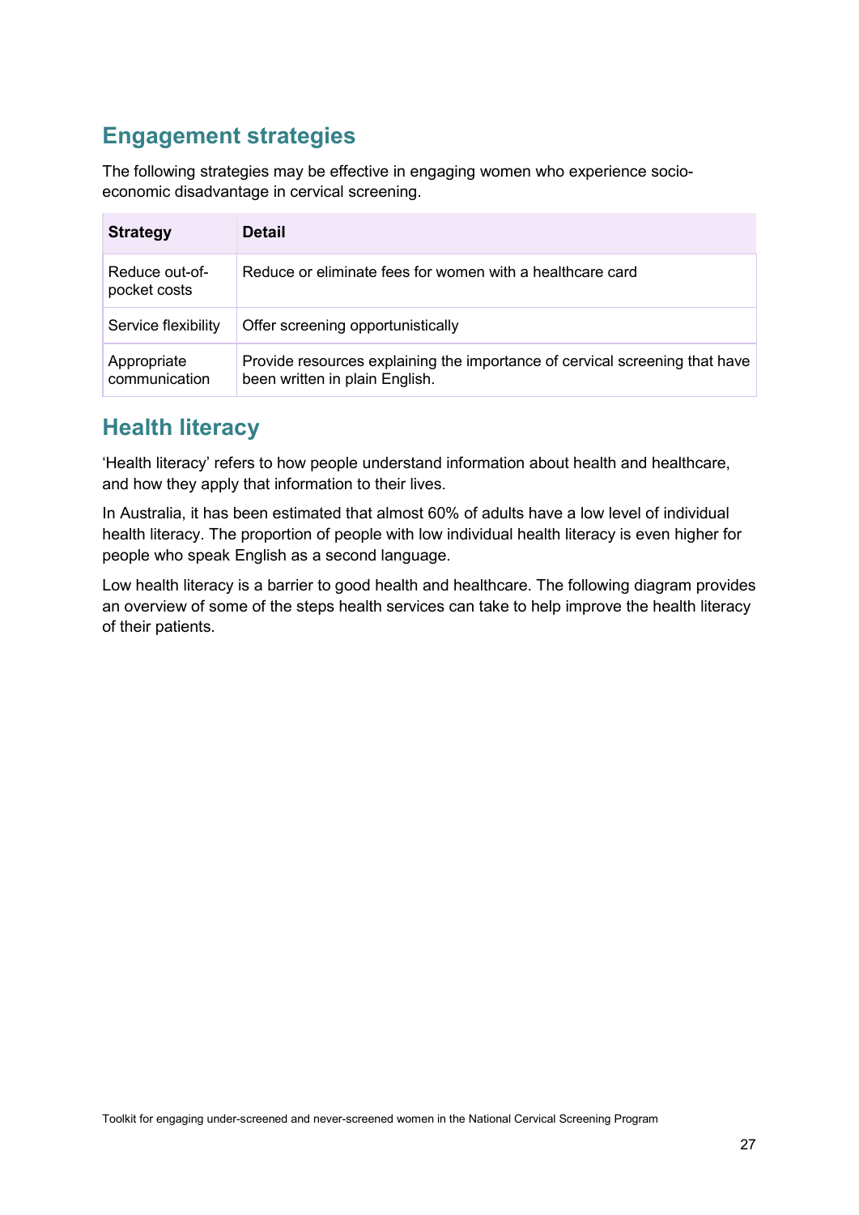## Engagement strategies

The following strategies may be effective in engaging women who experience socio-economic disadvantage in cervical screening.

| Strategy | Detail |
| --- | --- |
| Reduce out-of-pocket costs | Reduce or eliminate fees for women with a healthcare card |
| Service flexibility | Offer screening opportunistically |
| Appropriate communication | Provide resources explaining the importance of cervical screening that have been written in plain English. |

## Health literacy

'Health literacy' refers to how people understand information about health and healthcare, and how they apply that information to their lives.

In Australia, it has been estimated that almost 60% of adults have a low level of individual health literacy. The proportion of people with low individual health literacy is even higher for people who speak English as a second language.

Low health literacy is a barrier to good health and healthcare. The following diagram provides an overview of some of the steps health services can take to help improve the health literacy of their patients.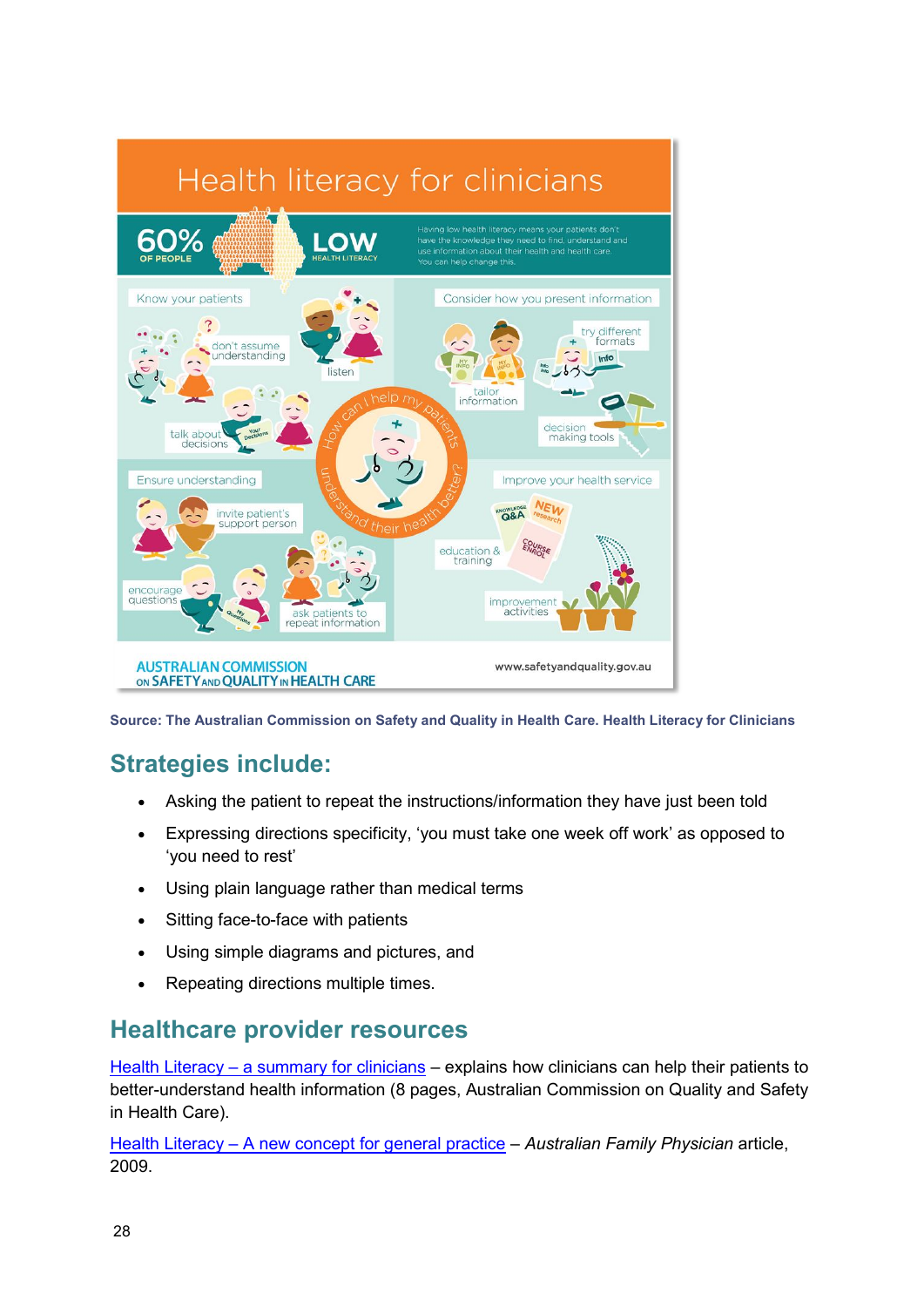Source: The Australian Commission on Safety and Quality in Health Care. Health Literacy for Clinicians

## Strategies include:

- Asking the patient to repeat the instructions/information they have just been told
- Expressing directions specificity, 'you must take one week off work' as opposed to 'you need to rest'
- Using plain language rather than medical terms
- Sitting face-to-face with patients
- Using simple diagrams and pictures, and
- Repeating directions multiple times.

## Healthcare provider resources

Health Literacy – a summary for clinicians – explains how clinicians can help their patients to better-understand health information (8 pages, Australian Commission on Quality and Safety in Health Care).

Health Literacy – A new concept for general practice – *Australian Family Physician* article, 2009.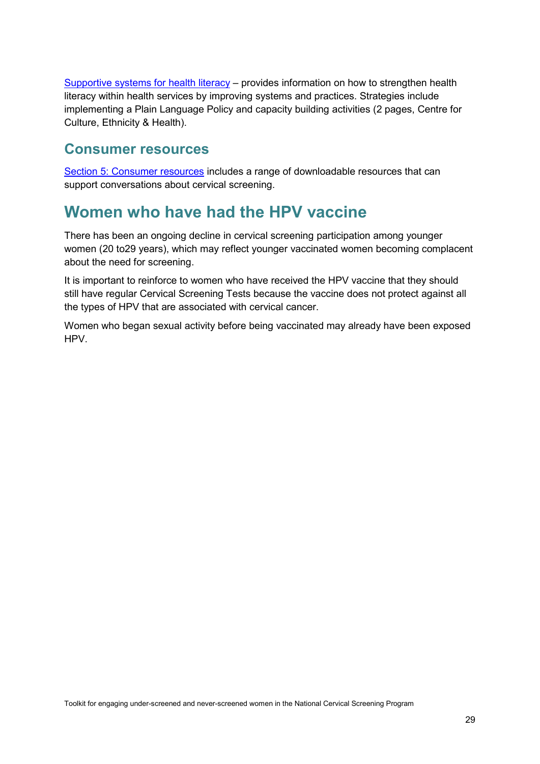[Supportive systems for health literacy]() – provides information on how to strengthen health literacy within health services by improving systems and practices. Strategies include implementing a Plain Language Policy and capacity building activities (2 pages, Centre for Culture, Ethnicity & Health).

### Consumer resources

[Section 5: Consumer resources]() includes a range of downloadable resources that can support conversations about cervical screening.

## Women who have had the HPV vaccine

There has been an ongoing decline in cervical screening participation among younger women (20 to29 years), which may reflect younger vaccinated women becoming complacent about the need for screening.

It is important to reinforce to women who have received the HPV vaccine that they should still have regular Cervical Screening Tests because the vaccine does not protect against all the types of HPV that are associated with cervical cancer.

Women who began sexual activity before being vaccinated may already have been exposed HPV.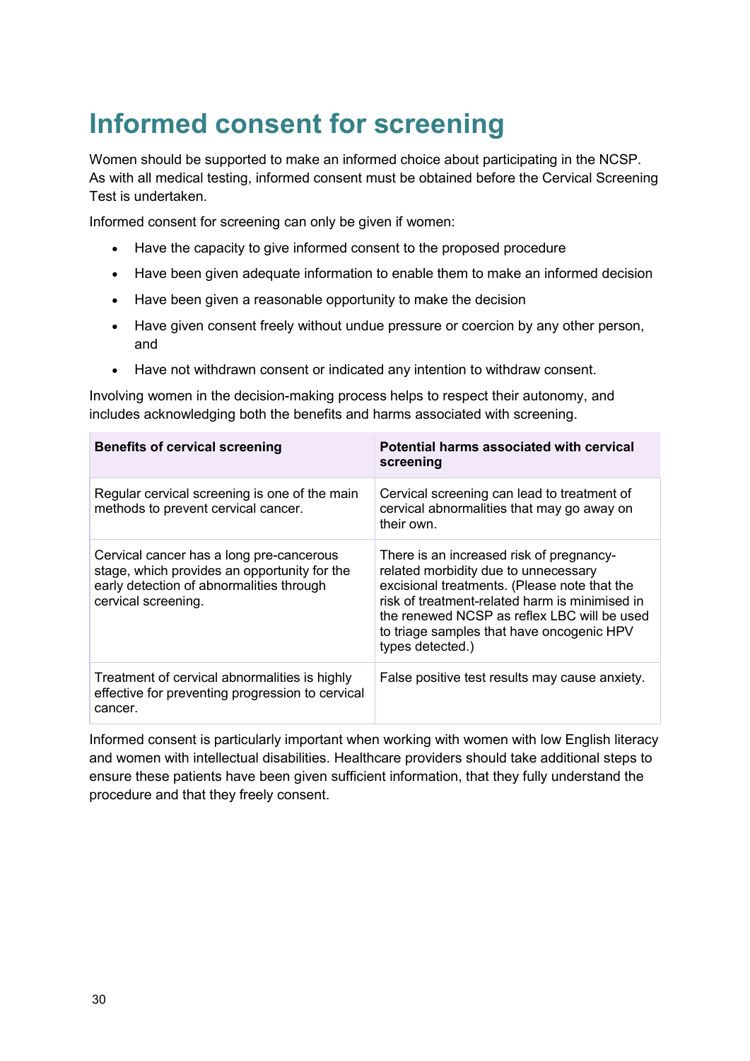# Informed consent for screening

Women should be supported to make an informed choice about participating in the NCSP. As with all medical testing, informed consent must be obtained before the Cervical Screening Test is undertaken.

Informed consent for screening can only be given if women:

- Have the capacity to give informed consent to the proposed procedure
- Have been given adequate information to enable them to make an informed decision
- Have been given a reasonable opportunity to make the decision
- Have given consent freely without undue pressure or coercion by any other person, and
- Have not withdrawn consent or indicated any intention to withdraw consent.

Involving women in the decision-making process helps to respect their autonomy, and includes acknowledging both the benefits and harms associated with screening.

| **Benefits of cervical screening** | **Potential harms associated with cervical screening** |
|---|---|
| Regular cervical screening is one of the main methods to prevent cervical cancer. | Cervical screening can lead to treatment of cervical abnormalities that may go away on their own. |
| Cervical cancer has a long pre-cancerous stage, which provides an opportunity for the early detection of abnormalities through cervical screening. | There is an increased risk of pregnancy-related morbidity due to unnecessary excisional treatments. (Please note that the risk of treatment-related harm is minimised in the renewed NCSP as reflex LBC will be used to triage samples that have oncogenic HPV types detected.) |
| Treatment of cervical abnormalities is highly effective for preventing progression to cervical cancer. | False positive test results may cause anxiety. |

Informed consent is particularly important when working with women with low English literacy and women with intellectual disabilities. Healthcare providers should take additional steps to ensure these patients have been given sufficient information, that they fully understand the procedure and that they freely consent.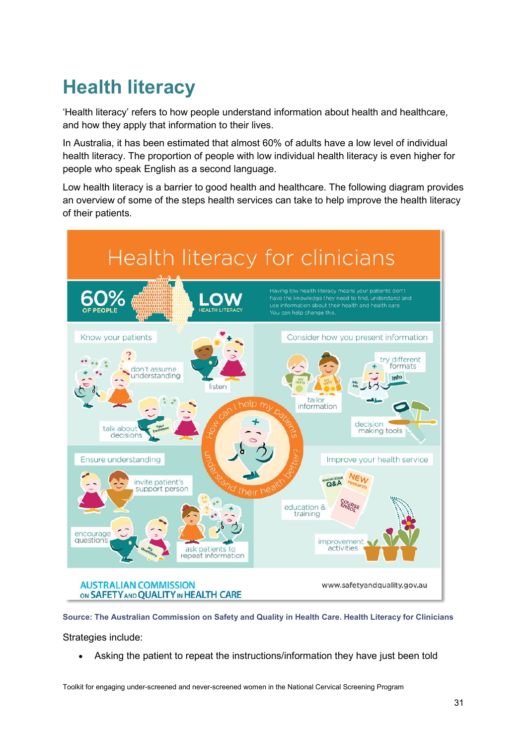# Health literacy

'Health literacy' refers to how people understand information about health and healthcare, and how they apply that information to their lives.

In Australia, it has been estimated that almost 60% of adults have a low level of individual health literacy. The proportion of people with low individual health literacy is even higher for people who speak English as a second language.

Low health literacy is a barrier to good health and healthcare. The following diagram provides an overview of some of the steps health services can take to help improve the health literacy of their patients.

## Health literacy for clinicians

**60%** OF PEOPLE **LOW** HEALTH LITERACY

Having low health literacy means your patients don't have the knowledge they need to find, understand and use information about their health and health care. You can help change this.

How can I help my patients understand their health better?

**Know your patients**
- don't assume understanding
- listen
- talk about decisions

**Consider how you present information**
- tailor information
- try different formats
- decision making tools

**Ensure understanding**
- invite patient's support person
- encourage questions
- ask patients to repeat information

**Improve your health service**
- education & training
- improvement activities

AUSTRALIAN COMMISSION ON SAFETY AND QUALITY IN HEALTH CARE

www.safetyandquality.gov.au

**Source: The Australian Commission on Safety and Quality in Health Care. Health Literacy for Clinicians**

Strategies include:

- Asking the patient to repeat the instructions/information they have just been told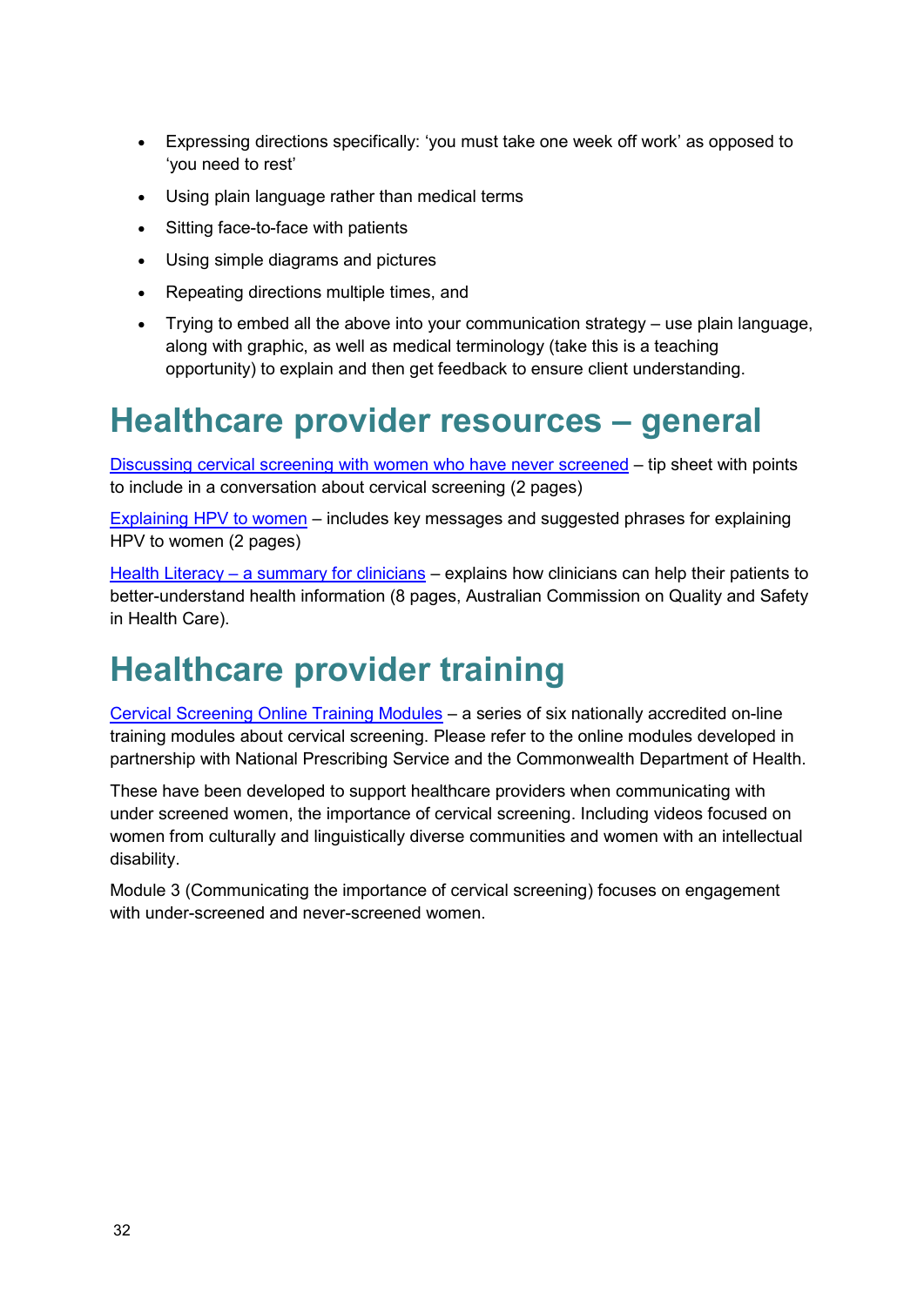- Expressing directions specifically: 'you must take one week off work' as opposed to 'you need to rest'
- Using plain language rather than medical terms
- Sitting face-to-face with patients
- Using simple diagrams and pictures
- Repeating directions multiple times, and
- Trying to embed all the above into your communication strategy – use plain language, along with graphic, as well as medical terminology (take this is a teaching opportunity) to explain and then get feedback to ensure client understanding.

# Healthcare provider resources – general

Discussing cervical screening with women who have never screened – tip sheet with points to include in a conversation about cervical screening (2 pages)

Explaining HPV to women – includes key messages and suggested phrases for explaining HPV to women (2 pages)

Health Literacy – a summary for clinicians – explains how clinicians can help their patients to better-understand health information (8 pages, Australian Commission on Quality and Safety in Health Care).

# Healthcare provider training

Cervical Screening Online Training Modules – a series of six nationally accredited on-line training modules about cervical screening. Please refer to the online modules developed in partnership with National Prescribing Service and the Commonwealth Department of Health.

These have been developed to support healthcare providers when communicating with under screened women, the importance of cervical screening. Including videos focused on women from culturally and linguistically diverse communities and women with an intellectual disability.

Module 3 (Communicating the importance of cervical screening) focuses on engagement with under-screened and never-screened women.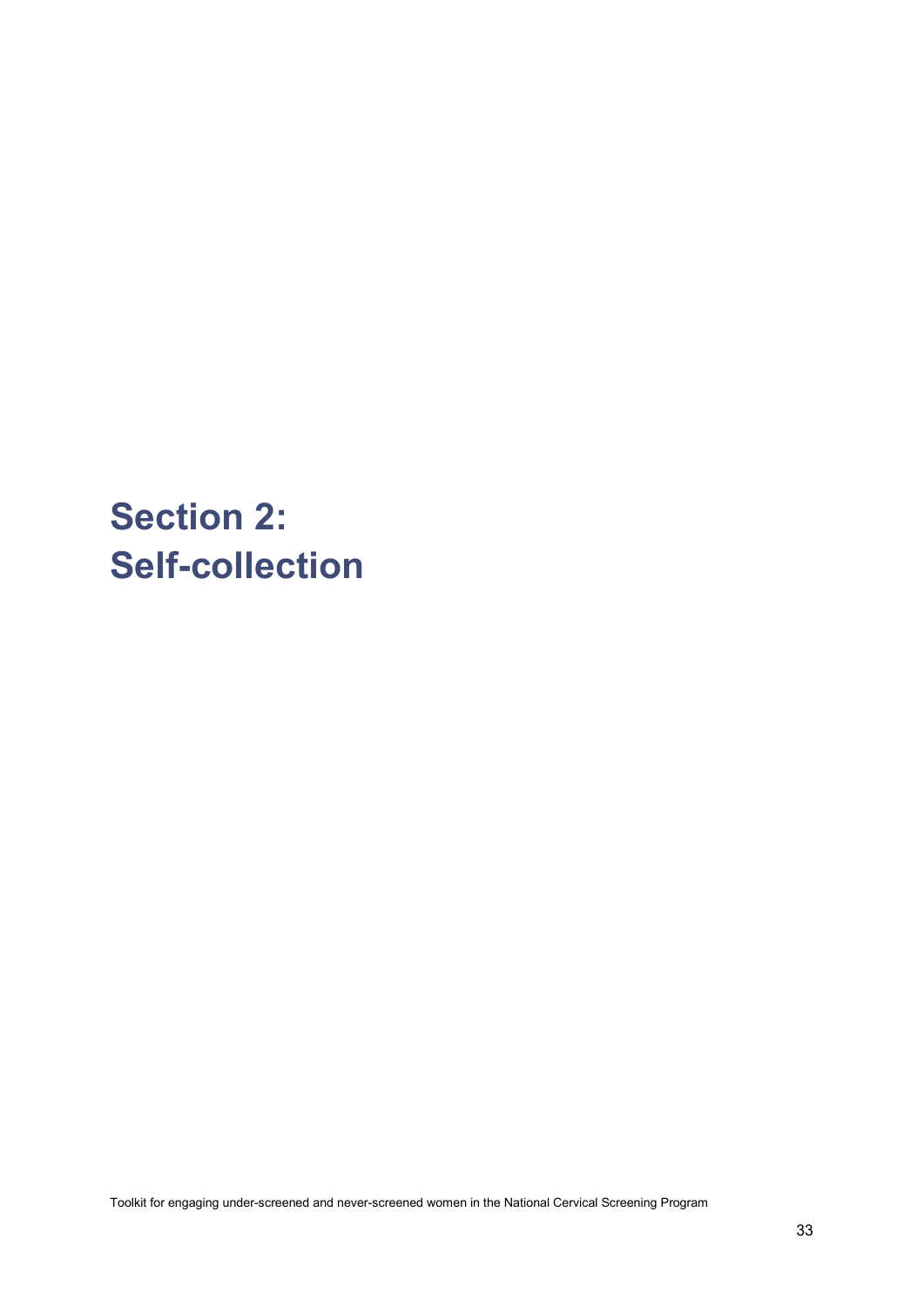# Section 2: Self-collection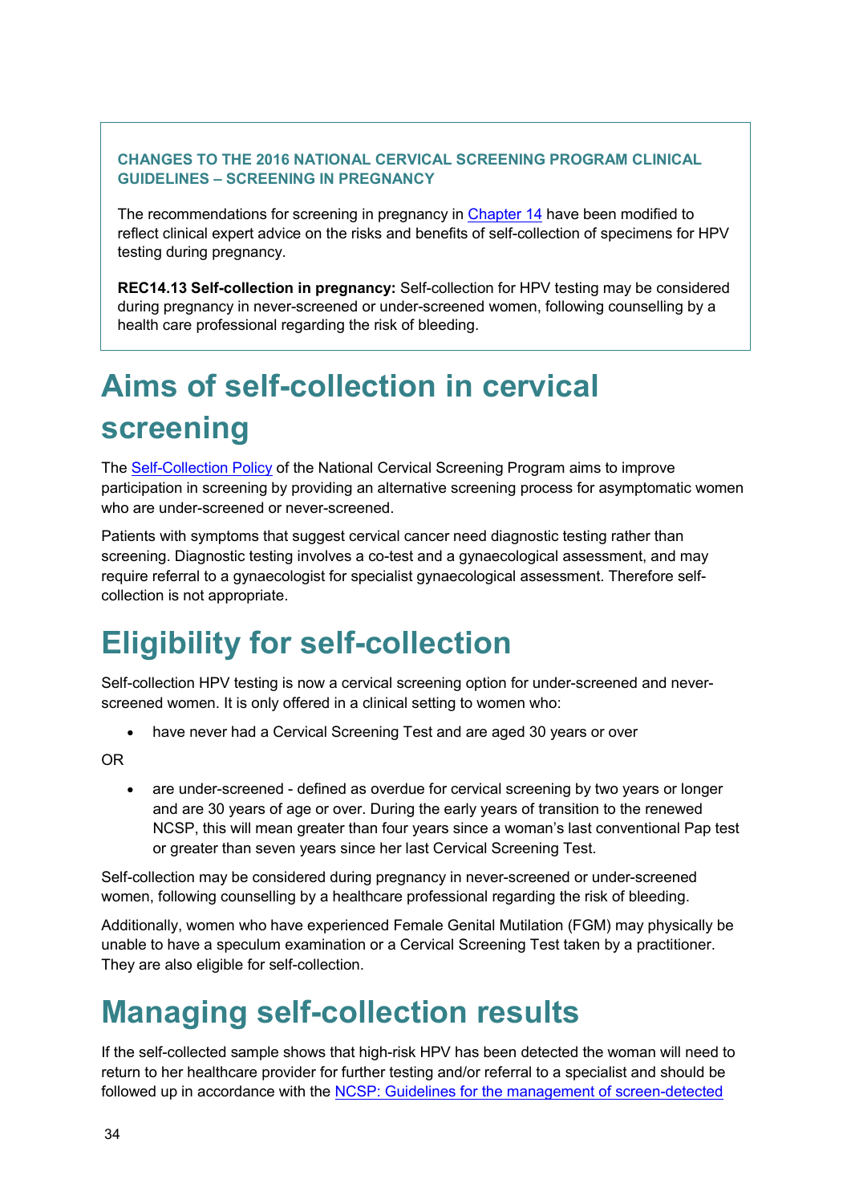**CHANGES TO THE 2016 NATIONAL CERVICAL SCREENING PROGRAM CLINICAL GUIDELINES – SCREENING IN PREGNANCY**

The recommendations for screening in pregnancy in Chapter 14 have been modified to reflect clinical expert advice on the risks and benefits of self-collection of specimens for HPV testing during pregnancy.

**REC14.13 Self-collection in pregnancy:** Self-collection for HPV testing may be considered during pregnancy in never-screened or under-screened women, following counselling by a health care professional regarding the risk of bleeding.

# Aims of self-collection in cervical screening

The Self-Collection Policy of the National Cervical Screening Program aims to improve participation in screening by providing an alternative screening process for asymptomatic women who are under-screened or never-screened.

Patients with symptoms that suggest cervical cancer need diagnostic testing rather than screening. Diagnostic testing involves a co-test and a gynaecological assessment, and may require referral to a gynaecologist for specialist gynaecological assessment. Therefore self-collection is not appropriate.

# Eligibility for self-collection

Self-collection HPV testing is now a cervical screening option for under-screened and never-screened women. It is only offered in a clinical setting to women who:

- have never had a Cervical Screening Test and are aged 30 years or over

OR

- are under-screened - defined as overdue for cervical screening by two years or longer and are 30 years of age or over. During the early years of transition to the renewed NCSP, this will mean greater than four years since a woman's last conventional Pap test or greater than seven years since her last Cervical Screening Test.

Self-collection may be considered during pregnancy in never-screened or under-screened women, following counselling by a healthcare professional regarding the risk of bleeding.

Additionally, women who have experienced Female Genital Mutilation (FGM) may physically be unable to have a speculum examination or a Cervical Screening Test taken by a practitioner. They are also eligible for self-collection.

# Managing self-collection results

If the self-collected sample shows that high-risk HPV has been detected the woman will need to return to her healthcare provider for further testing and/or referral to a specialist and should be followed up in accordance with the NCSP: Guidelines for the management of screen-detected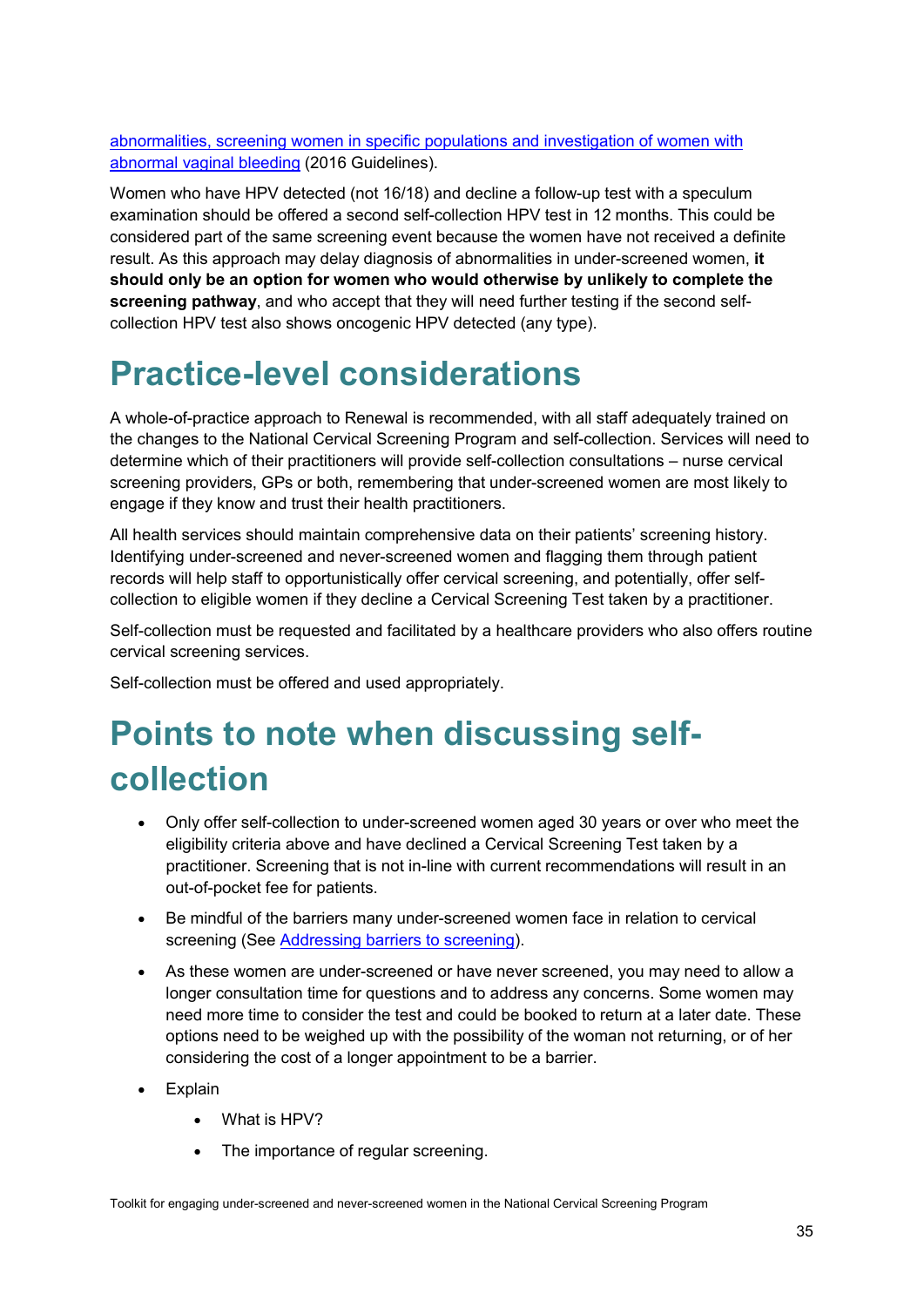[abnormalities, screening women in specific populations and investigation of women with abnormal vaginal bleeding](#) (2016 Guidelines).

Women who have HPV detected (not 16/18) and decline a follow-up test with a speculum examination should be offered a second self-collection HPV test in 12 months. This could be considered part of the same screening event because the women have not received a definite result. As this approach may delay diagnosis of abnormalities in under-screened women, **it should only be an option for women who would otherwise by unlikely to complete the screening pathway**, and who accept that they will need further testing if the second self-collection HPV test also shows oncogenic HPV detected (any type).

# Practice-level considerations

A whole-of-practice approach to Renewal is recommended, with all staff adequately trained on the changes to the National Cervical Screening Program and self-collection. Services will need to determine which of their practitioners will provide self-collection consultations – nurse cervical screening providers, GPs or both, remembering that under-screened women are most likely to engage if they know and trust their health practitioners.

All health services should maintain comprehensive data on their patients' screening history. Identifying under-screened and never-screened women and flagging them through patient records will help staff to opportunistically offer cervical screening, and potentially, offer self-collection to eligible women if they decline a Cervical Screening Test taken by a practitioner.

Self-collection must be requested and facilitated by a healthcare providers who also offers routine cervical screening services.

Self-collection must be offered and used appropriately.

# Points to note when discussing self-collection

- Only offer self-collection to under-screened women aged 30 years or over who meet the eligibility criteria above and have declined a Cervical Screening Test taken by a practitioner. Screening that is not in-line with current recommendations will result in an out-of-pocket fee for patients.
- Be mindful of the barriers many under-screened women face in relation to cervical screening (See [Addressing barriers to screening](#)).
- As these women are under-screened or have never screened, you may need to allow a longer consultation time for questions and to address any concerns. Some women may need more time to consider the test and could be booked to return at a later date. These options need to be weighed up with the possibility of the woman not returning, or of her considering the cost of a longer appointment to be a barrier.
- Explain
    - What is HPV?
    - The importance of regular screening.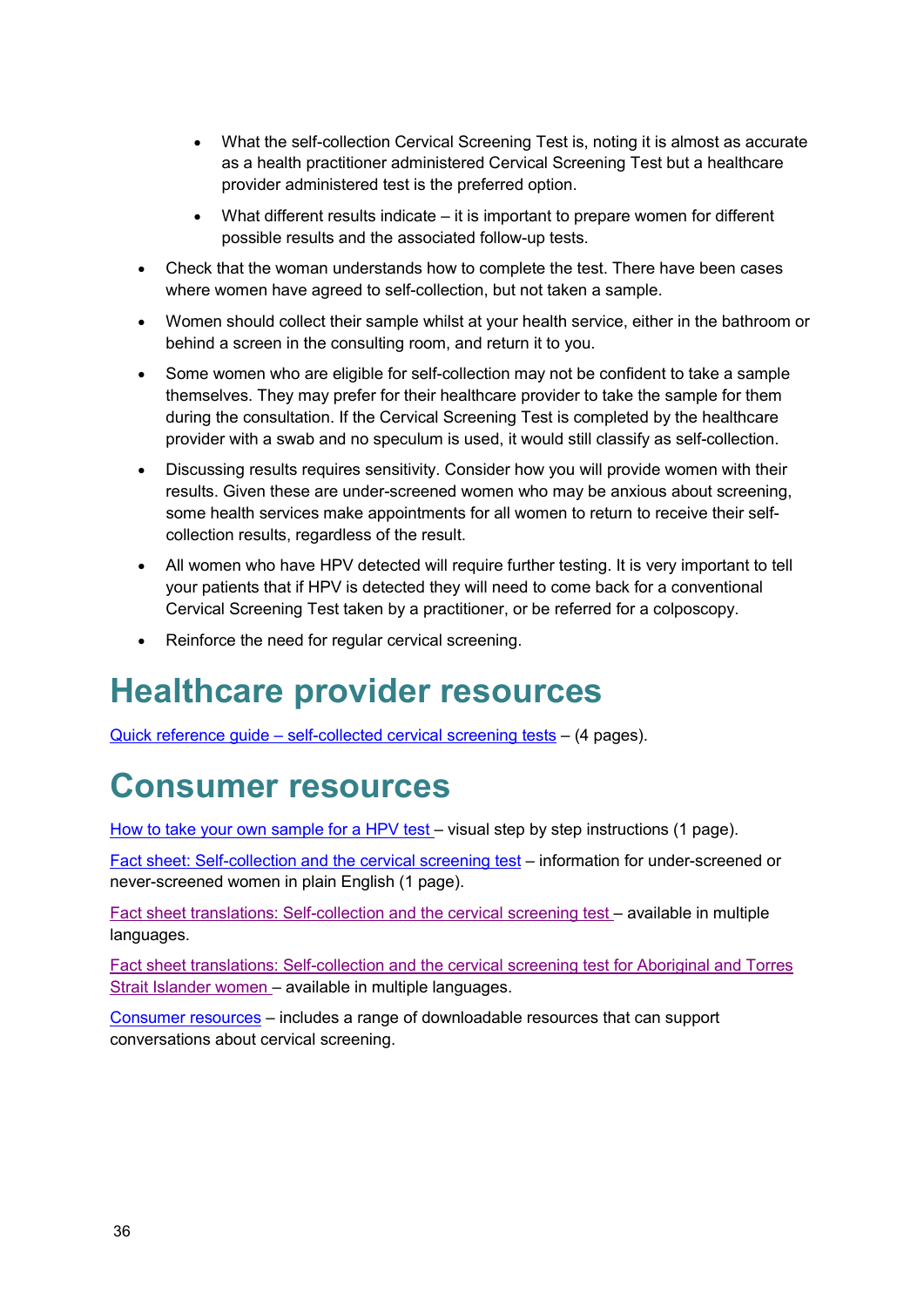- What the self-collection Cervical Screening Test is, noting it is almost as accurate as a health practitioner administered Cervical Screening Test but a healthcare provider administered test is the preferred option.
  - What different results indicate – it is important to prepare women for different possible results and the associated follow-up tests.
- Check that the woman understands how to complete the test. There have been cases where women have agreed to self-collection, but not taken a sample.
- Women should collect their sample whilst at your health service, either in the bathroom or behind a screen in the consulting room, and return it to you.
- Some women who are eligible for self-collection may not be confident to take a sample themselves. They may prefer for their healthcare provider to take the sample for them during the consultation. If the Cervical Screening Test is completed by the healthcare provider with a swab and no speculum is used, it would still classify as self-collection.
- Discussing results requires sensitivity. Consider how you will provide women with their results. Given these are under-screened women who may be anxious about screening, some health services make appointments for all women to return to receive their self-collection results, regardless of the result.
- All women who have HPV detected will require further testing. It is very important to tell your patients that if HPV is detected they will need to come back for a conventional Cervical Screening Test taken by a practitioner, or be referred for a colposcopy.
- Reinforce the need for regular cervical screening.

# Healthcare provider resources

Quick reference guide – self-collected cervical screening tests – (4 pages).

# Consumer resources

How to take your own sample for a HPV test – visual step by step instructions (1 page).

Fact sheet: Self-collection and the cervical screening test – information for under-screened or never-screened women in plain English (1 page).

Fact sheet translations: Self-collection and the cervical screening test – available in multiple languages.

Fact sheet translations: Self-collection and the cervical screening test for Aboriginal and Torres Strait Islander women – available in multiple languages.

Consumer resources – includes a range of downloadable resources that can support conversations about cervical screening.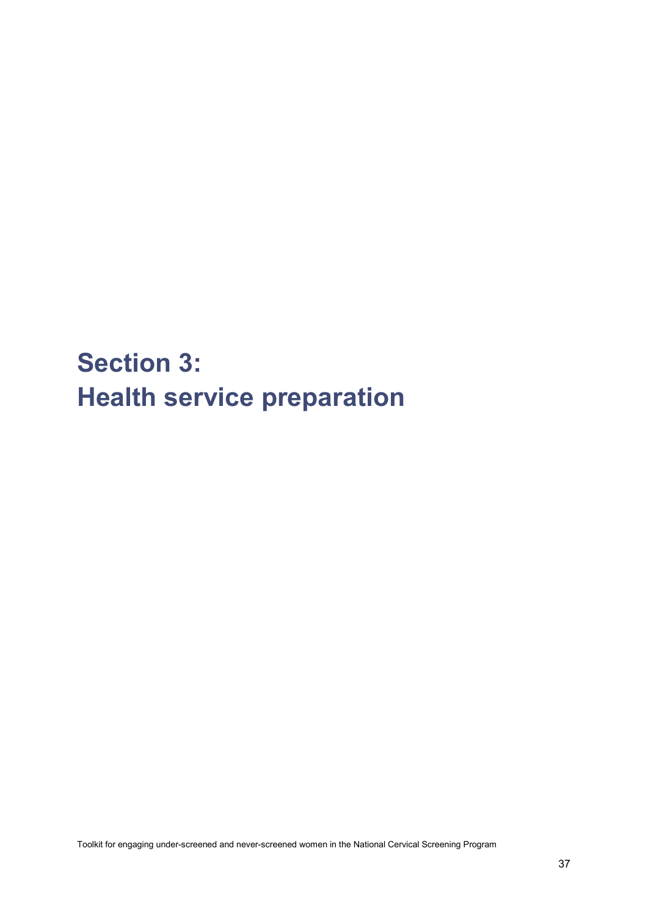# Section 3: Health service preparation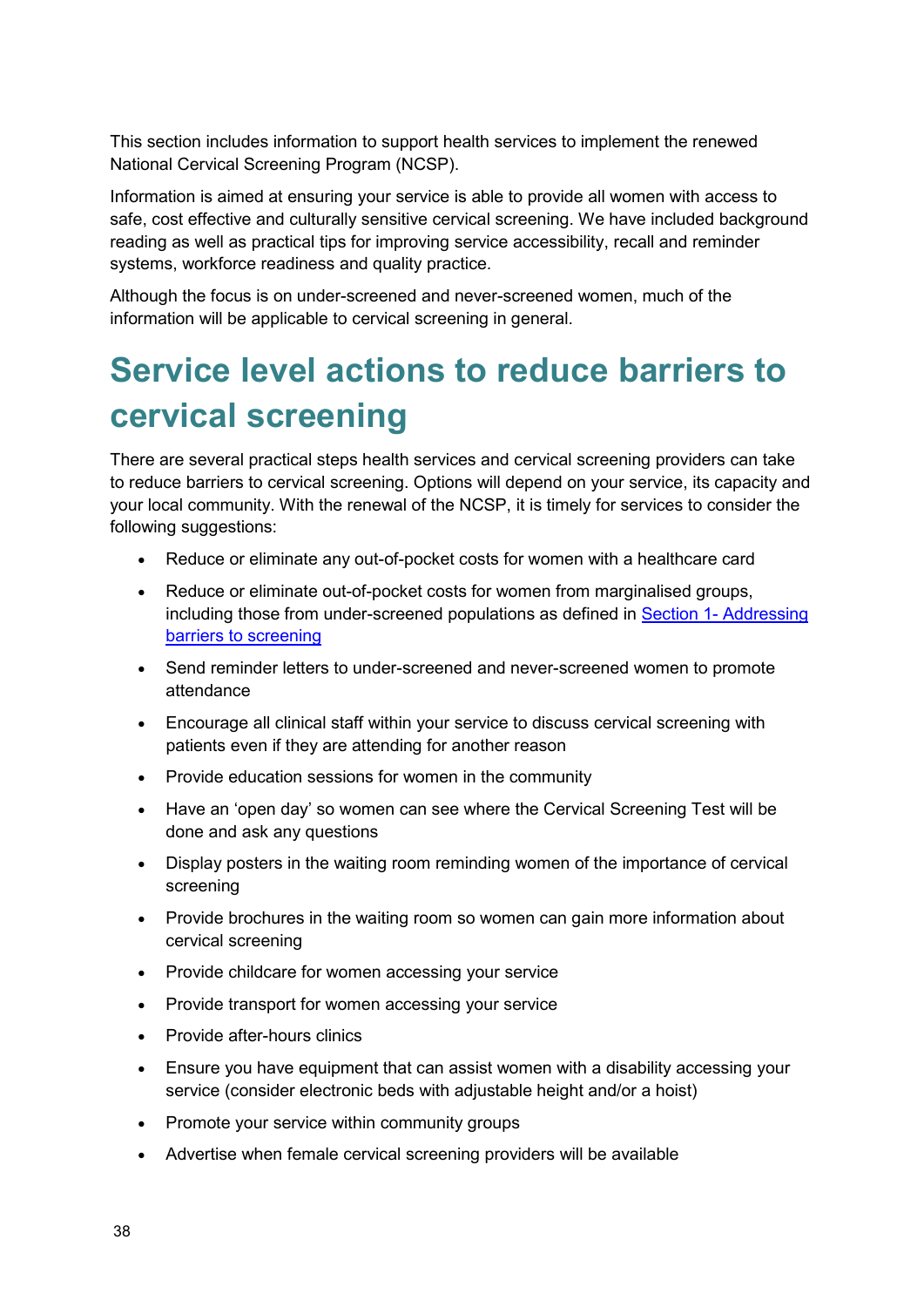This section includes information to support health services to implement the renewed National Cervical Screening Program (NCSP).

Information is aimed at ensuring your service is able to provide all women with access to safe, cost effective and culturally sensitive cervical screening. We have included background reading as well as practical tips for improving service accessibility, recall and reminder systems, workforce readiness and quality practice.

Although the focus is on under-screened and never-screened women, much of the information will be applicable to cervical screening in general.

# Service level actions to reduce barriers to cervical screening

There are several practical steps health services and cervical screening providers can take to reduce barriers to cervical screening. Options will depend on your service, its capacity and your local community. With the renewal of the NCSP, it is timely for services to consider the following suggestions:

- Reduce or eliminate any out-of-pocket costs for women with a healthcare card
- Reduce or eliminate out-of-pocket costs for women from marginalised groups, including those from under-screened populations as defined in [Section 1- Addressing barriers to screening]()
- Send reminder letters to under-screened and never-screened women to promote attendance
- Encourage all clinical staff within your service to discuss cervical screening with patients even if they are attending for another reason
- Provide education sessions for women in the community
- Have an 'open day' so women can see where the Cervical Screening Test will be done and ask any questions
- Display posters in the waiting room reminding women of the importance of cervical screening
- Provide brochures in the waiting room so women can gain more information about cervical screening
- Provide childcare for women accessing your service
- Provide transport for women accessing your service
- Provide after-hours clinics
- Ensure you have equipment that can assist women with a disability accessing your service (consider electronic beds with adjustable height and/or a hoist)
- Promote your service within community groups
- Advertise when female cervical screening providers will be available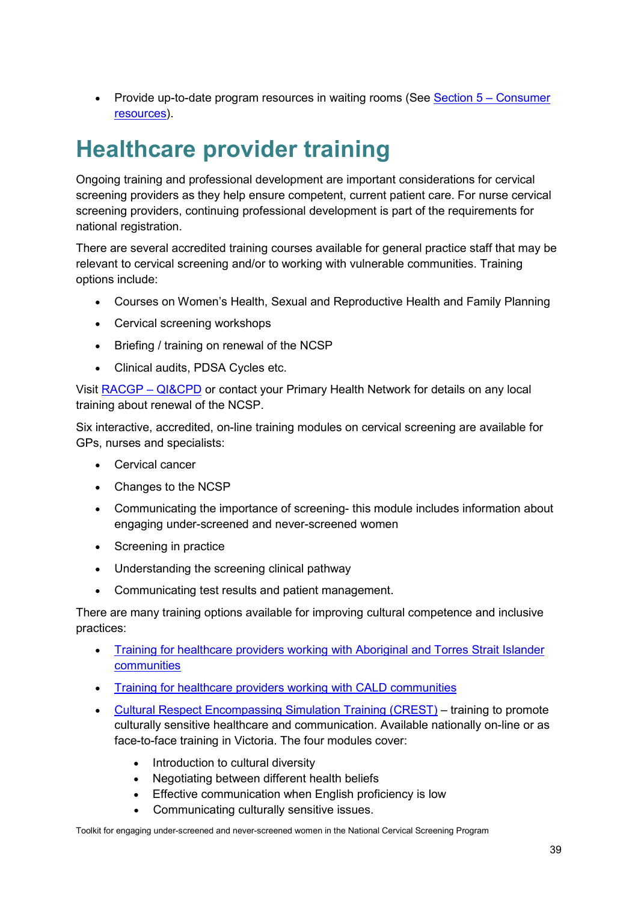- Provide up-to-date program resources in waiting rooms (See Section 5 – Consumer resources).

# Healthcare provider training

Ongoing training and professional development are important considerations for cervical screening providers as they help ensure competent, current patient care. For nurse cervical screening providers, continuing professional development is part of the requirements for national registration.

There are several accredited training courses available for general practice staff that may be relevant to cervical screening and/or to working with vulnerable communities. Training options include:

- Courses on Women's Health, Sexual and Reproductive Health and Family Planning
- Cervical screening workshops
- Briefing / training on renewal of the NCSP
- Clinical audits, PDSA Cycles etc.

Visit RACGP – QI&CPD or contact your Primary Health Network for details on any local training about renewal of the NCSP.

Six interactive, accredited, on-line training modules on cervical screening are available for GPs, nurses and specialists:

- Cervical cancer
- Changes to the NCSP
- Communicating the importance of screening- this module includes information about engaging under-screened and never-screened women
- Screening in practice
- Understanding the screening clinical pathway
- Communicating test results and patient management.

There are many training options available for improving cultural competence and inclusive practices:

- Training for healthcare providers working with Aboriginal and Torres Strait Islander communities
- Training for healthcare providers working with CALD communities
- Cultural Respect Encompassing Simulation Training (CREST) – training to promote culturally sensitive healthcare and communication. Available nationally on-line or as face-to-face training in Victoria. The four modules cover:
  - Introduction to cultural diversity
  - Negotiating between different health beliefs
  - Effective communication when English proficiency is low
  - Communicating culturally sensitive issues.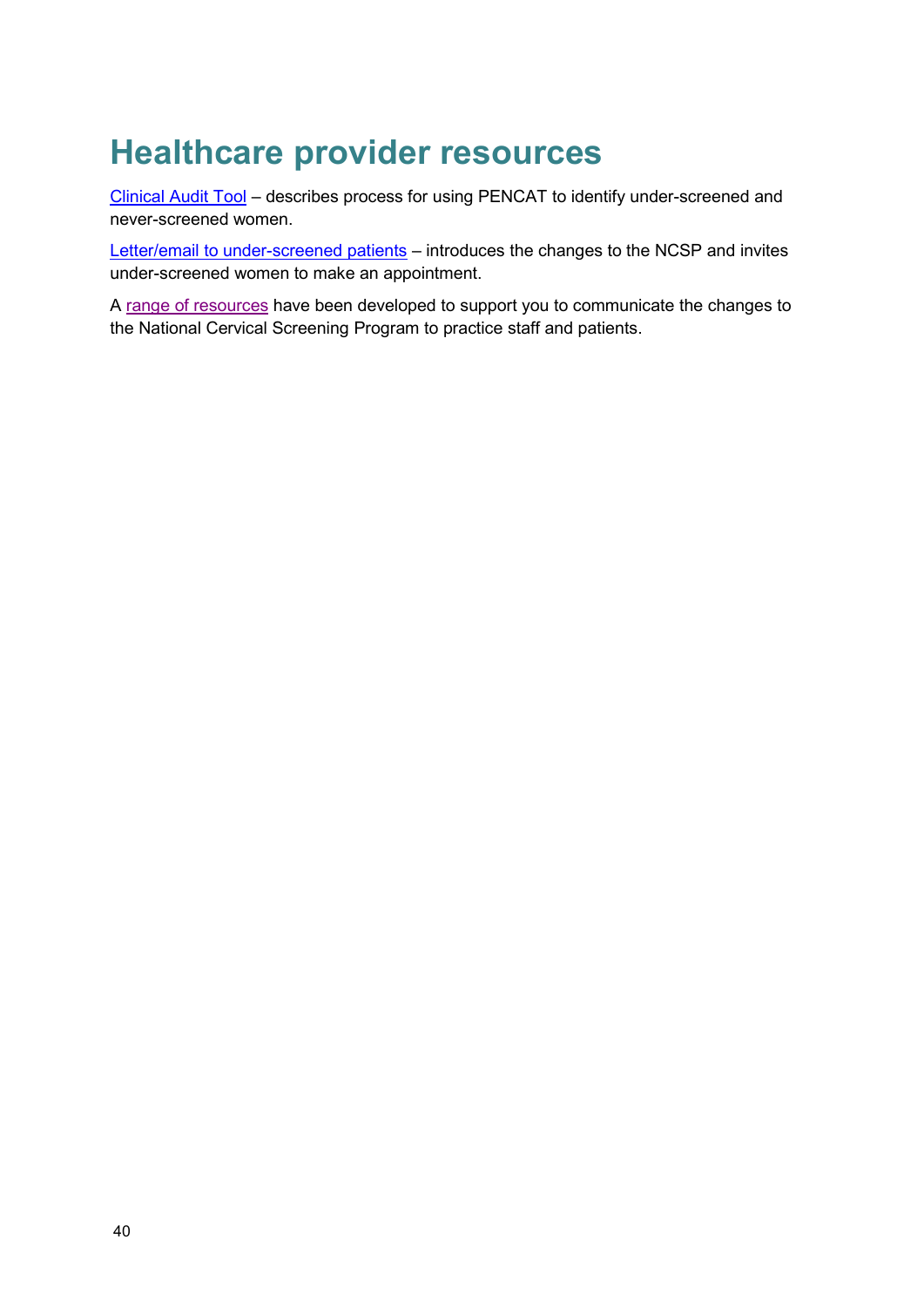# Healthcare provider resources

Clinical Audit Tool – describes process for using PENCAT to identify under-screened and never-screened women.

Letter/email to under-screened patients – introduces the changes to the NCSP and invites under-screened women to make an appointment.

A range of resources have been developed to support you to communicate the changes to the National Cervical Screening Program to practice staff and patients.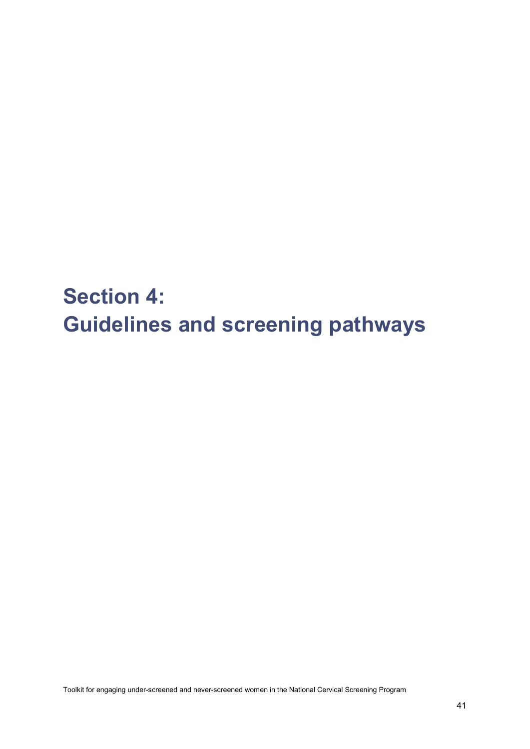# Section 4: Guidelines and screening pathways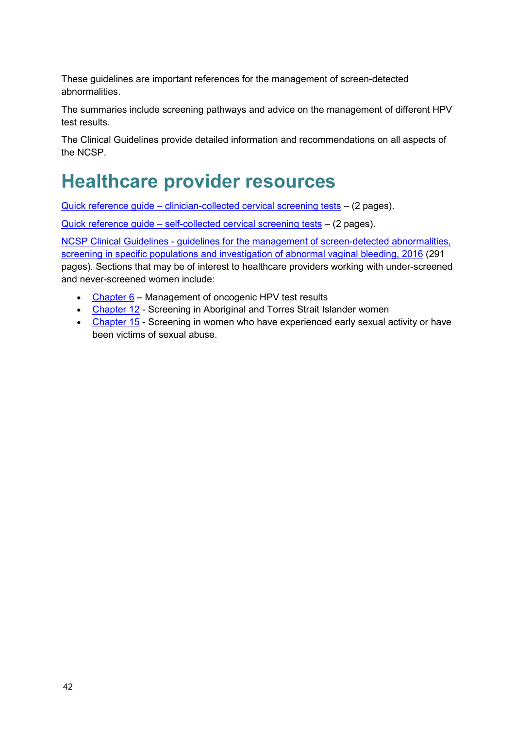These guidelines are important references for the management of screen-detected abnormalities.

The summaries include screening pathways and advice on the management of different HPV test results.

The Clinical Guidelines provide detailed information and recommendations on all aspects of the NCSP.

# Healthcare provider resources

Quick reference guide – clinician-collected cervical screening tests – (2 pages).

Quick reference guide – self-collected cervical screening tests – (2 pages).

NCSP Clinical Guidelines - guidelines for the management of screen-detected abnormalities, screening in specific populations and investigation of abnormal vaginal bleeding, 2016 (291 pages). Sections that may be of interest to healthcare providers working with under-screened and never-screened women include:

- Chapter 6 – Management of oncogenic HPV test results
- Chapter 12 - Screening in Aboriginal and Torres Strait Islander women
- Chapter 15 - Screening in women who have experienced early sexual activity or have been victims of sexual abuse.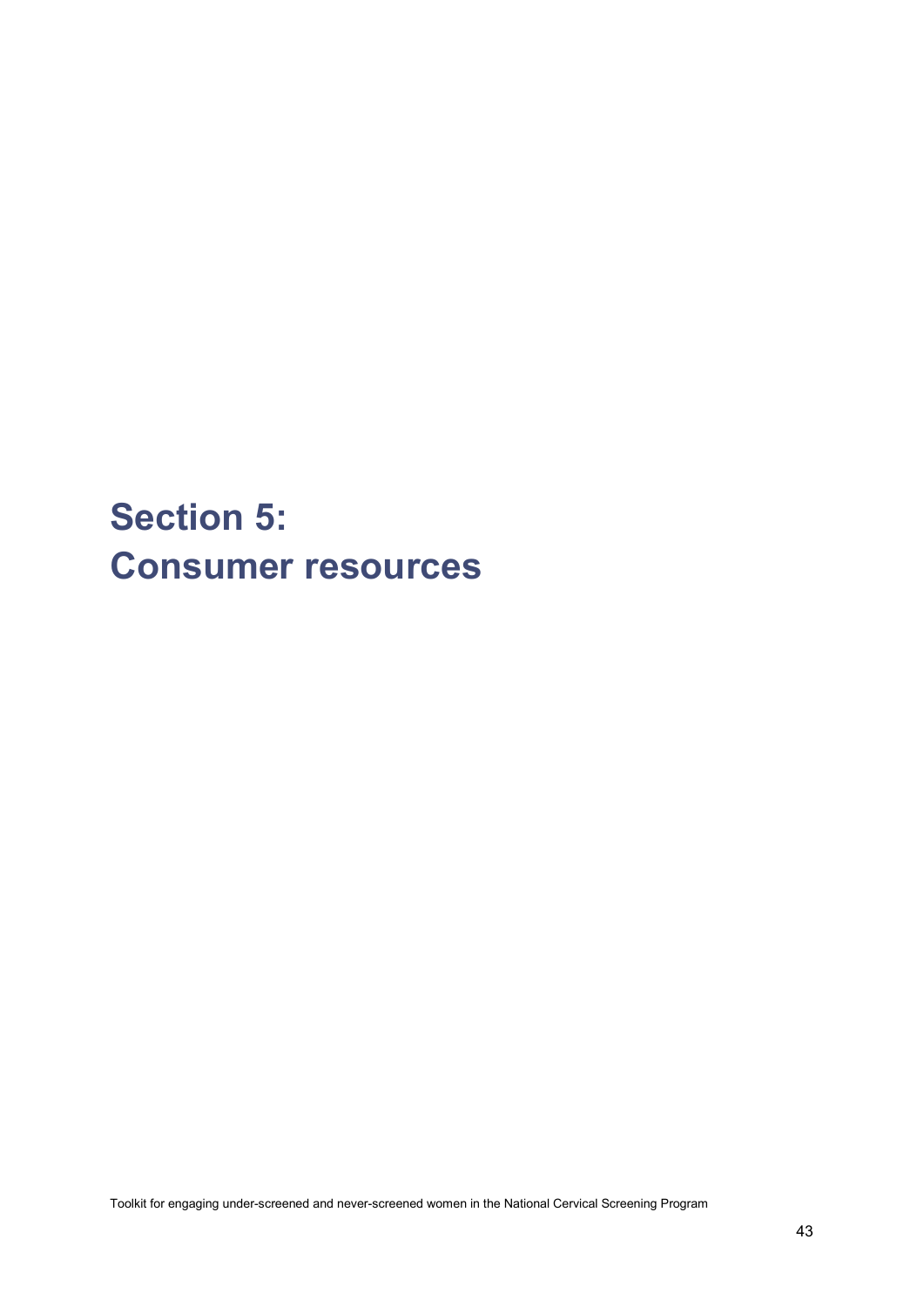# Section 5: Consumer resources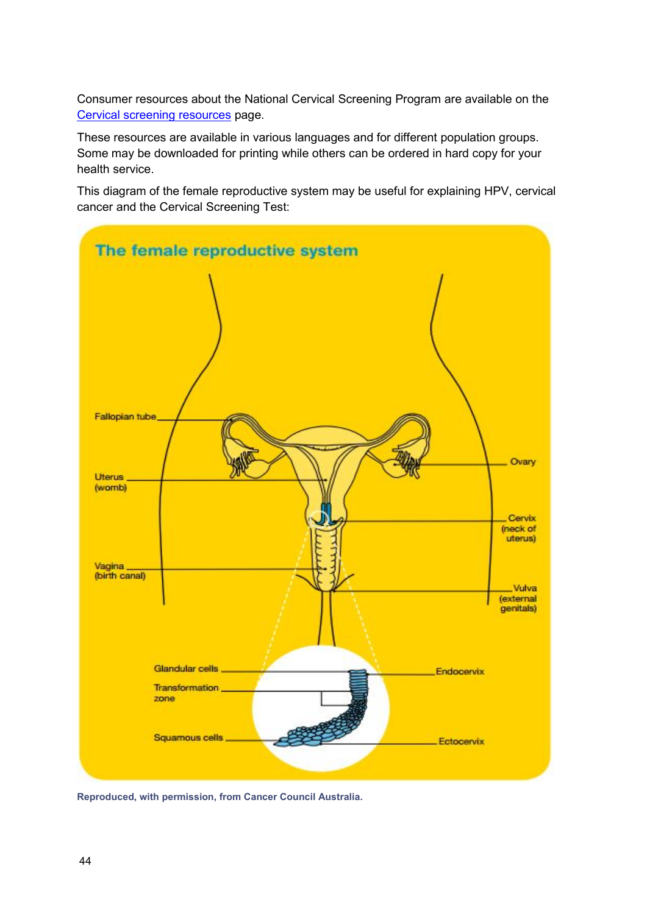Consumer resources about the National Cervical Screening Program are available on the Cervical screening resources page.

These resources are available in various languages and for different population groups. Some may be downloaded for printing while others can be ordered in hard copy for your health service.

This diagram of the female reproductive system may be useful for explaining HPV, cervical cancer and the Cervical Screening Test:

**The female reproductive system**

**Reproduced, with permission, from Cancer Council Australia.**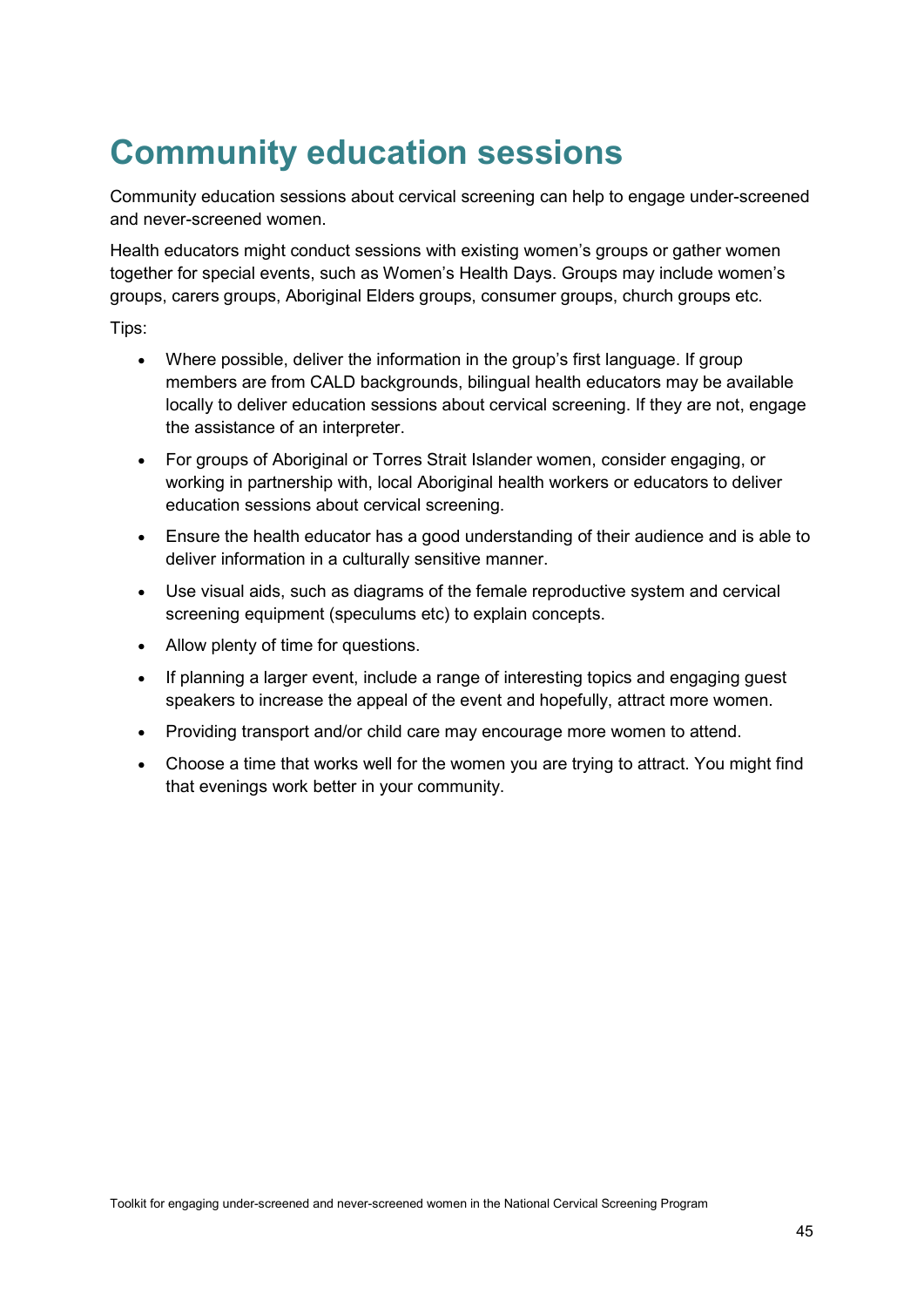# Community education sessions

Community education sessions about cervical screening can help to engage under-screened and never-screened women.

Health educators might conduct sessions with existing women's groups or gather women together for special events, such as Women's Health Days. Groups may include women's groups, carers groups, Aboriginal Elders groups, consumer groups, church groups etc.

Tips:

- Where possible, deliver the information in the group's first language. If group members are from CALD backgrounds, bilingual health educators may be available locally to deliver education sessions about cervical screening. If they are not, engage the assistance of an interpreter.
- For groups of Aboriginal or Torres Strait Islander women, consider engaging, or working in partnership with, local Aboriginal health workers or educators to deliver education sessions about cervical screening.
- Ensure the health educator has a good understanding of their audience and is able to deliver information in a culturally sensitive manner.
- Use visual aids, such as diagrams of the female reproductive system and cervical screening equipment (speculums etc) to explain concepts.
- Allow plenty of time for questions.
- If planning a larger event, include a range of interesting topics and engaging guest speakers to increase the appeal of the event and hopefully, attract more women.
- Providing transport and/or child care may encourage more women to attend.
- Choose a time that works well for the women you are trying to attract. You might find that evenings work better in your community.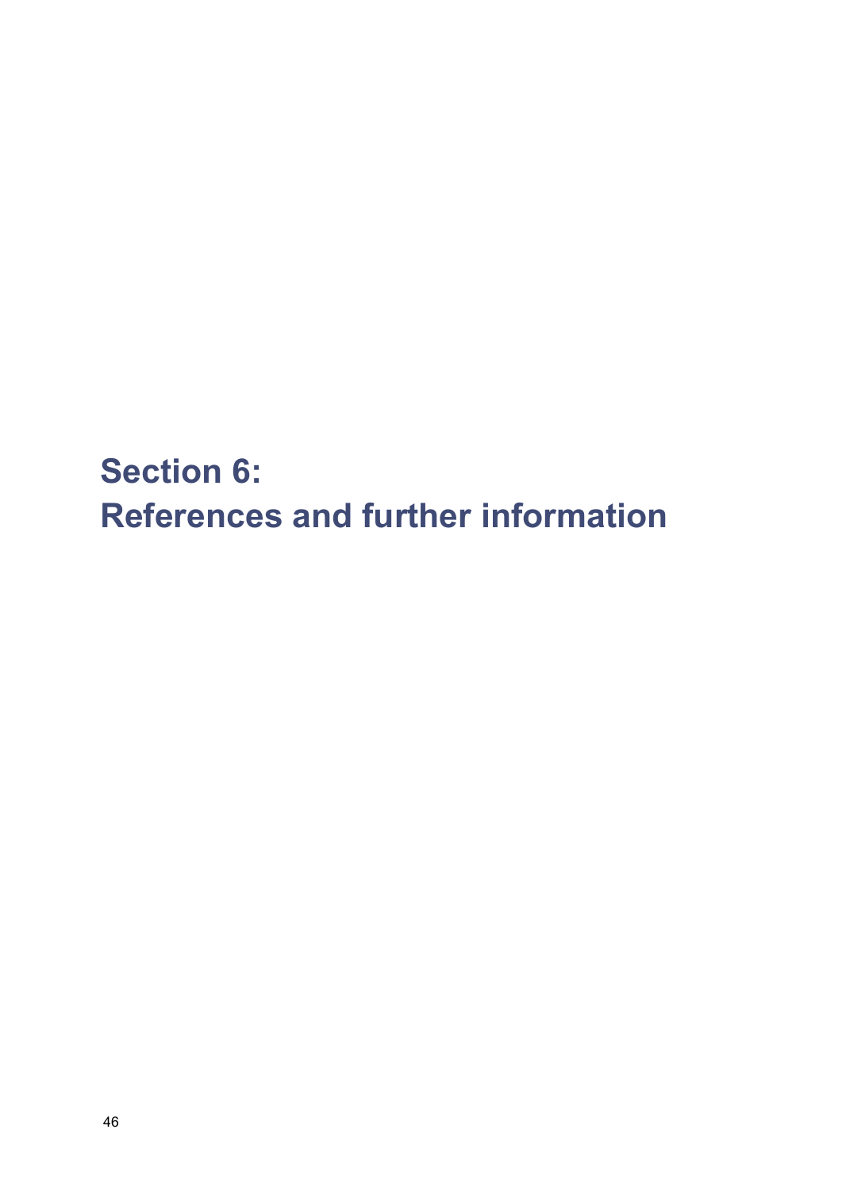# Section 6:
# References and further information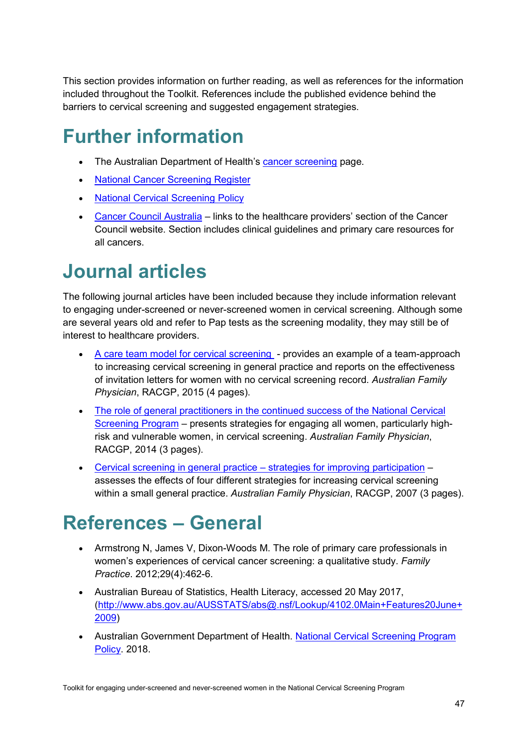This section provides information on further reading, as well as references for the information included throughout the Toolkit. References include the published evidence behind the barriers to cervical screening and suggested engagement strategies.

# Further information

- The Australian Department of Health's cancer screening page.
- National Cancer Screening Register
- National Cervical Screening Policy
- Cancer Council Australia – links to the healthcare providers' section of the Cancer Council website. Section includes clinical guidelines and primary care resources for all cancers.

# Journal articles

The following journal articles have been included because they include information relevant to engaging under-screened or never-screened women in cervical screening. Although some are several years old and refer to Pap tests as the screening modality, they may still be of interest to healthcare providers.

- A care team model for cervical screening - provides an example of a team-approach to increasing cervical screening in general practice and reports on the effectiveness of invitation letters for women with no cervical screening record. *Australian Family Physician*, RACGP, 2015 (4 pages).
- The role of general practitioners in the continued success of the National Cervical Screening Program – presents strategies for engaging all women, particularly high-risk and vulnerable women, in cervical screening. *Australian Family Physician*, RACGP, 2014 (3 pages).
- Cervical screening in general practice – strategies for improving participation – assesses the effects of four different strategies for increasing cervical screening within a small general practice. *Australian Family Physician*, RACGP, 2007 (3 pages).

# References – General

- Armstrong N, James V, Dixon-Woods M. The role of primary care professionals in women's experiences of cervical cancer screening: a qualitative study. *Family Practice*. 2012;29(4):462-6.
- Australian Bureau of Statistics, Health Literacy, accessed 20 May 2017, (http://www.abs.gov.au/AUSSTATS/abs@.nsf/Lookup/4102.0Main+Features20June+2009)
- Australian Government Department of Health. National Cervical Screening Program Policy. 2018.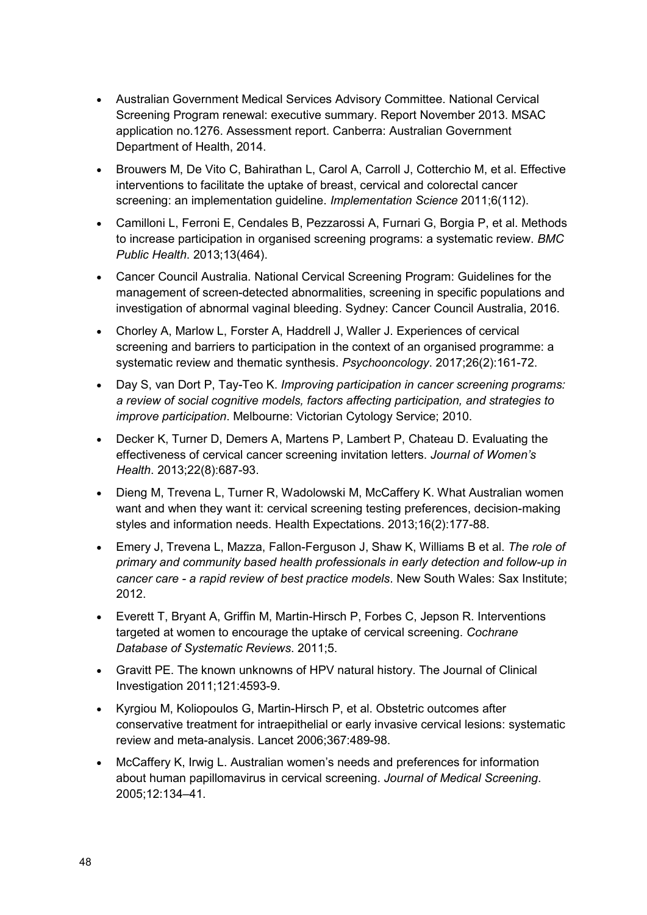- Australian Government Medical Services Advisory Committee. National Cervical Screening Program renewal: executive summary. Report November 2013. MSAC application no.1276. Assessment report. Canberra: Australian Government Department of Health, 2014.
- Brouwers M, De Vito C, Bahirathan L, Carol A, Carroll J, Cotterchio M, et al. Effective interventions to facilitate the uptake of breast, cervical and colorectal cancer screening: an implementation guideline. *Implementation Science* 2011;6(112).
- Camilloni L, Ferroni E, Cendales B, Pezzarossi A, Furnari G, Borgia P, et al. Methods to increase participation in organised screening programs: a systematic review. *BMC Public Health*. 2013;13(464).
- Cancer Council Australia. National Cervical Screening Program: Guidelines for the management of screen-detected abnormalities, screening in specific populations and investigation of abnormal vaginal bleeding. Sydney: Cancer Council Australia, 2016.
- Chorley A, Marlow L, Forster A, Haddrell J, Waller J. Experiences of cervical screening and barriers to participation in the context of an organised programme: a systematic review and thematic synthesis. *Psychooncology*. 2017;26(2):161-72.
- Day S, van Dort P, Tay-Teo K. *Improving participation in cancer screening programs: a review of social cognitive models, factors affecting participation, and strategies to improve participation*. Melbourne: Victorian Cytology Service; 2010.
- Decker K, Turner D, Demers A, Martens P, Lambert P, Chateau D. Evaluating the effectiveness of cervical cancer screening invitation letters. *Journal of Women's Health*. 2013;22(8):687-93.
- Dieng M, Trevena L, Turner R, Wadolowski M, McCaffery K. What Australian women want and when they want it: cervical screening testing preferences, decision-making styles and information needs. Health Expectations. 2013;16(2):177-88.
- Emery J, Trevena L, Mazza, Fallon-Ferguson J, Shaw K, Williams B et al. *The role of primary and community based health professionals in early detection and follow-up in cancer care - a rapid review of best practice models*. New South Wales: Sax Institute; 2012.
- Everett T, Bryant A, Griffin M, Martin-Hirsch P, Forbes C, Jepson R. Interventions targeted at women to encourage the uptake of cervical screening. *Cochrane Database of Systematic Reviews*. 2011;5.
- Gravitt PE. The known unknowns of HPV natural history. The Journal of Clinical Investigation 2011;121:4593-9.
- Kyrgiou M, Koliopoulos G, Martin-Hirsch P, et al. Obstetric outcomes after conservative treatment for intraepithelial or early invasive cervical lesions: systematic review and meta-analysis. Lancet 2006;367:489-98.
- McCaffery K, Irwig L. Australian women's needs and preferences for information about human papillomavirus in cervical screening. *Journal of Medical Screening*. 2005;12:134–41.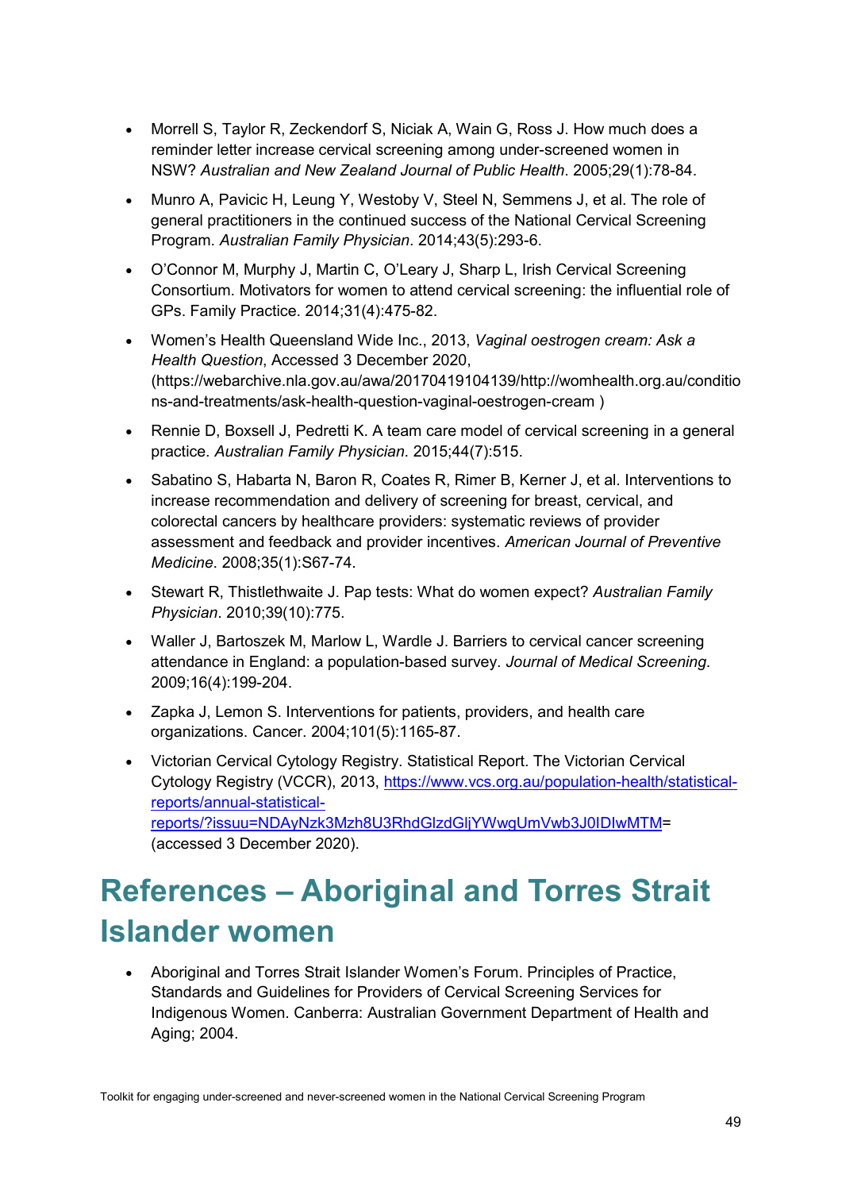- Morrell S, Taylor R, Zeckendorf S, Niciak A, Wain G, Ross J. How much does a reminder letter increase cervical screening among under-screened women in NSW? *Australian and New Zealand Journal of Public Health*. 2005;29(1):78-84.
- Munro A, Pavicic H, Leung Y, Westoby V, Steel N, Semmens J, et al. The role of general practitioners in the continued success of the National Cervical Screening Program. *Australian Family Physician*. 2014;43(5):293-6.
- O'Connor M, Murphy J, Martin C, O'Leary J, Sharp L, Irish Cervical Screening Consortium. Motivators for women to attend cervical screening: the influential role of GPs. Family Practice. 2014;31(4):475-82.
- Women's Health Queensland Wide Inc., 2013, *Vaginal oestrogen cream: Ask a Health Question*, Accessed 3 December 2020, (https://webarchive.nla.gov.au/awa/20170419104139/http://womhealth.org.au/conditions-and-treatments/ask-health-question-vaginal-oestrogen-cream )
- Rennie D, Boxsell J, Pedretti K. A team care model of cervical screening in a general practice. *Australian Family Physician*. 2015;44(7):515.
- Sabatino S, Habarta N, Baron R, Coates R, Rimer B, Kerner J, et al. Interventions to increase recommendation and delivery of screening for breast, cervical, and colorectal cancers by healthcare providers: systematic reviews of provider assessment and feedback and provider incentives. *American Journal of Preventive Medicine*. 2008;35(1):S67-74.
- Stewart R, Thistlethwaite J. Pap tests: What do women expect? *Australian Family Physician*. 2010;39(10):775.
- Waller J, Bartoszek M, Marlow L, Wardle J. Barriers to cervical cancer screening attendance in England: a population-based survey. *Journal of Medical Screening*. 2009;16(4):199-204.
- Zapka J, Lemon S. Interventions for patients, providers, and health care organizations. Cancer. 2004;101(5):1165-87.
- Victorian Cervical Cytology Registry. Statistical Report. The Victorian Cervical Cytology Registry (VCCR), 2013, [https://www.vcs.org.au/population-health/statistical-reports/annual-statistical-reports/?issuu=NDAyNzk3Mzh8U3RhdGlzdGljYWwgUmVwb3J0IDIwMTM](https://www.vcs.org.au/population-health/statistical-reports/annual-statistical-reports/?issuu=NDAyNzk3Mzh8U3RhdGlzdGljYWwgUmVwb3J0IDIwMTM)= (accessed 3 December 2020).

# References – Aboriginal and Torres Strait Islander women

- Aboriginal and Torres Strait Islander Women's Forum. Principles of Practice, Standards and Guidelines for Providers of Cervical Screening Services for Indigenous Women. Canberra: Australian Government Department of Health and Aging; 2004.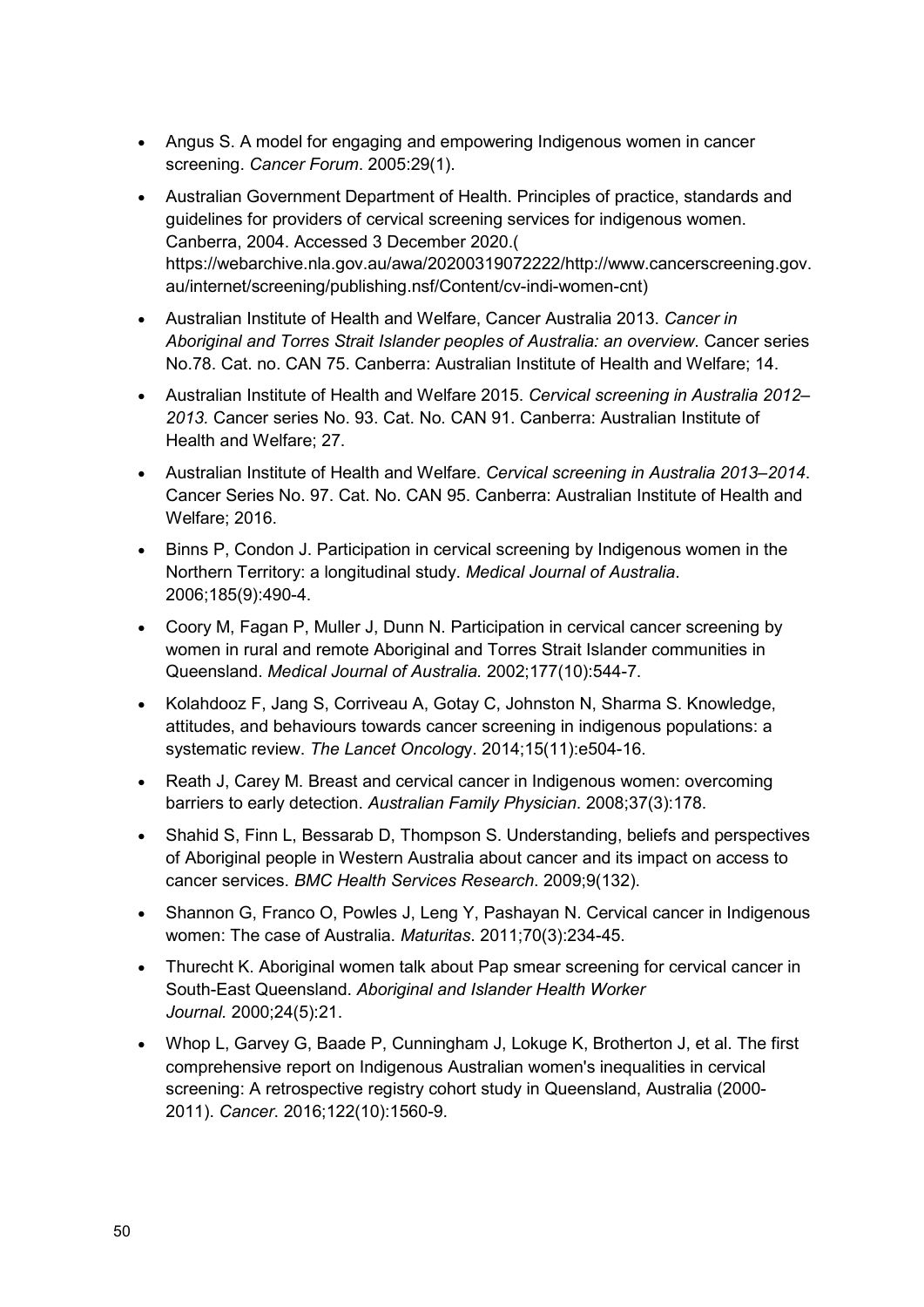- Angus S. A model for engaging and empowering Indigenous women in cancer screening. *Cancer Forum*. 2005:29(1).
- Australian Government Department of Health. Principles of practice, standards and guidelines for providers of cervical screening services for indigenous women. Canberra, 2004. Accessed 3 December 2020.( https://webarchive.nla.gov.au/awa/20200319072222/http://www.cancerscreening.gov.au/internet/screening/publishing.nsf/Content/cv-indi-women-cnt)
- Australian Institute of Health and Welfare, Cancer Australia 2013. *Cancer in Aboriginal and Torres Strait Islander peoples of Australia: an overview*. Cancer series No.78. Cat. no. CAN 75. Canberra: Australian Institute of Health and Welfare; 14.
- Australian Institute of Health and Welfare 2015. *Cervical screening in Australia 2012–2013.* Cancer series No. 93. Cat. No. CAN 91. Canberra: Australian Institute of Health and Welfare; 27.
- Australian Institute of Health and Welfare. *Cervical screening in Australia 2013–2014*. Cancer Series No. 97. Cat. No. CAN 95. Canberra: Australian Institute of Health and Welfare; 2016.
- Binns P, Condon J. Participation in cervical screening by Indigenous women in the Northern Territory: a longitudinal study. *Medical Journal of Australia*. 2006;185(9):490-4.
- Coory M, Fagan P, Muller J, Dunn N. Participation in cervical cancer screening by women in rural and remote Aboriginal and Torres Strait Islander communities in Queensland. *Medical Journal of Australia.* 2002;177(10):544-7.
- Kolahdooz F, Jang S, Corriveau A, Gotay C, Johnston N, Sharma S. Knowledge, attitudes, and behaviours towards cancer screening in indigenous populations: a systematic review. *The Lancet Oncolog*y. 2014;15(11):e504-16.
- Reath J, Carey M. Breast and cervical cancer in Indigenous women: overcoming barriers to early detection. *Australian Family Physician*. 2008;37(3):178.
- Shahid S, Finn L, Bessarab D, Thompson S. Understanding, beliefs and perspectives of Aboriginal people in Western Australia about cancer and its impact on access to cancer services. *BMC Health Services Research*. 2009;9(132).
- Shannon G, Franco O, Powles J, Leng Y, Pashayan N. Cervical cancer in Indigenous women: The case of Australia. *Maturitas*. 2011;70(3):234-45.
- Thurecht K. Aboriginal women talk about Pap smear screening for cervical cancer in South-East Queensland. *Aboriginal and Islander Health Worker Journal.* 2000;24(5):21.
- Whop L, Garvey G, Baade P, Cunningham J, Lokuge K, Brotherton J, et al. The first comprehensive report on Indigenous Australian women's inequalities in cervical screening: A retrospective registry cohort study in Queensland, Australia (2000-2011). *Cancer*. 2016;122(10):1560-9.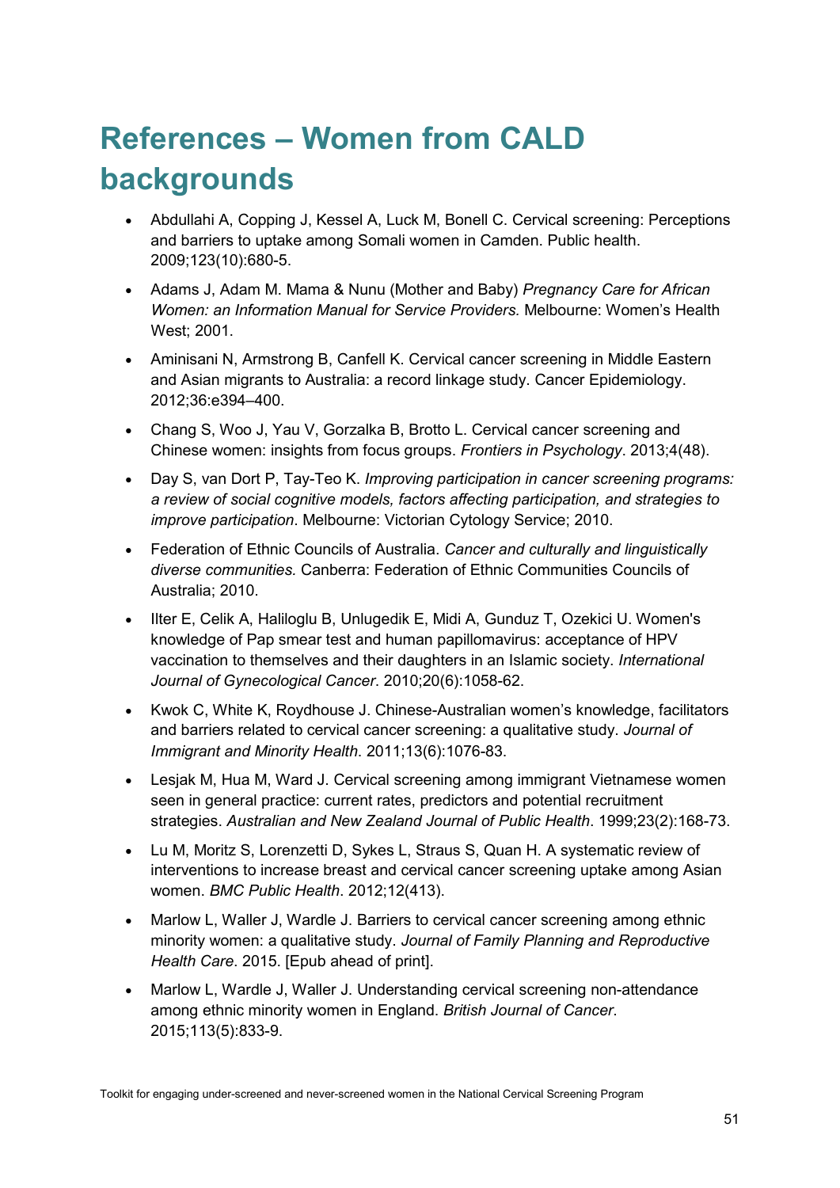# References – Women from CALD backgrounds

- Abdullahi A, Copping J, Kessel A, Luck M, Bonell C. Cervical screening: Perceptions and barriers to uptake among Somali women in Camden. Public health. 2009;123(10):680-5.
- Adams J, Adam M. Mama & Nunu (Mother and Baby) *Pregnancy Care for African Women: an Information Manual for Service Providers.* Melbourne: Women's Health West; 2001.
- Aminisani N, Armstrong B, Canfell K. Cervical cancer screening in Middle Eastern and Asian migrants to Australia: a record linkage study. Cancer Epidemiology. 2012;36:e394–400.
- Chang S, Woo J, Yau V, Gorzalka B, Brotto L. Cervical cancer screening and Chinese women: insights from focus groups. *Frontiers in Psychology*. 2013;4(48).
- Day S, van Dort P, Tay-Teo K. *Improving participation in cancer screening programs: a review of social cognitive models, factors affecting participation, and strategies to improve participation*. Melbourne: Victorian Cytology Service; 2010.
- Federation of Ethnic Councils of Australia. *Cancer and culturally and linguistically diverse communities.* Canberra: Federation of Ethnic Communities Councils of Australia; 2010.
- Ilter E, Celik A, Haliloglu B, Unlugedik E, Midi A, Gunduz T, Ozekici U. Women's knowledge of Pap smear test and human papillomavirus: acceptance of HPV vaccination to themselves and their daughters in an Islamic society. *International Journal of Gynecological Cancer*. 2010;20(6):1058-62.
- Kwok C, White K, Roydhouse J. Chinese-Australian women's knowledge, facilitators and barriers related to cervical cancer screening: a qualitative study. *Journal of Immigrant and Minority Health*. 2011;13(6):1076-83.
- Lesjak M, Hua M, Ward J. Cervical screening among immigrant Vietnamese women seen in general practice: current rates, predictors and potential recruitment strategies. *Australian and New Zealand Journal of Public Health*. 1999;23(2):168-73.
- Lu M, Moritz S, Lorenzetti D, Sykes L, Straus S, Quan H. A systematic review of interventions to increase breast and cervical cancer screening uptake among Asian women. *BMC Public Health*. 2012;12(413).
- Marlow L, Waller J, Wardle J. Barriers to cervical cancer screening among ethnic minority women: a qualitative study. *Journal of Family Planning and Reproductive Health Care*. 2015. [Epub ahead of print].
- Marlow L, Wardle J, Waller J. Understanding cervical screening non-attendance among ethnic minority women in England. *British Journal of Cancer*. 2015;113(5):833-9.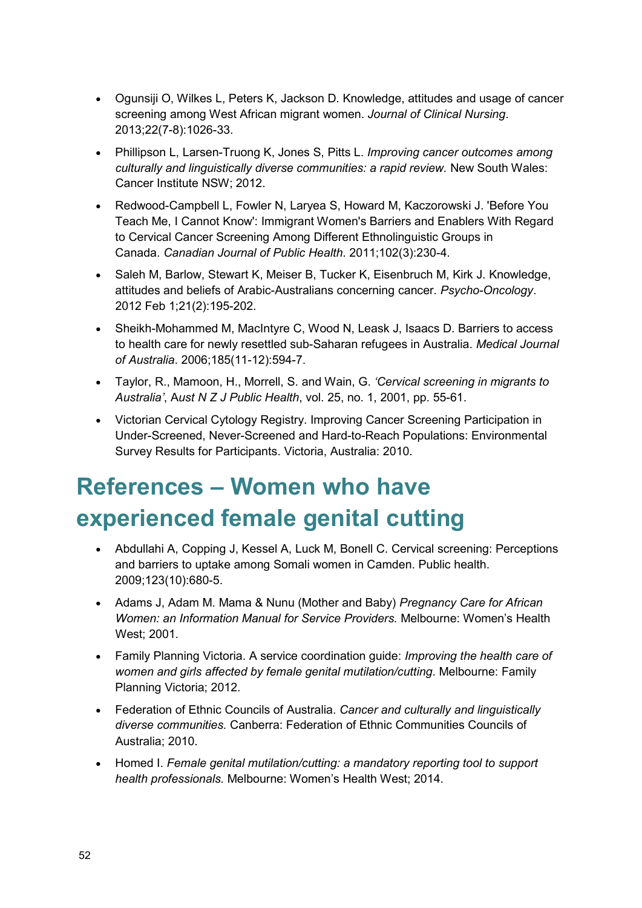- Ogunsiji O, Wilkes L, Peters K, Jackson D. Knowledge, attitudes and usage of cancer screening among West African migrant women. *Journal of Clinical Nursing*. 2013;22(7-8):1026-33.
- Phillipson L, Larsen-Truong K, Jones S, Pitts L. *Improving cancer outcomes among culturally and linguistically diverse communities: a rapid review.* New South Wales: Cancer Institute NSW; 2012.
- Redwood-Campbell L, Fowler N, Laryea S, Howard M, Kaczorowski J. 'Before You Teach Me, I Cannot Know': Immigrant Women's Barriers and Enablers With Regard to Cervical Cancer Screening Among Different Ethnolinguistic Groups in Canada. *Canadian Journal of Public Health*. 2011;102(3):230-4.
- Saleh M, Barlow, Stewart K, Meiser B, Tucker K, Eisenbruch M, Kirk J. Knowledge, attitudes and beliefs of Arabic-Australians concerning cancer. *Psycho-Oncology*. 2012 Feb 1;21(2):195-202.
- Sheikh-Mohammed M, MacIntyre C, Wood N, Leask J, Isaacs D. Barriers to access to health care for newly resettled sub-Saharan refugees in Australia. *Medical Journal of Australia*. 2006;185(11-12):594-7.
- Taylor, R., Mamoon, H., Morrell, S. and Wain, G. *'Cervical screening in migrants to Australia'*, *Aust N Z J Public Health*, vol. 25, no. 1, 2001, pp. 55-61.
- Victorian Cervical Cytology Registry. Improving Cancer Screening Participation in Under-Screened, Never-Screened and Hard-to-Reach Populations: Environmental Survey Results for Participants. Victoria, Australia: 2010.

# References – Women who have experienced female genital cutting

- Abdullahi A, Copping J, Kessel A, Luck M, Bonell C. Cervical screening: Perceptions and barriers to uptake among Somali women in Camden. Public health. 2009;123(10):680-5.
- Adams J, Adam M. Mama & Nunu (Mother and Baby) *Pregnancy Care for African Women: an Information Manual for Service Providers.* Melbourne: Women's Health West; 2001.
- Family Planning Victoria. A service coordination guide: *Improving the health care of women and girls affected by female genital mutilation/cutting*. Melbourne: Family Planning Victoria; 2012.
- Federation of Ethnic Councils of Australia. *Cancer and culturally and linguistically diverse communities.* Canberra: Federation of Ethnic Communities Councils of Australia; 2010.
- Homed I. *Female genital mutilation/cutting: a mandatory reporting tool to support health professionals.* Melbourne: Women's Health West; 2014.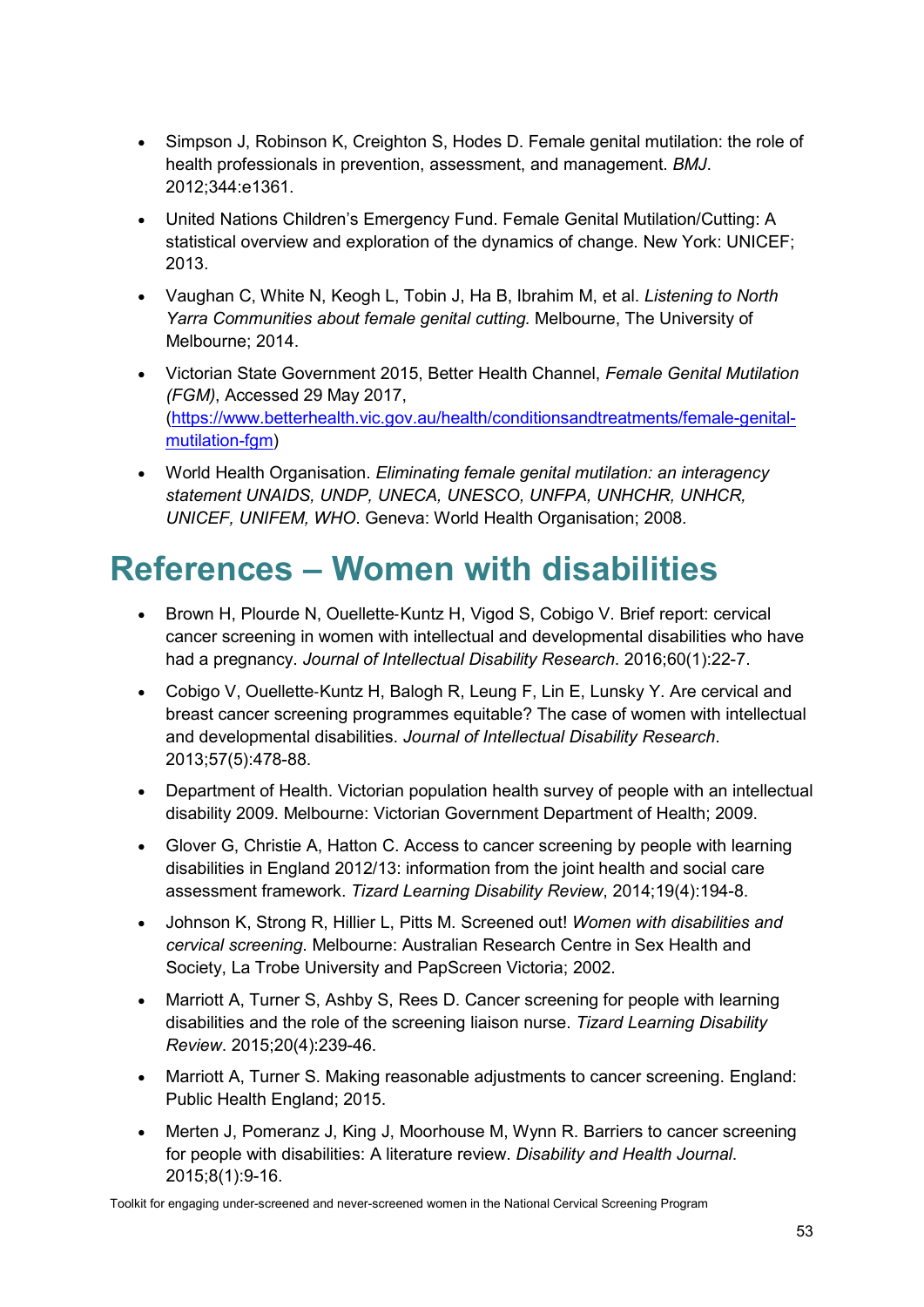- Simpson J, Robinson K, Creighton S, Hodes D. Female genital mutilation: the role of health professionals in prevention, assessment, and management. *BMJ*. 2012;344:e1361.
- United Nations Children's Emergency Fund. Female Genital Mutilation/Cutting: A statistical overview and exploration of the dynamics of change. New York: UNICEF; 2013.
- Vaughan C, White N, Keogh L, Tobin J, Ha B, Ibrahim M, et al. *Listening to North Yarra Communities about female genital cutting.* Melbourne, The University of Melbourne; 2014.
- Victorian State Government 2015, Better Health Channel, *Female Genital Mutilation (FGM)*, Accessed 29 May 2017, ([https://www.betterhealth.vic.gov.au/health/conditionsandtreatments/female-genital-mutilation-fgm](https://www.betterhealth.vic.gov.au/health/conditionsandtreatments/female-genital-mutilation-fgm))
- World Health Organisation. *Eliminating female genital mutilation: an interagency statement UNAIDS, UNDP, UNECA, UNESCO, UNFPA, UNHCHR, UNHCR, UNICEF, UNIFEM, WHO*. Geneva: World Health Organisation; 2008.

# References – Women with disabilities

- Brown H, Plourde N, Ouellette-Kuntz H, Vigod S, Cobigo V. Brief report: cervical cancer screening in women with intellectual and developmental disabilities who have had a pregnancy. *Journal of Intellectual Disability Research*. 2016;60(1):22-7.
- Cobigo V, Ouellette-Kuntz H, Balogh R, Leung F, Lin E, Lunsky Y. Are cervical and breast cancer screening programmes equitable? The case of women with intellectual and developmental disabilities. *Journal of Intellectual Disability Research*. 2013;57(5):478-88.
- Department of Health. Victorian population health survey of people with an intellectual disability 2009. Melbourne: Victorian Government Department of Health; 2009.
- Glover G, Christie A, Hatton C. Access to cancer screening by people with learning disabilities in England 2012/13: information from the joint health and social care assessment framework. *Tizard Learning Disability Review*, 2014;19(4):194-8.
- Johnson K, Strong R, Hillier L, Pitts M. Screened out! *Women with disabilities and cervical screening.* Melbourne: Australian Research Centre in Sex Health and Society, La Trobe University and PapScreen Victoria; 2002.
- Marriott A, Turner S, Ashby S, Rees D. Cancer screening for people with learning disabilities and the role of the screening liaison nurse. *Tizard Learning Disability Review*. 2015;20(4):239-46.
- Marriott A, Turner S. Making reasonable adjustments to cancer screening. England: Public Health England; 2015.
- Merten J, Pomeranz J, King J, Moorhouse M, Wynn R. Barriers to cancer screening for people with disabilities: A literature review. *Disability and Health Journal*. 2015;8(1):9-16.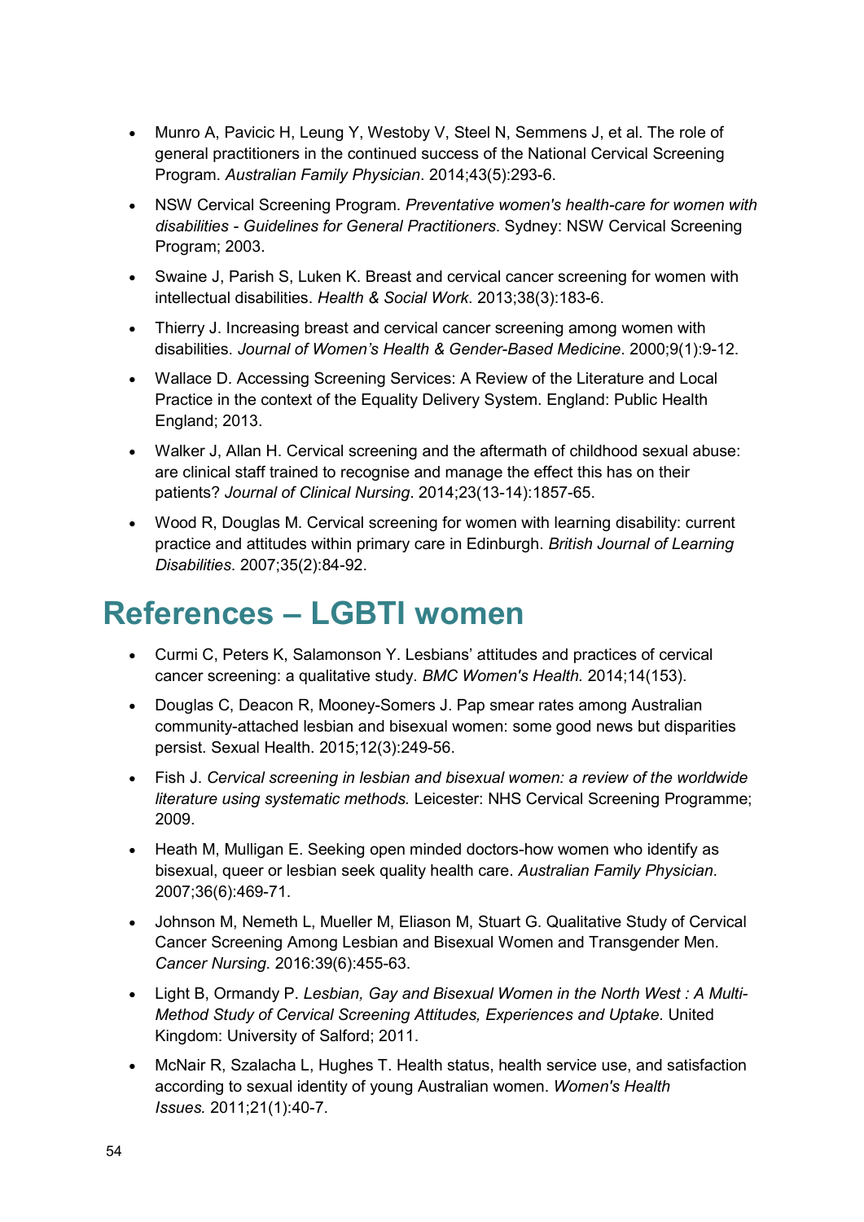- Munro A, Pavicic H, Leung Y, Westoby V, Steel N, Semmens J, et al. The role of general practitioners in the continued success of the National Cervical Screening Program. *Australian Family Physician*. 2014;43(5):293-6.
- NSW Cervical Screening Program. *Preventative women's health-care for women with disabilities - Guidelines for General Practitioners*. Sydney: NSW Cervical Screening Program; 2003.
- Swaine J, Parish S, Luken K. Breast and cervical cancer screening for women with intellectual disabilities. *Health & Social Work*. 2013;38(3):183-6.
- Thierry J. Increasing breast and cervical cancer screening among women with disabilities. *Journal of Women's Health & Gender-Based Medicine*. 2000;9(1):9-12.
- Wallace D. Accessing Screening Services: A Review of the Literature and Local Practice in the context of the Equality Delivery System. England: Public Health England; 2013.
- Walker J, Allan H. Cervical screening and the aftermath of childhood sexual abuse: are clinical staff trained to recognise and manage the effect this has on their patients? *Journal of Clinical Nursing*. 2014;23(13-14):1857-65.
- Wood R, Douglas M. Cervical screening for women with learning disability: current practice and attitudes within primary care in Edinburgh. *British Journal of Learning Disabilities*. 2007;35(2):84-92.

# References – LGBTI women

- Curmi C, Peters K, Salamonson Y. Lesbians' attitudes and practices of cervical cancer screening: a qualitative study. *BMC Women's Health.* 2014;14(153).
- Douglas C, Deacon R, Mooney-Somers J. Pap smear rates among Australian community-attached lesbian and bisexual women: some good news but disparities persist. Sexual Health. 2015;12(3):249-56.
- Fish J. *Cervical screening in lesbian and bisexual women: a review of the worldwide literature using systematic methods.* Leicester: NHS Cervical Screening Programme; 2009.
- Heath M, Mulligan E. Seeking open minded doctors-how women who identify as bisexual, queer or lesbian seek quality health care. *Australian Family Physician*. 2007;36(6):469-71.
- Johnson M, Nemeth L, Mueller M, Eliason M, Stuart G. Qualitative Study of Cervical Cancer Screening Among Lesbian and Bisexual Women and Transgender Men. *Cancer Nursing.* 2016:39(6):455-63.
- Light B, Ormandy P. *Lesbian, Gay and Bisexual Women in the North West : A Multi-Method Study of Cervical Screening Attitudes, Experiences and Uptake*. United Kingdom: University of Salford; 2011.
- McNair R, Szalacha L, Hughes T. Health status, health service use, and satisfaction according to sexual identity of young Australian women. *Women's Health Issues.* 2011;21(1):40-7.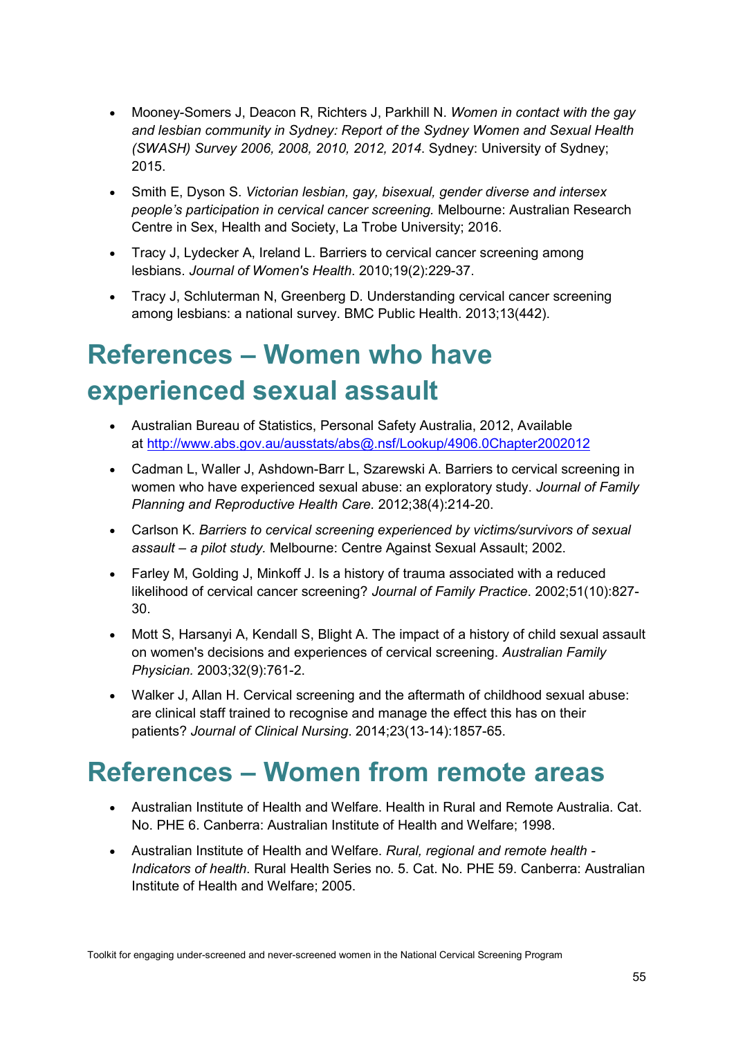- Mooney-Somers J, Deacon R, Richters J, Parkhill N. *Women in contact with the gay and lesbian community in Sydney: Report of the Sydney Women and Sexual Health (SWASH) Survey 2006, 2008, 2010, 2012, 2014*. Sydney: University of Sydney; 2015.
- Smith E, Dyson S. *Victorian lesbian, gay, bisexual, gender diverse and intersex people's participation in cervical cancer screening.* Melbourne: Australian Research Centre in Sex, Health and Society, La Trobe University; 2016.
- Tracy J, Lydecker A, Ireland L. Barriers to cervical cancer screening among lesbians. *Journal of Women's Health*. 2010;19(2):229-37.
- Tracy J, Schluterman N, Greenberg D. Understanding cervical cancer screening among lesbians: a national survey. BMC Public Health. 2013;13(442).

# References – Women who have experienced sexual assault

- Australian Bureau of Statistics, Personal Safety Australia, 2012, Available at [http://www.abs.gov.au/ausstats/abs@.nsf/Lookup/4906.0Chapter2002012](http://www.abs.gov.au/ausstats/abs@.nsf/Lookup/4906.0Chapter2002012)
- Cadman L, Waller J, Ashdown-Barr L, Szarewski A. Barriers to cervical screening in women who have experienced sexual abuse: an exploratory study. *Journal of Family Planning and Reproductive Health Care.* 2012;38(4):214-20.
- Carlson K. *Barriers to cervical screening experienced by victims/survivors of sexual assault – a pilot study.* Melbourne: Centre Against Sexual Assault; 2002.
- Farley M, Golding J, Minkoff J. Is a history of trauma associated with a reduced likelihood of cervical cancer screening? *Journal of Family Practice*. 2002;51(10):827-30.
- Mott S, Harsanyi A, Kendall S, Blight A. The impact of a history of child sexual assault on women's decisions and experiences of cervical screening. *Australian Family Physician.* 2003;32(9):761-2.
- Walker J, Allan H. Cervical screening and the aftermath of childhood sexual abuse: are clinical staff trained to recognise and manage the effect this has on their patients? *Journal of Clinical Nursing*. 2014;23(13-14):1857-65.

# References – Women from remote areas

- Australian Institute of Health and Welfare. Health in Rural and Remote Australia. Cat. No. PHE 6. Canberra: Australian Institute of Health and Welfare; 1998.
- Australian Institute of Health and Welfare. *Rural, regional and remote health - Indicators of health*. Rural Health Series no. 5. Cat. No. PHE 59. Canberra: Australian Institute of Health and Welfare; 2005.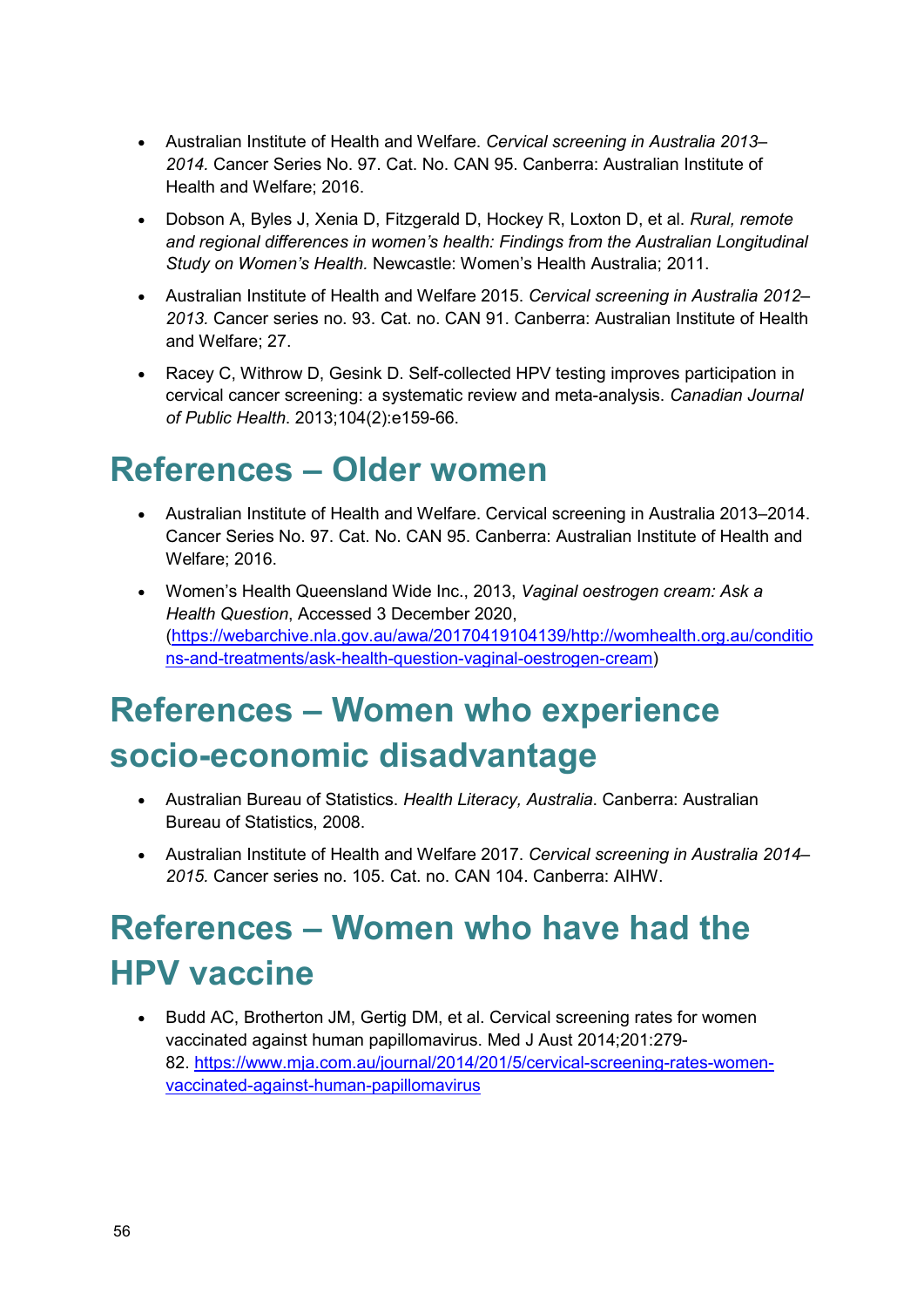- Australian Institute of Health and Welfare. *Cervical screening in Australia 2013–2014.* Cancer Series No. 97. Cat. No. CAN 95. Canberra: Australian Institute of Health and Welfare; 2016.
- Dobson A, Byles J, Xenia D, Fitzgerald D, Hockey R, Loxton D, et al. *Rural, remote and regional differences in women's health: Findings from the Australian Longitudinal Study on Women's Health.* Newcastle: Women's Health Australia; 2011.
- Australian Institute of Health and Welfare 2015. *Cervical screening in Australia 2012–2013.* Cancer series no. 93. Cat. no. CAN 91. Canberra: Australian Institute of Health and Welfare; 27.
- Racey C, Withrow D, Gesink D. Self-collected HPV testing improves participation in cervical cancer screening: a systematic review and meta-analysis. *Canadian Journal of Public Health*. 2013;104(2):e159-66.

# References – Older women

- Australian Institute of Health and Welfare. Cervical screening in Australia 2013–2014. Cancer Series No. 97. Cat. No. CAN 95. Canberra: Australian Institute of Health and Welfare; 2016.
- Women's Health Queensland Wide Inc., 2013, *Vaginal oestrogen cream: Ask a Health Question*, Accessed 3 December 2020, (https://webarchive.nla.gov.au/awa/20170419104139/http://womhealth.org.au/conditions-and-treatments/ask-health-question-vaginal-oestrogen-cream)

# References – Women who experience socio-economic disadvantage

- Australian Bureau of Statistics. *Health Literacy, Australia*. Canberra: Australian Bureau of Statistics, 2008.
- Australian Institute of Health and Welfare 2017. *Cervical screening in Australia 2014–2015.* Cancer series no. 105. Cat. no. CAN 104. Canberra: AIHW.

# References – Women who have had the HPV vaccine

- Budd AC, Brotherton JM, Gertig DM, et al. Cervical screening rates for women vaccinated against human papillomavirus. Med J Aust 2014;201:279-82. https://www.mja.com.au/journal/2014/201/5/cervical-screening-rates-women-vaccinated-against-human-papillomavirus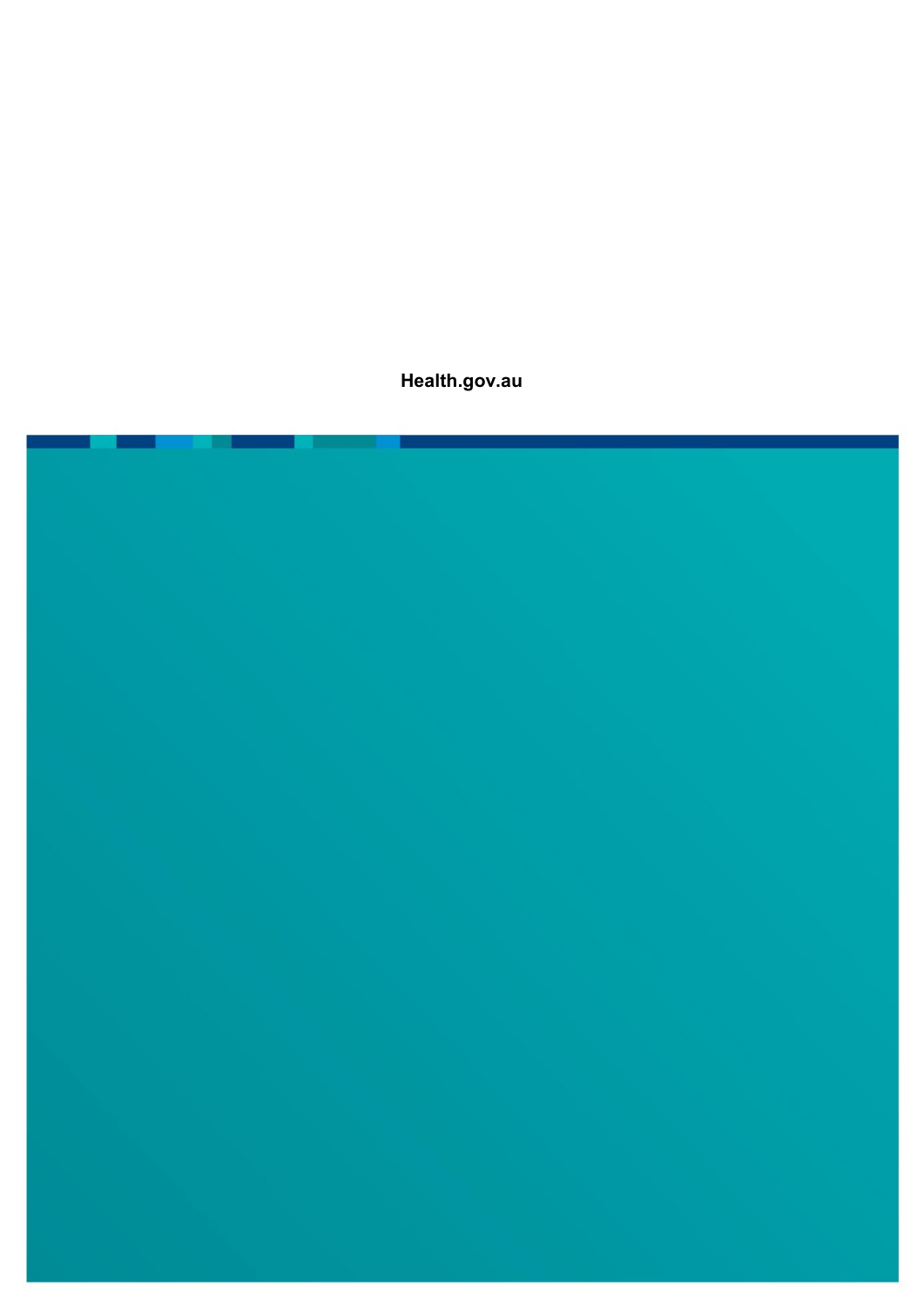Health.gov.au